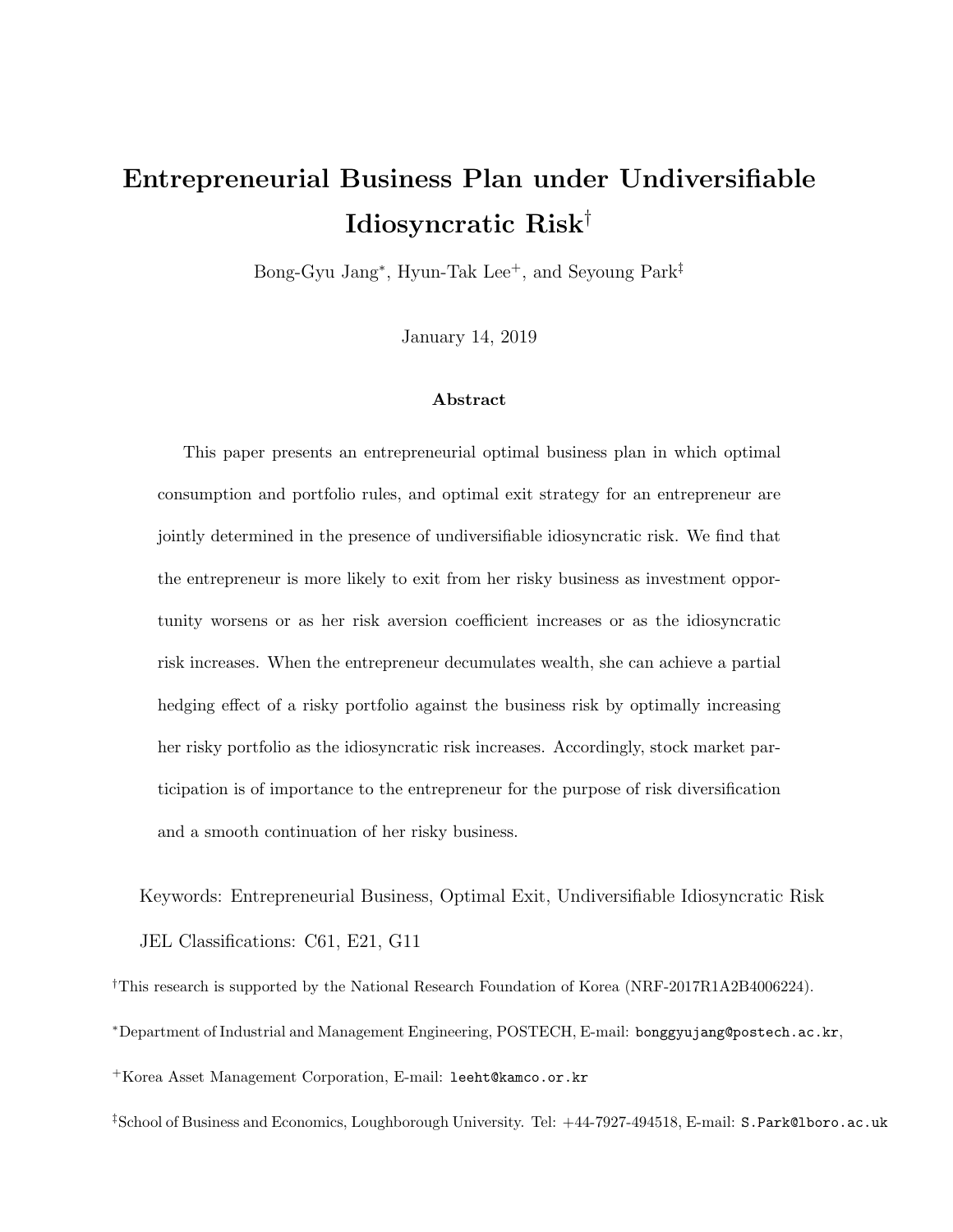# Entrepreneurial Business Plan under Undiversifiable Idiosyncratic Risk[†]

Bong-Gyu Jang[*], Hyun-Tak Lee[+], and Seyoung Park[‡]

January 14, 2019

### Abstract

This paper presents an entrepreneurial optimal business plan in which optimal consumption and portfolio rules, and optimal exit strategy for an entrepreneur are jointly determined in the presence of undiversifiable idiosyncratic risk. We find that the entrepreneur is more likely to exit from her risky business as investment opportunity worsens or as her risk aversion coefficient increases or as the idiosyncratic risk increases. When the entrepreneur decumulates wealth, she can achieve a partial hedging effect of a risky portfolio against the business risk by optimally increasing her risky portfolio as the idiosyncratic risk increases. Accordingly, stock market participation is of importance to the entrepreneur for the purpose of risk diversification and a smooth continuation of her risky business.

Keywords: Entrepreneurial Business, Optimal Exit, Undiversifiable Idiosyncratic Risk

JEL Classifications: C61, E21, G11

[†]This research is supported by the National Research Foundation of Korea (NRF-2017R1A2B4006224).

[*]Department of Industrial and Management Engineering, POSTECH, E-mail: bonggyujang@postech.ac.kr,

[+]Korea Asset Management Corporation, E-mail: leeht@kamco.or.kr

[‡]School of Business and Economics, Loughborough University. Tel: +44-7927-494518, E-mail: S.Park@lboro.ac.uk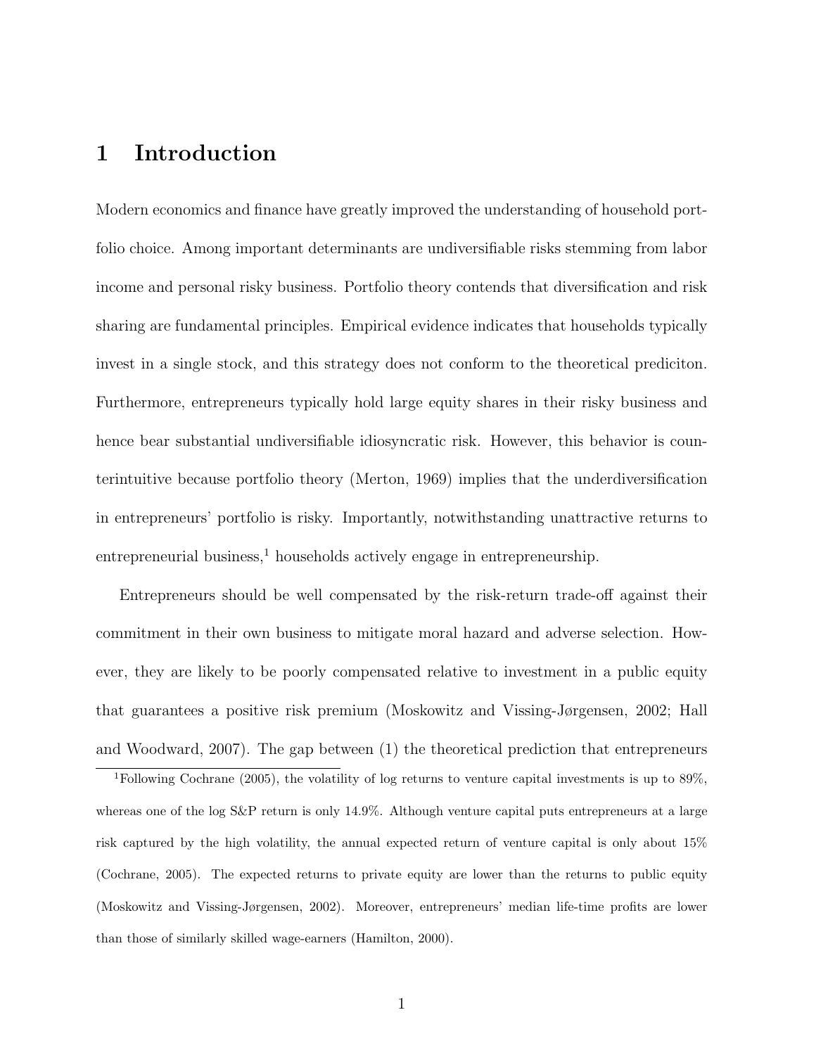# 1 Introduction

Modern economics and finance have greatly improved the understanding of household portfolio choice. Among important determinants are undiversifiable risks stemming from labor income and personal risky business. Portfolio theory contends that diversification and risk sharing are fundamental principles. Empirical evidence indicates that households typically invest in a single stock, and this strategy does not conform to the theoretical prediciton. Furthermore, entrepreneurs typically hold large equity shares in their risky business and hence bear substantial undiversifiable idiosyncratic risk. However, this behavior is counterintuitive because portfolio theory (Merton, 1969) implies that the underdiversification in entrepreneurs' portfolio is risky. Importantly, notwithstanding unattractive returns to entrepreneurial business,[1] households actively engage in entrepreneurship.

Entrepreneurs should be well compensated by the risk-return trade-off against their commitment in their own business to mitigate moral hazard and adverse selection. However, they are likely to be poorly compensated relative to investment in a public equity that guarantees a positive risk premium (Moskowitz and Vissing-Jørgensen, 2002; Hall and Woodward, 2007). The gap between (1) the theoretical prediction that entrepreneurs

[1] Following Cochrane (2005), the volatility of log returns to venture capital investments is up to 89%, whereas one of the log S&P return is only 14.9%. Although venture capital puts entrepreneurs at a large risk captured by the high volatility, the annual expected return of venture capital is only about 15% (Cochrane, 2005). The expected returns to private equity are lower than the returns to public equity (Moskowitz and Vissing-Jørgensen, 2002). Moreover, entrepreneurs' median life-time profits are lower than those of similarly skilled wage-earners (Hamilton, 2000).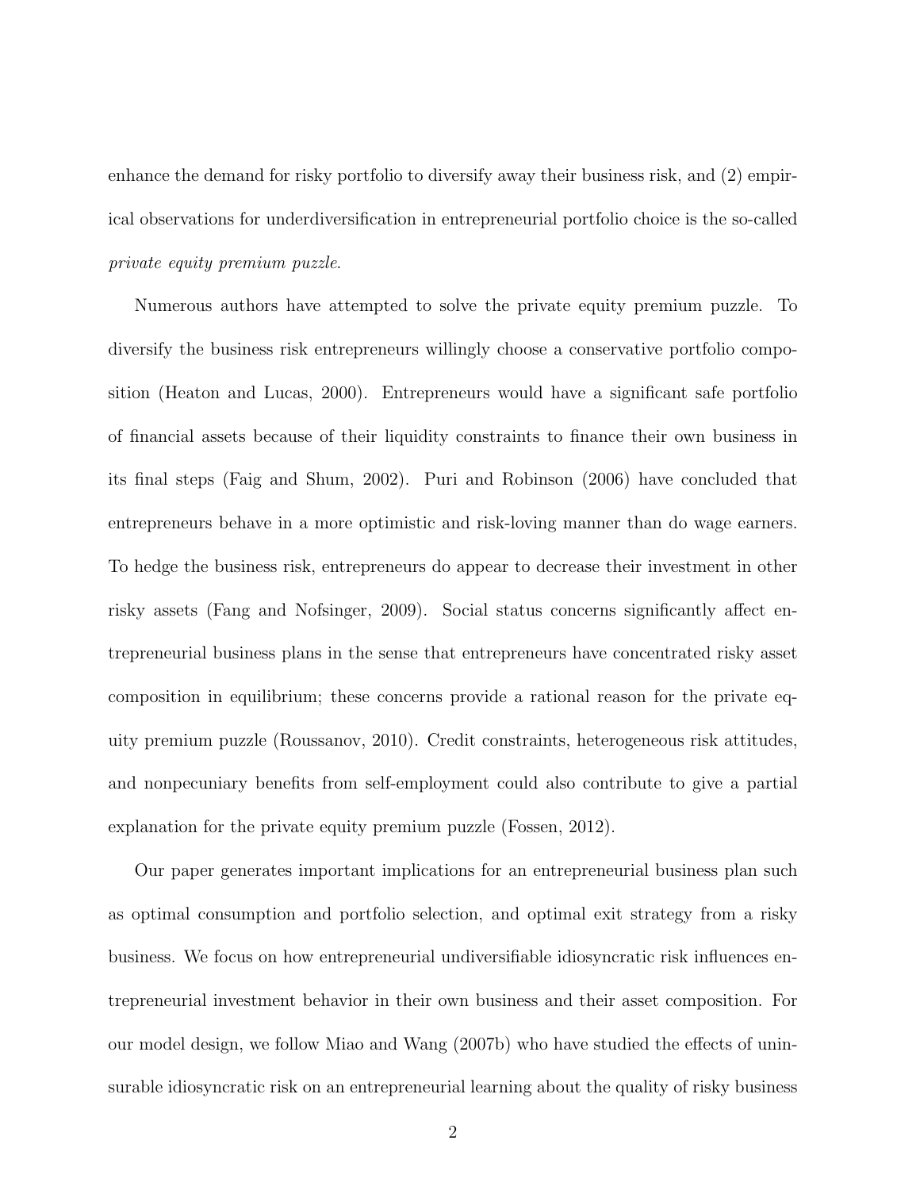enhance the demand for risky portfolio to diversify away their business risk, and (2) empirical observations for underdiversification in entrepreneurial portfolio choice is the so-called *private equity premium puzzle*.

Numerous authors have attempted to solve the private equity premium puzzle. To diversify the business risk entrepreneurs willingly choose a conservative portfolio composition (Heaton and Lucas, 2000). Entrepreneurs would have a significant safe portfolio of financial assets because of their liquidity constraints to finance their own business in its final steps (Faig and Shum, 2002). Puri and Robinson (2006) have concluded that entrepreneurs behave in a more optimistic and risk-loving manner than do wage earners. To hedge the business risk, entrepreneurs do appear to decrease their investment in other risky assets (Fang and Nofsinger, 2009). Social status concerns significantly affect entrepreneurial business plans in the sense that entrepreneurs have concentrated risky asset composition in equilibrium; these concerns provide a rational reason for the private equity premium puzzle (Roussanov, 2010). Credit constraints, heterogeneous risk attitudes, and nonpecuniary benefits from self-employment could also contribute to give a partial explanation for the private equity premium puzzle (Fossen, 2012).

Our paper generates important implications for an entrepreneurial business plan such as optimal consumption and portfolio selection, and optimal exit strategy from a risky business. We focus on how entrepreneurial undiversifiable idiosyncratic risk influences entrepreneurial investment behavior in their own business and their asset composition. For our model design, we follow Miao and Wang (2007b) who have studied the effects of uninsurable idiosyncratic risk on an entrepreneurial learning about the quality of risky business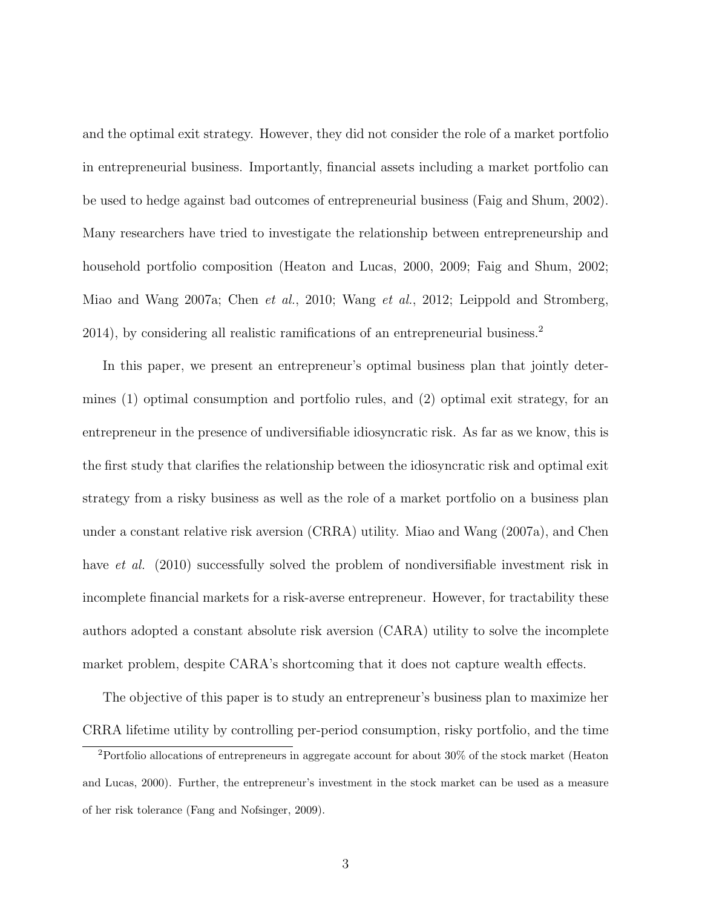and the optimal exit strategy. However, they did not consider the role of a market portfolio in entrepreneurial business. Importantly, financial assets including a market portfolio can be used to hedge against bad outcomes of entrepreneurial business (Faig and Shum, 2002). Many researchers have tried to investigate the relationship between entrepreneurship and household portfolio composition (Heaton and Lucas, 2000, 2009; Faig and Shum, 2002; Miao and Wang 2007a; Chen *et al.*, 2010; Wang *et al.*, 2012; Leippold and Stromberg, 2014), by considering all realistic ramifications of an entrepreneurial business.[2]

In this paper, we present an entrepreneur's optimal business plan that jointly determines (1) optimal consumption and portfolio rules, and (2) optimal exit strategy, for an entrepreneur in the presence of undiversifiable idiosyncratic risk. As far as we know, this is the first study that clarifies the relationship between the idiosyncratic risk and optimal exit strategy from a risky business as well as the role of a market portfolio on a business plan under a constant relative risk aversion (CRRA) utility. Miao and Wang (2007a), and Chen have *et al.* (2010) successfully solved the problem of nondiversifiable investment risk in incomplete financial markets for a risk-averse entrepreneur. However, for tractability these authors adopted a constant absolute risk aversion (CARA) utility to solve the incomplete market problem, despite CARA's shortcoming that it does not capture wealth effects.

The objective of this paper is to study an entrepreneur's business plan to maximize her CRRA lifetime utility by controlling per-period consumption, risky portfolio, and the time

[2] Portfolio allocations of entrepreneurs in aggregate account for about 30% of the stock market (Heaton and Lucas, 2000). Further, the entrepreneur's investment in the stock market can be used as a measure of her risk tolerance (Fang and Nofsinger, 2009).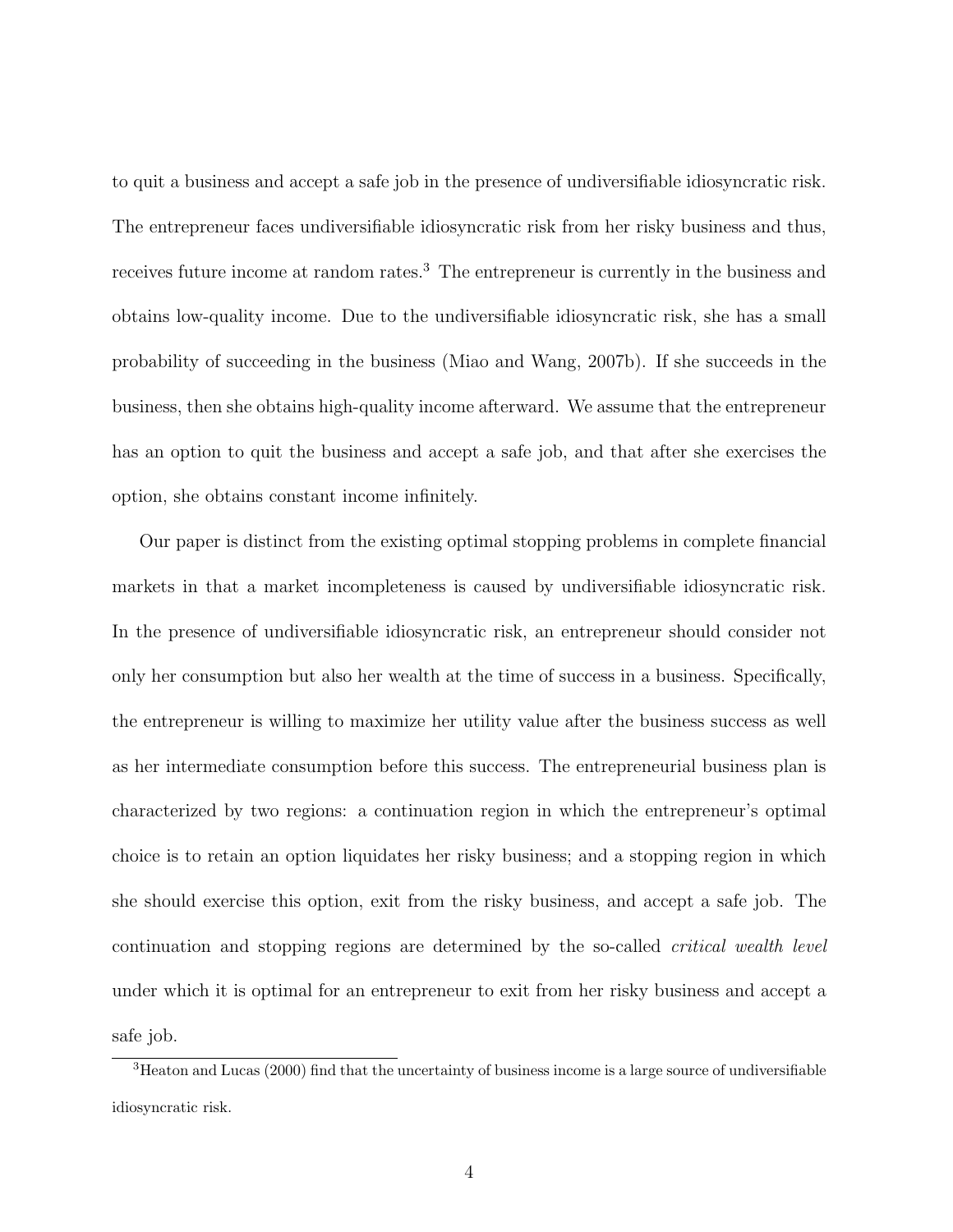to quit a business and accept a safe job in the presence of undiversifiable idiosyncratic risk. The entrepreneur faces undiversifiable idiosyncratic risk from her risky business and thus, receives future income at random rates.[3] The entrepreneur is currently in the business and obtains low-quality income. Due to the undiversifiable idiosyncratic risk, she has a small probability of succeeding in the business (Miao and Wang, 2007b). If she succeeds in the business, then she obtains high-quality income afterward. We assume that the entrepreneur has an option to quit the business and accept a safe job, and that after she exercises the option, she obtains constant income infinitely.

Our paper is distinct from the existing optimal stopping problems in complete financial markets in that a market incompleteness is caused by undiversifiable idiosyncratic risk. In the presence of undiversifiable idiosyncratic risk, an entrepreneur should consider not only her consumption but also her wealth at the time of success in a business. Specifically, the entrepreneur is willing to maximize her utility value after the business success as well as her intermediate consumption before this success. The entrepreneurial business plan is characterized by two regions: a continuation region in which the entrepreneur's optimal choice is to retain an option liquidates her risky business; and a stopping region in which she should exercise this option, exit from the risky business, and accept a safe job. The continuation and stopping regions are determined by the so-called *critical wealth level* under which it is optimal for an entrepreneur to exit from her risky business and accept a safe job.

[3] Heaton and Lucas (2000) find that the uncertainty of business income is a large source of undiversifiable idiosyncratic risk.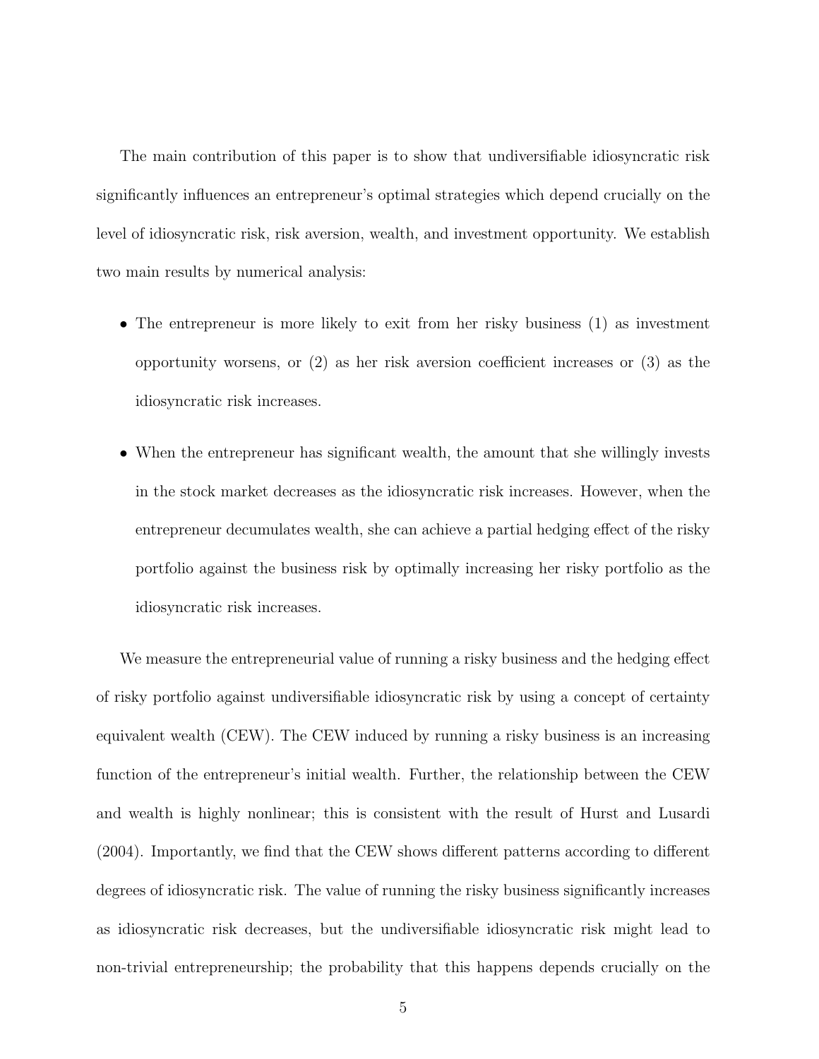The main contribution of this paper is to show that undiversifiable idiosyncratic risk significantly influences an entrepreneur's optimal strategies which depend crucially on the level of idiosyncratic risk, risk aversion, wealth, and investment opportunity. We establish two main results by numerical analysis:

- The entrepreneur is more likely to exit from her risky business (1) as investment opportunity worsens, or (2) as her risk aversion coefficient increases or (3) as the idiosyncratic risk increases.

- When the entrepreneur has significant wealth, the amount that she willingly invests in the stock market decreases as the idiosyncratic risk increases. However, when the entrepreneur decumulates wealth, she can achieve a partial hedging effect of the risky portfolio against the business risk by optimally increasing her risky portfolio as the idiosyncratic risk increases.

We measure the entrepreneurial value of running a risky business and the hedging effect of risky portfolio against undiversifiable idiosyncratic risk by using a concept of certainty equivalent wealth (CEW). The CEW induced by running a risky business is an increasing function of the entrepreneur's initial wealth. Further, the relationship between the CEW and wealth is highly nonlinear; this is consistent with the result of Hurst and Lusardi (2004). Importantly, we find that the CEW shows different patterns according to different degrees of idiosyncratic risk. The value of running the risky business significantly increases as idiosyncratic risk decreases, but the undiversifiable idiosyncratic risk might lead to non-trivial entrepreneurship; the probability that this happens depends crucially on the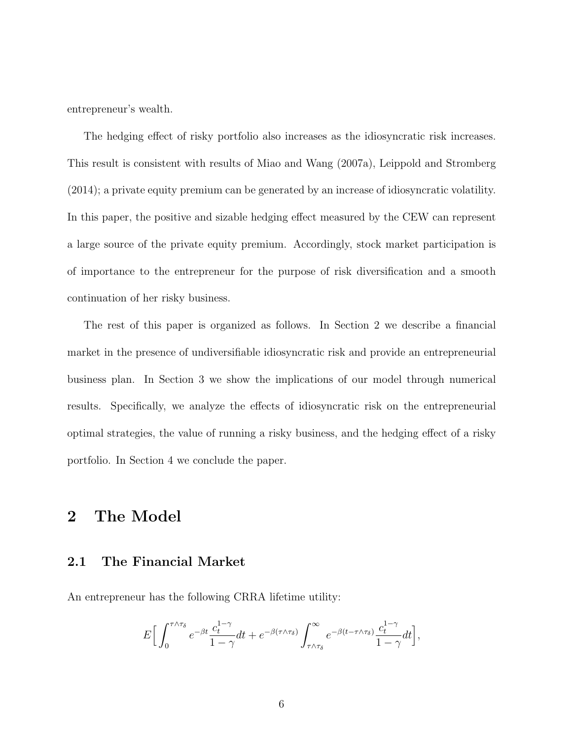entrepreneur's wealth.

The hedging effect of risky portfolio also increases as the idiosyncratic risk increases. This result is consistent with results of Miao and Wang (2007a), Leippold and Stromberg (2014); a private equity premium can be generated by an increase of idiosyncratic volatility. In this paper, the positive and sizable hedging effect measured by the CEW can represent a large source of the private equity premium. Accordingly, stock market participation is of importance to the entrepreneur for the purpose of risk diversification and a smooth continuation of her risky business.

The rest of this paper is organized as follows. In Section 2 we describe a financial market in the presence of undiversifiable idiosyncratic risk and provide an entrepreneurial business plan. In Section 3 we show the implications of our model through numerical results. Specifically, we analyze the effects of idiosyncratic risk on the entrepreneurial optimal strategies, the value of running a risky business, and the hedging effect of a risky portfolio. In Section 4 we conclude the paper.

# 2 The Model

## 2.1 The Financial Market

An entrepreneur has the following CRRA lifetime utility:

$$E\Big[\int_0^{\tau\wedge\tau_\delta} e^{-\beta t}\frac{c_t^{1-\gamma}}{1-\gamma}dt + e^{-\beta(\tau\wedge\tau_\delta)}\int_{\tau\wedge\tau_\delta}^{\infty} e^{-\beta(t-\tau\wedge\tau_\delta)}\frac{c_t^{1-\gamma}}{1-\gamma}dt\Big],$$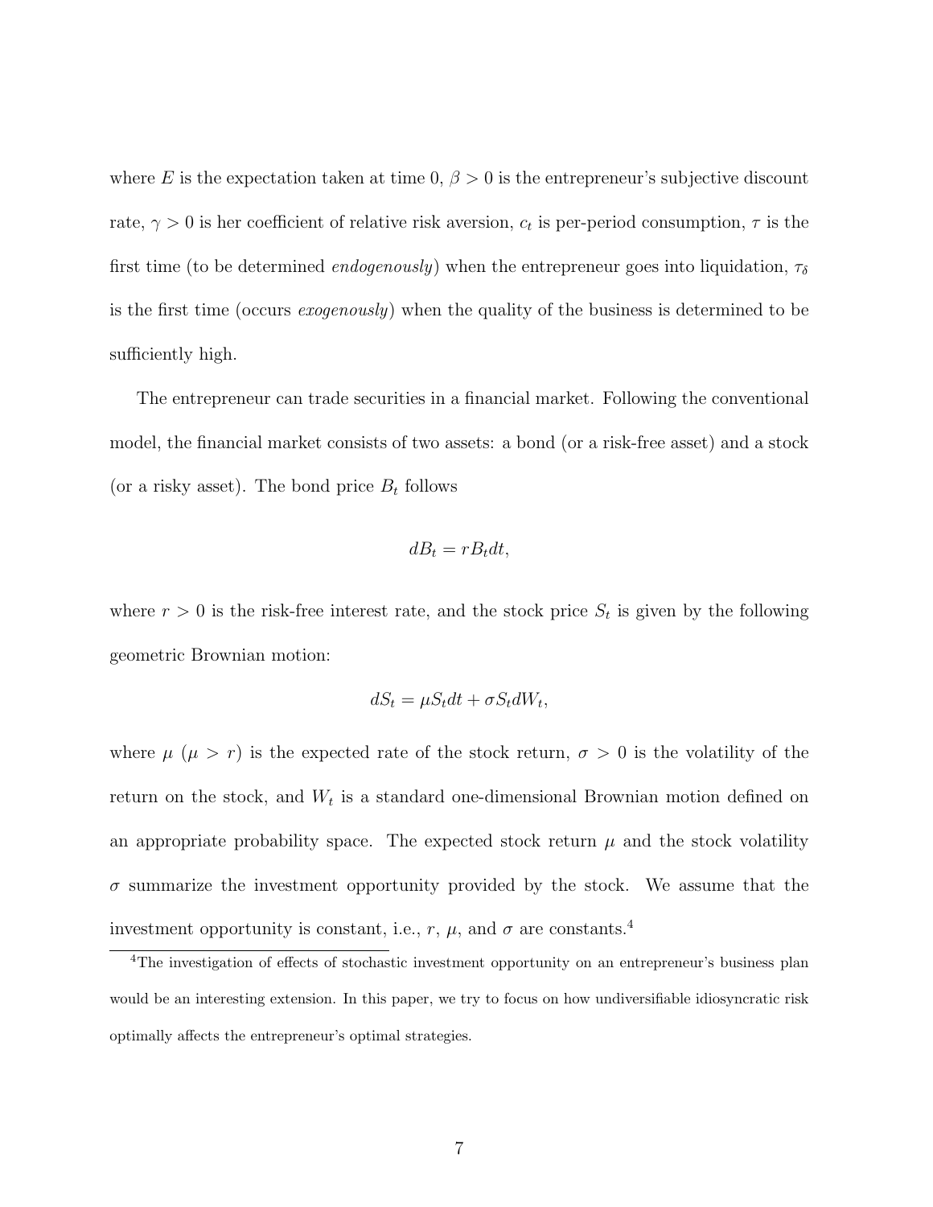where $E$ is the expectation taken at time 0, $\beta > 0$ is the entrepreneur's subjective discount rate, $\gamma > 0$ is her coefficient of relative risk aversion, $c_t$ is per-period consumption, $\tau$ is the first time (to be determined *endogenously*) when the entrepreneur goes into liquidation, $\tau_\delta$ is the first time (occurs *exogenously*) when the quality of the business is determined to be sufficiently high.

The entrepreneur can trade securities in a financial market. Following the conventional model, the financial market consists of two assets: a bond (or a risk-free asset) and a stock (or a risky asset). The bond price $B_t$ follows

$$dB_t = rB_t dt,$$

where $r > 0$ is the risk-free interest rate, and the stock price $S_t$ is given by the following geometric Brownian motion:

$$dS_t = \mu S_t dt + \sigma S_t dW_t,$$

where $\mu$ ($\mu > r$) is the expected rate of the stock return, $\sigma > 0$ is the volatility of the return on the stock, and $W_t$ is a standard one-dimensional Brownian motion defined on an appropriate probability space. The expected stock return $\mu$ and the stock volatility $\sigma$ summarize the investment opportunity provided by the stock. We assume that the investment opportunity is constant, i.e., $r$, $\mu$, and $\sigma$ are constants.[4]

[4] The investigation of effects of stochastic investment opportunity on an entrepreneur's business plan would be an interesting extension. In this paper, we try to focus on how undiversifiable idiosyncratic risk optimally affects the entrepreneur's optimal strategies.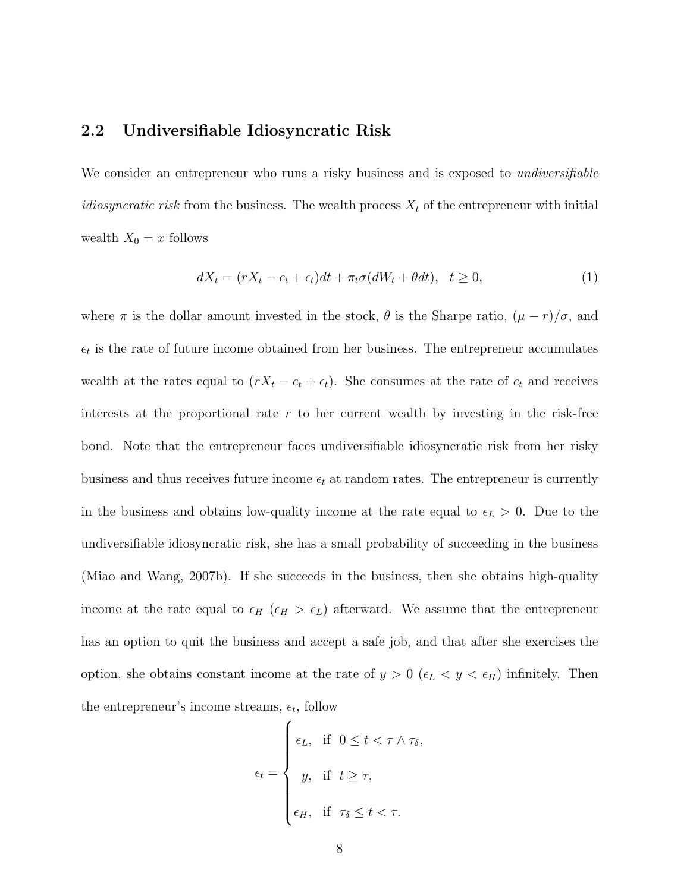## 2.2 Undiversifiable Idiosyncratic Risk

We consider an entrepreneur who runs a risky business and is exposed to *undiversifiable idiosyncratic risk* from the business. The wealth process $X_t$ of the entrepreneur with initial wealth $X_0 = x$ follows

$$dX_t = (rX_t - c_t + \epsilon_t)dt + \pi_t \sigma (dW_t + \theta dt), \quad t \geq 0, \tag{1}$$

where $\pi$ is the dollar amount invested in the stock, $\theta$ is the Sharpe ratio, $(\mu - r)/\sigma$, and $\epsilon_t$ is the rate of future income obtained from her business. The entrepreneur accumulates wealth at the rates equal to $(rX_t - c_t + \epsilon_t)$. She consumes at the rate of $c_t$ and receives interests at the proportional rate $r$ to her current wealth by investing in the risk-free bond. Note that the entrepreneur faces undiversifiable idiosyncratic risk from her risky business and thus receives future income $\epsilon_t$ at random rates. The entrepreneur is currently in the business and obtains low-quality income at the rate equal to $\epsilon_L > 0$. Due to the undiversifiable idiosyncratic risk, she has a small probability of succeeding in the business (Miao and Wang, 2007b). If she succeeds in the business, then she obtains high-quality income at the rate equal to $\epsilon_H$ ($\epsilon_H > \epsilon_L$) afterward. We assume that the entrepreneur has an option to quit the business and accept a safe job, and that after she exercises the option, she obtains constant income at the rate of $y > 0$ ($\epsilon_L < y < \epsilon_H$) infinitely. Then the entrepreneur's income streams, $\epsilon_t$, follow

$$\epsilon_t = \begin{cases} \epsilon_L, & \text{if } \; 0 \leq t < \tau \wedge \tau_\delta, \\ y, & \text{if } \; t \geq \tau, \\ \epsilon_H, & \text{if } \; \tau_\delta \leq t < \tau. \end{cases}$$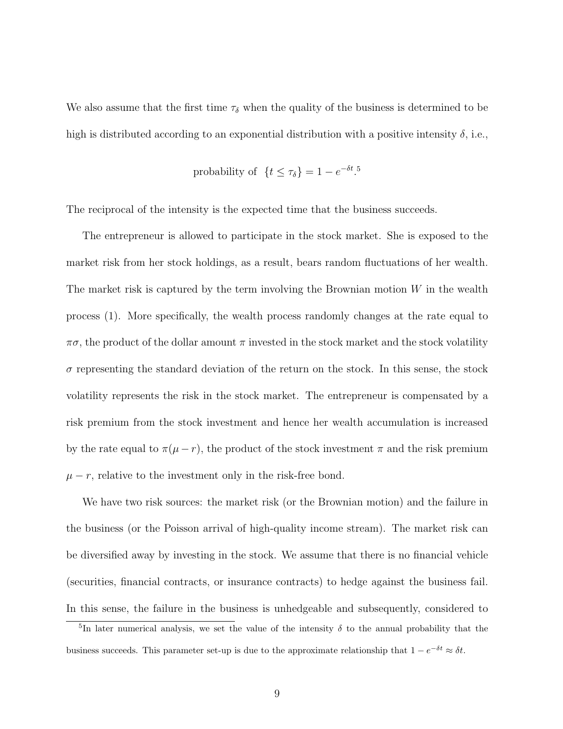We also assume that the first time $\tau_\delta$ when the quality of the business is determined to be high is distributed according to an exponential distribution with a positive intensity $\delta$, i.e.,

$$\text{probability of } \{t \le \tau_\delta\} = 1 - e^{-\delta t}.^5$$

The reciprocal of the intensity is the expected time that the business succeeds.

The entrepreneur is allowed to participate in the stock market. She is exposed to the market risk from her stock holdings, as a result, bears random fluctuations of her wealth. The market risk is captured by the term involving the Brownian motion $W$ in the wealth process (1). More specifically, the wealth process randomly changes at the rate equal to $\pi\sigma$, the product of the dollar amount $\pi$ invested in the stock market and the stock volatility $\sigma$ representing the standard deviation of the return on the stock. In this sense, the stock volatility represents the risk in the stock market. The entrepreneur is compensated by a risk premium from the stock investment and hence her wealth accumulation is increased by the rate equal to $\pi(\mu - r)$, the product of the stock investment $\pi$ and the risk premium $\mu - r$, relative to the investment only in the risk-free bond.

We have two risk sources: the market risk (or the Brownian motion) and the failure in the business (or the Poisson arrival of high-quality income stream). The market risk can be diversified away by investing in the stock. We assume that there is no financial vehicle (securities, financial contracts, or insurance contracts) to hedge against the business fail. In this sense, the failure in the business is unhedgeable and subsequently, considered to

[5] In later numerical analysis, we set the value of the intensity $\delta$ to the annual probability that the business succeeds. This parameter set-up is due to the approximate relationship that $1 - e^{-\delta t} \approx \delta t$.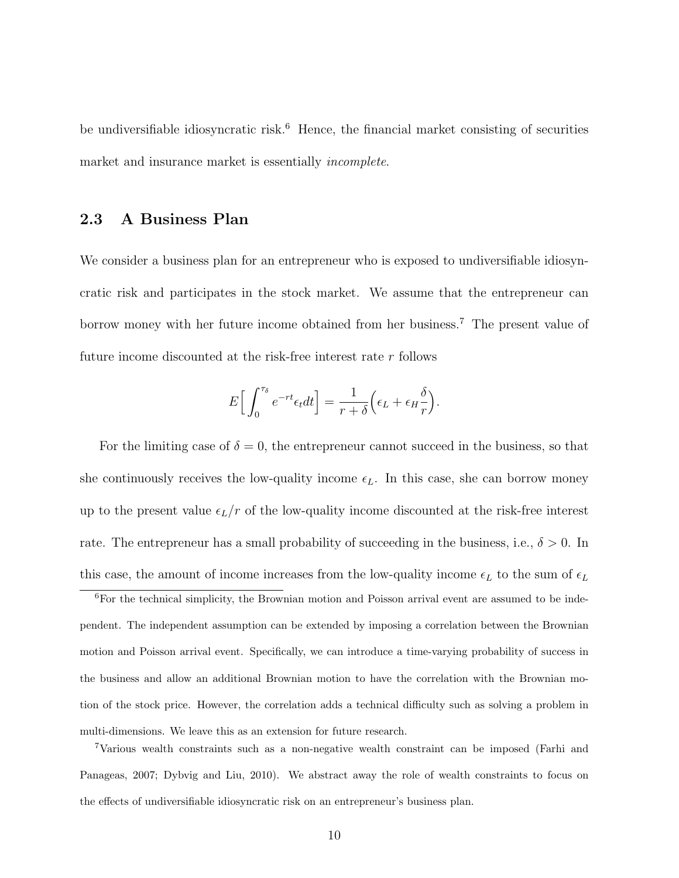be undiversifiable idiosyncratic risk.[6] Hence, the financial market consisting of securities market and insurance market is essentially *incomplete*.

### 2.3 A Business Plan

We consider a business plan for an entrepreneur who is exposed to undiversifiable idiosyncratic risk and participates in the stock market. We assume that the entrepreneur can borrow money with her future income obtained from her business.[7] The present value of future income discounted at the risk-free interest rate $r$ follows

$$E\Big[\int_0^{\tau_\delta} e^{-rt}\epsilon_t dt\Big] = \frac{1}{r+\delta}\Big(\epsilon_L + \epsilon_H\frac{\delta}{r}\Big).$$

For the limiting case of $\delta = 0$, the entrepreneur cannot succeed in the business, so that she continuously receives the low-quality income $\epsilon_L$. In this case, she can borrow money up to the present value $\epsilon_L/r$ of the low-quality income discounted at the risk-free interest rate. The entrepreneur has a small probability of succeeding in the business, i.e., $\delta > 0$. In this case, the amount of income increases from the low-quality income $\epsilon_L$ to the sum of $\epsilon_L$

[6] For the technical simplicity, the Brownian motion and Poisson arrival event are assumed to be independent. The independent assumption can be extended by imposing a correlation between the Brownian motion and Poisson arrival event. Specifically, we can introduce a time-varying probability of success in the business and allow an additional Brownian motion to have the correlation with the Brownian motion of the stock price. However, the correlation adds a technical difficulty such as solving a problem in multi-dimensions. We leave this as an extension for future research.

[7] Various wealth constraints such as a non-negative wealth constraint can be imposed (Farhi and Panageas, 2007; Dybvig and Liu, 2010). We abstract away the role of wealth constraints to focus on the effects of undiversifiable idiosyncratic risk on an entrepreneur's business plan.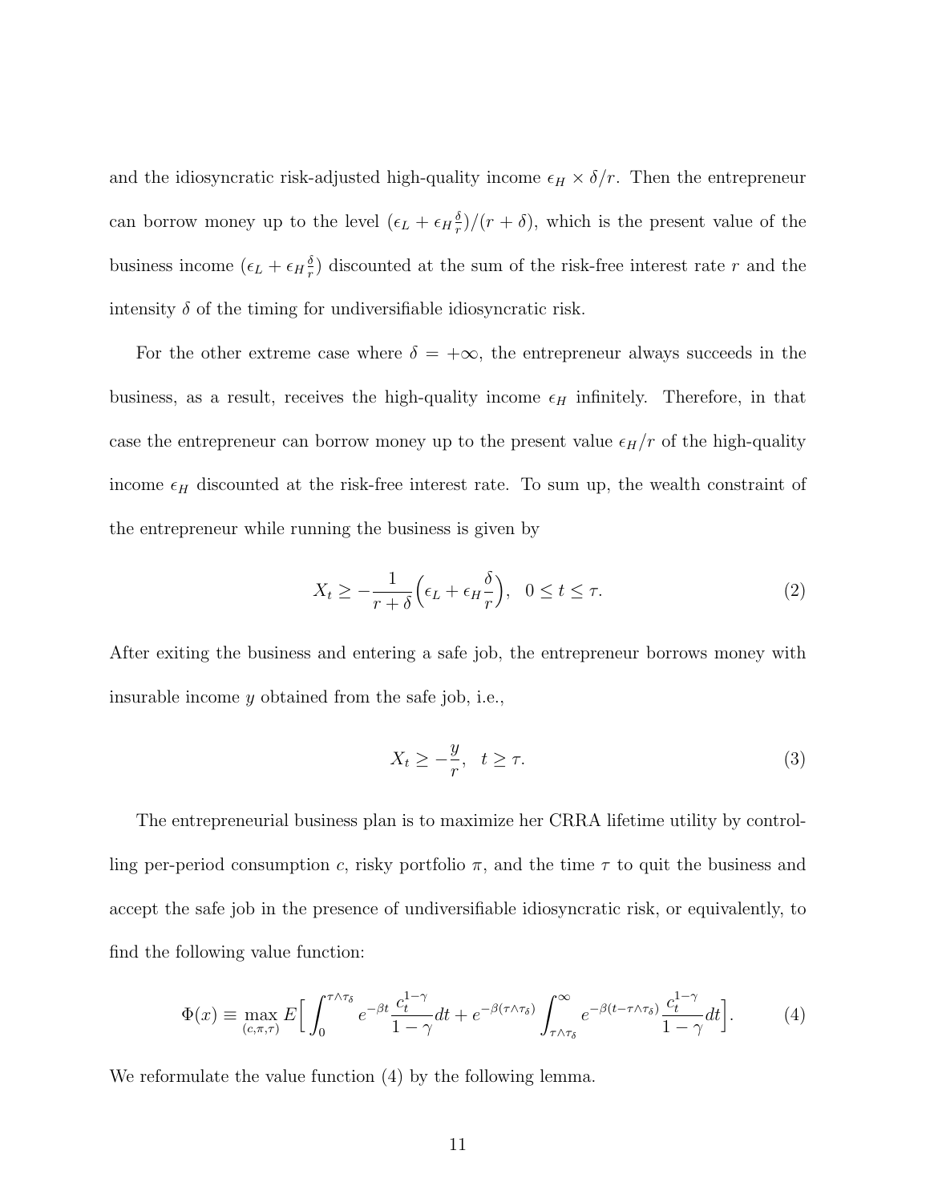and the idiosyncratic risk-adjusted high-quality income $\epsilon_H \times \delta/r$. Then the entrepreneur can borrow money up to the level $(\epsilon_L + \epsilon_H \frac{\delta}{r})/(r+\delta)$, which is the present value of the business income $(\epsilon_L + \epsilon_H \frac{\delta}{r})$ discounted at the sum of the risk-free interest rate $r$ and the intensity $\delta$ of the timing for undiversifiable idiosyncratic risk.

For the other extreme case where $\delta = +\infty$, the entrepreneur always succeeds in the business, as a result, receives the high-quality income $\epsilon_H$ infinitely. Therefore, in that case the entrepreneur can borrow money up to the present value $\epsilon_H/r$ of the high-quality income $\epsilon_H$ discounted at the risk-free interest rate. To sum up, the wealth constraint of the entrepreneur while running the business is given by

$$X_t \geq -\frac{1}{r+\delta}\Big(\epsilon_L + \epsilon_H \frac{\delta}{r}\Big), \quad 0 \leq t \leq \tau. \tag{2}$$

After exiting the business and entering a safe job, the entrepreneur borrows money with insurable income $y$ obtained from the safe job, i.e.,

$$X_t \geq -\frac{y}{r}, \quad t \geq \tau. \tag{3}$$

The entrepreneurial business plan is to maximize her CRRA lifetime utility by controlling per-period consumption $c$, risky portfolio $\pi$, and the time $\tau$ to quit the business and accept the safe job in the presence of undiversifiable idiosyncratic risk, or equivalently, to find the following value function:

$$\Phi(x) \equiv \max_{(c,\pi,\tau)} E\Big[\int_0^{\tau\wedge\tau_\delta} e^{-\beta t}\frac{c_t^{1-\gamma}}{1-\gamma}dt + e^{-\beta(\tau\wedge\tau_\delta)}\int_{\tau\wedge\tau_\delta}^{\infty} e^{-\beta(t-\tau\wedge\tau_\delta)}\frac{c_t^{1-\gamma}}{1-\gamma}dt\Big]. \tag{4}$$

We reformulate the value function (4) by the following lemma.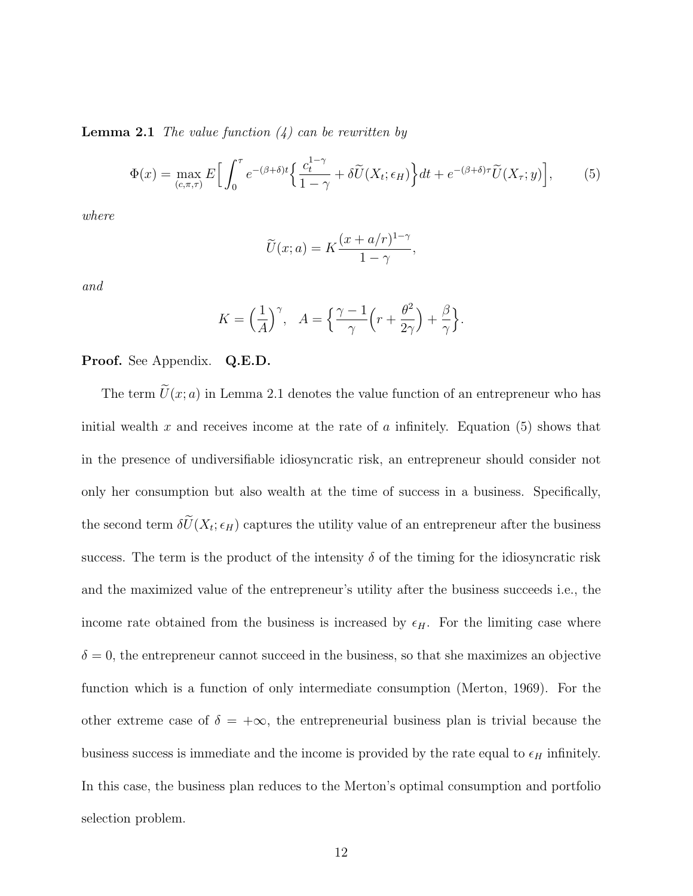**Lemma 2.1** *The value function (4) can be rewritten by*

$$\Phi(x) = \max_{(c,\pi,\tau)} E\Big[\int_0^\tau e^{-(\beta+\delta)t}\Big\{\frac{c_t^{1-\gamma}}{1-\gamma} + \delta\widetilde{U}(X_t;\epsilon_H)\Big\}dt + e^{-(\beta+\delta)\tau}\widetilde{U}(X_\tau;y)\Big], \tag{5}$$

*where*

$$\widetilde{U}(x;a) = K\frac{(x+a/r)^{1-\gamma}}{1-\gamma},$$

*and*

$$K = \Big(\frac{1}{A}\Big)^\gamma, \quad A = \Big\{\frac{\gamma-1}{\gamma}\Big(r + \frac{\theta^2}{2\gamma}\Big) + \frac{\beta}{\gamma}\Big\}.$$

**Proof.** See Appendix. **Q.E.D.**

The term $\widetilde{U}(x;a)$ in Lemma 2.1 denotes the value function of an entrepreneur who has initial wealth $x$ and receives income at the rate of $a$ infinitely. Equation (5) shows that in the presence of undiversifiable idiosyncratic risk, an entrepreneur should consider not only her consumption but also wealth at the time of success in a business. Specifically, the second term $\delta\widetilde{U}(X_t;\epsilon_H)$ captures the utility value of an entrepreneur after the business success. The term is the product of the intensity $\delta$ of the timing for the idiosyncratic risk and the maximized value of the entrepreneur's utility after the business succeeds i.e., the income rate obtained from the business is increased by $\epsilon_H$. For the limiting case where $\delta = 0$, the entrepreneur cannot succeed in the business, so that she maximizes an objective function which is a function of only intermediate consumption (Merton, 1969). For the other extreme case of $\delta = +\infty$, the entrepreneurial business plan is trivial because the business success is immediate and the income is provided by the rate equal to $\epsilon_H$ infinitely. In this case, the business plan reduces to the Merton's optimal consumption and portfolio selection problem.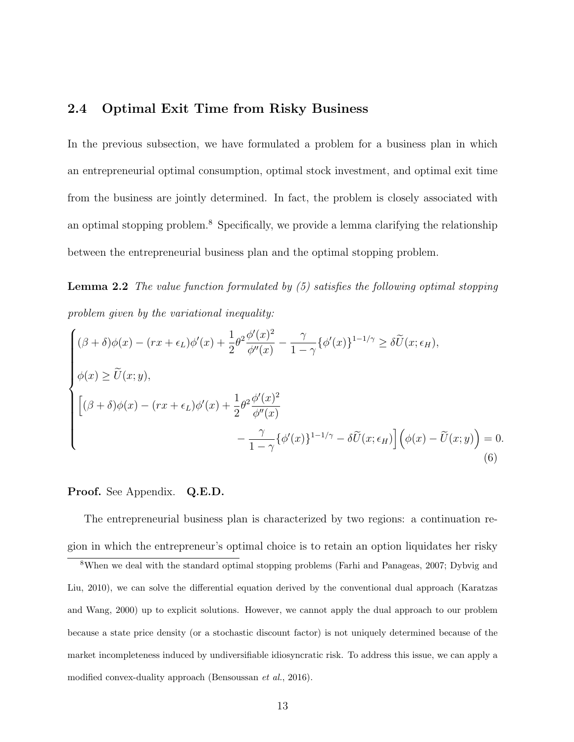### 2.4 Optimal Exit Time from Risky Business

In the previous subsection, we have formulated a problem for a business plan in which an entrepreneurial optimal consumption, optimal stock investment, and optimal exit time from the business are jointly determined. In fact, the problem is closely associated with an optimal stopping problem.[8] Specifically, we provide a lemma clarifying the relationship between the entrepreneurial business plan and the optimal stopping problem.

**Lemma 2.2** *The value function formulated by (5) satisfies the following optimal stopping problem given by the variational inequality:*

$$
\begin{cases}
(\beta+\delta)\phi(x) - (rx+\epsilon_L)\phi'(x) + \dfrac{1}{2}\theta^2\dfrac{\phi'(x)^2}{\phi''(x)} - \dfrac{\gamma}{1-\gamma}\{\phi'(x)\}^{1-1/\gamma} \geq \delta\widetilde{U}(x;\epsilon_H), \\[2ex]
\phi(x) \geq \widetilde{U}(x;y), \\[2ex]
\Big[(\beta+\delta)\phi(x) - (rx+\epsilon_L)\phi'(x) + \dfrac{1}{2}\theta^2\dfrac{\phi'(x)^2}{\phi''(x)} \\
\qquad\qquad\qquad - \dfrac{\gamma}{1-\gamma}\{\phi'(x)\}^{1-1/\gamma} - \delta\widetilde{U}(x;\epsilon_H)\Big]\Big(\phi(x) - \widetilde{U}(x;y)\Big) = 0.
\end{cases}
\tag{6}
$$

**Proof.** See Appendix. **Q.E.D.**

The entrepreneurial business plan is characterized by two regions: a continuation region in which the entrepreneur's optimal choice is to retain an option liquidates her risky

[8] When we deal with the standard optimal stopping problems (Farhi and Panageas, 2007; Dybvig and Liu, 2010), we can solve the differential equation derived by the conventional dual approach (Karatzas and Wang, 2000) up to explicit solutions. However, we cannot apply the dual approach to our problem because a state price density (or a stochastic discount factor) is not uniquely determined because of the market incompleteness induced by undiversifiable idiosyncratic risk. To address this issue, we can apply a modified convex-duality approach (Bensoussan *et al.*, 2016).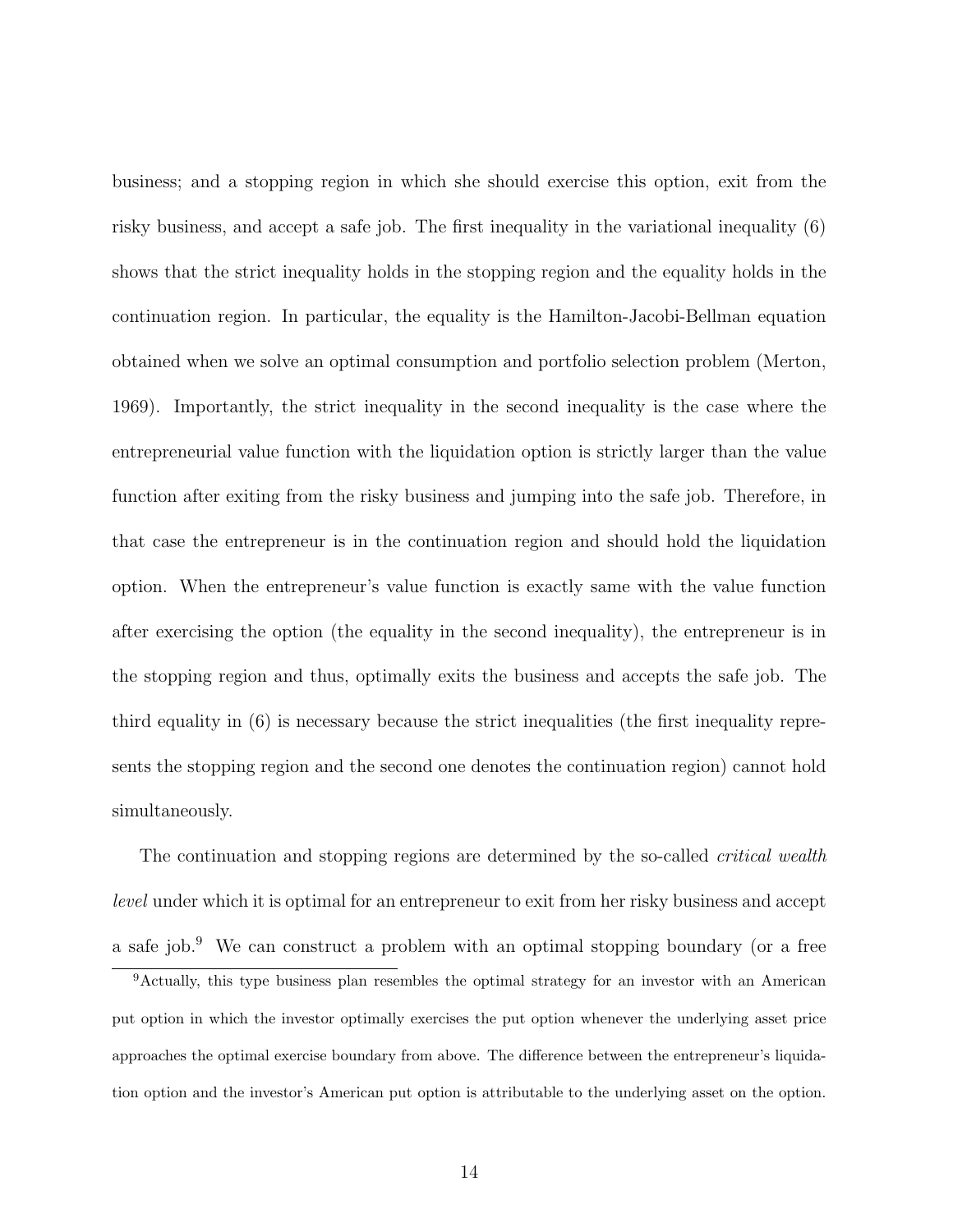business; and a stopping region in which she should exercise this option, exit from the risky business, and accept a safe job. The first inequality in the variational inequality (6) shows that the strict inequality holds in the stopping region and the equality holds in the continuation region. In particular, the equality is the Hamilton-Jacobi-Bellman equation obtained when we solve an optimal consumption and portfolio selection problem (Merton, 1969). Importantly, the strict inequality in the second inequality is the case where the entrepreneurial value function with the liquidation option is strictly larger than the value function after exiting from the risky business and jumping into the safe job. Therefore, in that case the entrepreneur is in the continuation region and should hold the liquidation option. When the entrepreneur's value function is exactly same with the value function after exercising the option (the equality in the second inequality), the entrepreneur is in the stopping region and thus, optimally exits the business and accepts the safe job. The third equality in (6) is necessary because the strict inequalities (the first inequality represents the stopping region and the second one denotes the continuation region) cannot hold simultaneously.

The continuation and stopping regions are determined by the so-called *critical wealth level* under which it is optimal for an entrepreneur to exit from her risky business and accept a safe job.[9] We can construct a problem with an optimal stopping boundary (or a free

[9]Actually, this type business plan resembles the optimal strategy for an investor with an American put option in which the investor optimally exercises the put option whenever the underlying asset price approaches the optimal exercise boundary from above. The difference between the entrepreneur's liquidation option and the investor's American put option is attributable to the underlying asset on the option.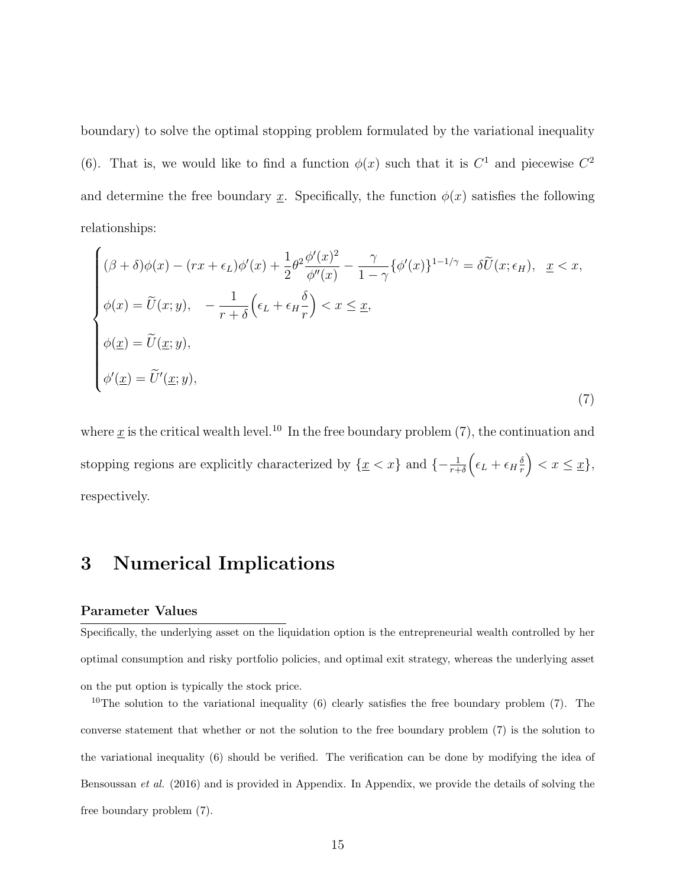boundary) to solve the optimal stopping problem formulated by the variational inequality (6). That is, we would like to find a function $\phi(x)$ such that it is $C^1$ and piecewise $C^2$ and determine the free boundary $\underline{x}$. Specifically, the function $\phi(x)$ satisfies the following relationships:

$$
\begin{cases}
(\beta+\delta)\phi(x) - (rx+\epsilon_L)\phi'(x) + \dfrac{1}{2}\theta^2 \dfrac{\phi'(x)^2}{\phi''(x)} - \dfrac{\gamma}{1-\gamma}\{\phi'(x)\}^{1-1/\gamma} = \delta \widetilde{U}(x;\epsilon_H), \quad \underline{x} < x, \\
\phi(x) = \widetilde{U}(x;y), \quad -\dfrac{1}{r+\delta}\Big(\epsilon_L + \epsilon_H \dfrac{\delta}{r}\Big) < x \leq \underline{x}, \\
\phi(\underline{x}) = \widetilde{U}(\underline{x};y), \\
\phi'(\underline{x}) = \widetilde{U}'(\underline{x};y),
\end{cases}
\tag{7}
$$

where $\underline{x}$ is the critical wealth level.[10] In the free boundary problem (7), the continuation and stopping regions are explicitly characterized by $\{\underline{x} < x\}$ and $\{-\frac{1}{r+\delta}\Big(\epsilon_L + \epsilon_H \frac{\delta}{r}\Big) < x \leq \underline{x}\}$, respectively.

# 3 Numerical Implications

**Parameter Values**

Specifically, the underlying asset on the liquidation option is the entrepreneurial wealth controlled by her optimal consumption and risky portfolio policies, and optimal exit strategy, whereas the underlying asset on the put option is typically the stock price.

[10]The solution to the variational inequality (6) clearly satisfies the free boundary problem (7). The converse statement that whether or not the solution to the free boundary problem (7) is the solution to the variational inequality (6) should be verified. The verification can be done by modifying the idea of Bensoussan *et al.* (2016) and is provided in Appendix. In Appendix, we provide the details of solving the free boundary problem (7).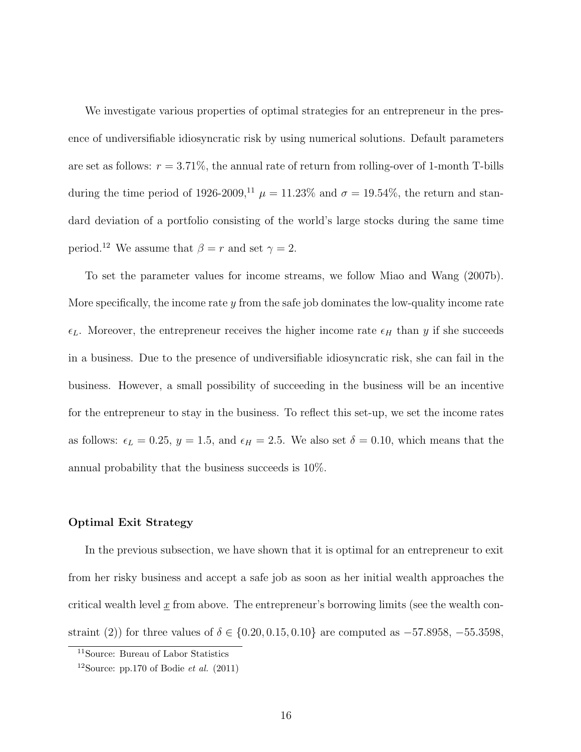We investigate various properties of optimal strategies for an entrepreneur in the presence of undiversifiable idiosyncratic risk by using numerical solutions. Default parameters are set as follows: $r = 3.71\%$, the annual rate of return from rolling-over of 1-month T-bills during the time period of 1926-2009,[11] $\mu = 11.23\%$ and $\sigma = 19.54\%$, the return and standard deviation of a portfolio consisting of the world's large stocks during the same time period.[12] We assume that $\beta = r$ and set $\gamma = 2$.

To set the parameter values for income streams, we follow Miao and Wang (2007b). More specifically, the income rate $y$ from the safe job dominates the low-quality income rate $\epsilon_L$. Moreover, the entrepreneur receives the higher income rate $\epsilon_H$ than $y$ if she succeeds in a business. Due to the presence of undiversifiable idiosyncratic risk, she can fail in the business. However, a small possibility of succeeding in the business will be an incentive for the entrepreneur to stay in the business. To reflect this set-up, we set the income rates as follows: $\epsilon_L = 0.25$, $y = 1.5$, and $\epsilon_H = 2.5$. We also set $\delta = 0.10$, which means that the annual probability that the business succeeds is 10%.

**Optimal Exit Strategy**

In the previous subsection, we have shown that it is optimal for an entrepreneur to exit from her risky business and accept a safe job as soon as her initial wealth approaches the critical wealth level $\underline{x}$ from above. The entrepreneur's borrowing limits (see the wealth constraint (2)) for three values of $\delta \in \{0.20, 0.15, 0.10\}$ are computed as $-57.8958$, $-55.3598$,

[11] Source: Bureau of Labor Statistics

[12] Source: pp.170 of Bodie *et al.* (2011)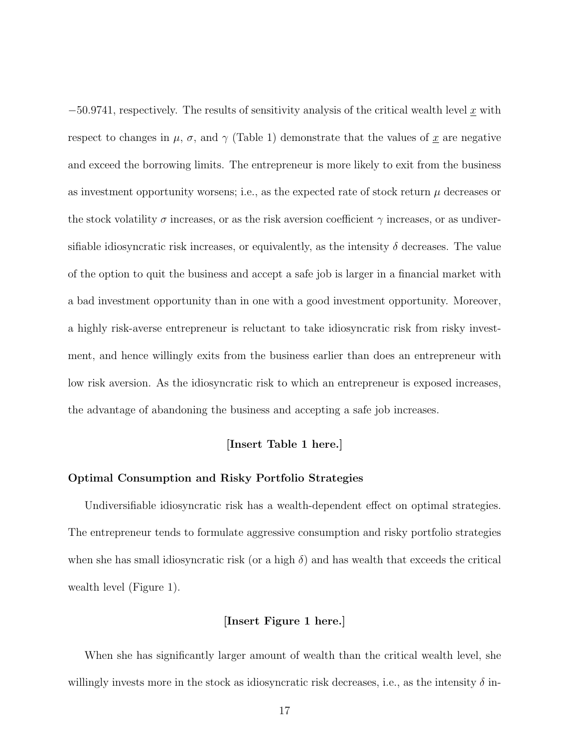$-50.9741$, respectively. The results of sensitivity analysis of the critical wealth level $\underline{x}$ with respect to changes in $\mu$, $\sigma$, and $\gamma$ (Table 1) demonstrate that the values of $\underline{x}$ are negative and exceed the borrowing limits. The entrepreneur is more likely to exit from the business as investment opportunity worsens; i.e., as the expected rate of stock return $\mu$ decreases or the stock volatility $\sigma$ increases, or as the risk aversion coefficient $\gamma$ increases, or as undiversifiable idiosyncratic risk increases, or equivalently, as the intensity $\delta$ decreases. The value of the option to quit the business and accept a safe job is larger in a financial market with a bad investment opportunity than in one with a good investment opportunity. Moreover, a highly risk-averse entrepreneur is reluctant to take idiosyncratic risk from risky investment, and hence willingly exits from the business earlier than does an entrepreneur with low risk aversion. As the idiosyncratic risk to which an entrepreneur is exposed increases, the advantage of abandoning the business and accepting a safe job increases.

**[Insert Table 1 here.]**

### Optimal Consumption and Risky Portfolio Strategies

Undiversifiable idiosyncratic risk has a wealth-dependent effect on optimal strategies. The entrepreneur tends to formulate aggressive consumption and risky portfolio strategies when she has small idiosyncratic risk (or a high $\delta$) and has wealth that exceeds the critical wealth level (Figure 1).

**[Insert Figure 1 here.]**

When she has significantly larger amount of wealth than the critical wealth level, she willingly invests more in the stock as idiosyncratic risk decreases, i.e., as the intensity $\delta$ in-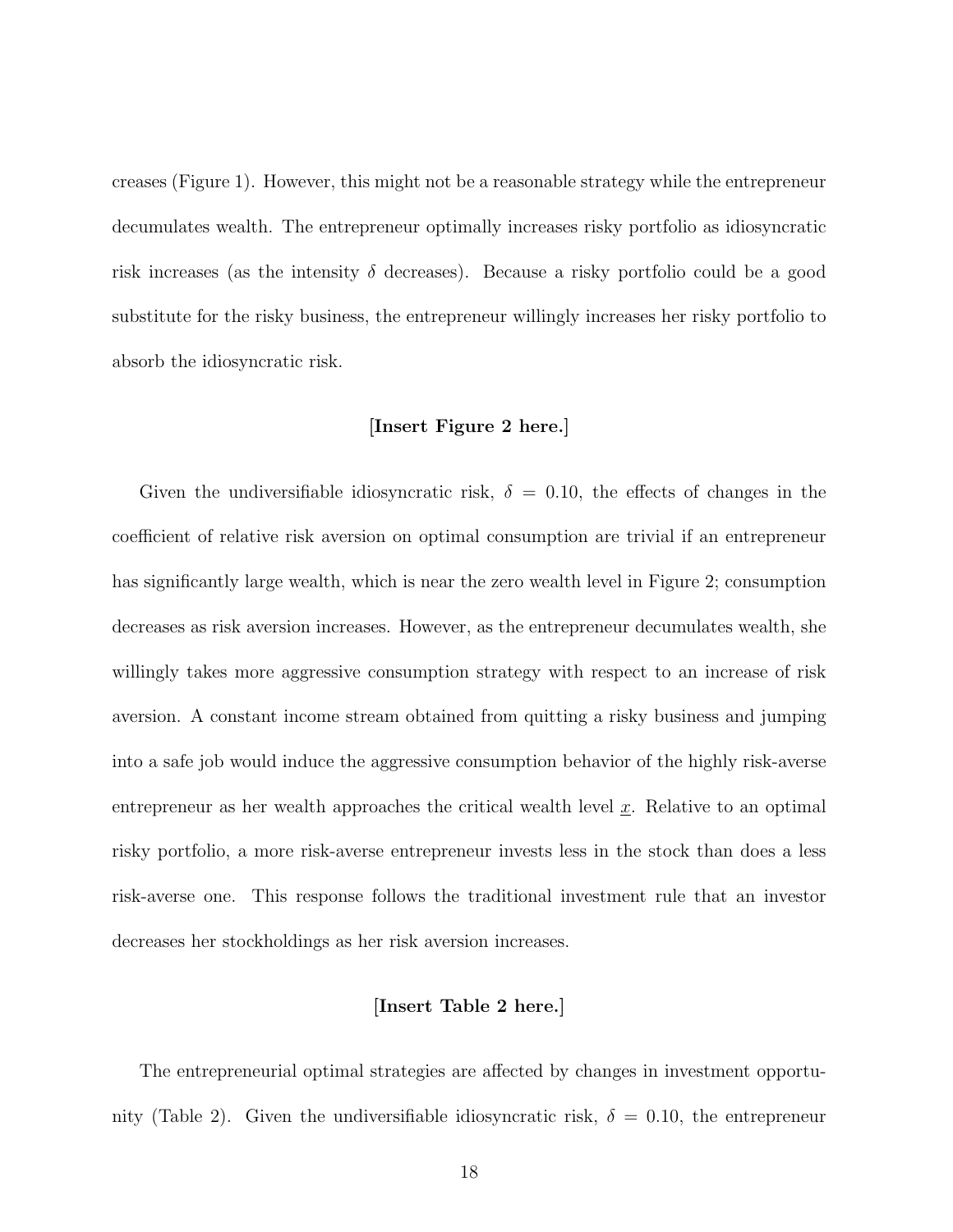creases (Figure 1). However, this might not be a reasonable strategy while the entrepreneur decumulates wealth. The entrepreneur optimally increases risky portfolio as idiosyncratic risk increases (as the intensity $\delta$ decreases). Because a risky portfolio could be a good substitute for the risky business, the entrepreneur willingly increases her risky portfolio to absorb the idiosyncratic risk.

**[Insert Figure 2 here.]**

Given the undiversifiable idiosyncratic risk, $\delta = 0.10$, the effects of changes in the coefficient of relative risk aversion on optimal consumption are trivial if an entrepreneur has significantly large wealth, which is near the zero wealth level in Figure 2; consumption decreases as risk aversion increases. However, as the entrepreneur decumulates wealth, she willingly takes more aggressive consumption strategy with respect to an increase of risk aversion. A constant income stream obtained from quitting a risky business and jumping into a safe job would induce the aggressive consumption behavior of the highly risk-averse entrepreneur as her wealth approaches the critical wealth level $\underline{x}$. Relative to an optimal risky portfolio, a more risk-averse entrepreneur invests less in the stock than does a less risk-averse one. This response follows the traditional investment rule that an investor decreases her stockholdings as her risk aversion increases.

**[Insert Table 2 here.]**

The entrepreneurial optimal strategies are affected by changes in investment opportunity (Table 2). Given the undiversifiable idiosyncratic risk, $\delta = 0.10$, the entrepreneur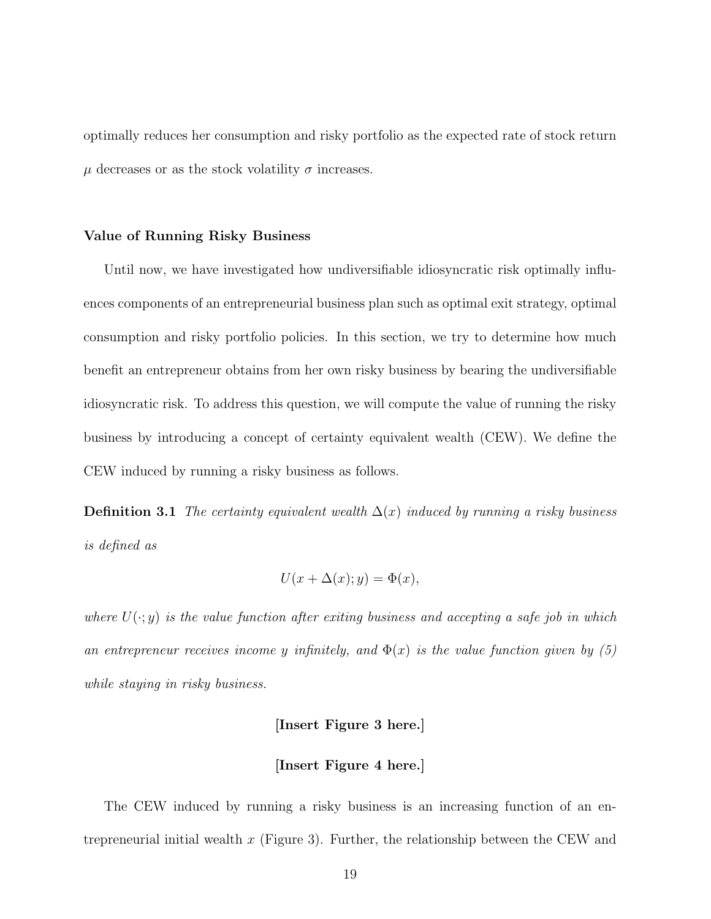optimally reduces her consumption and risky portfolio as the expected rate of stock return $\mu$ decreases or as the stock volatility $\sigma$ increases.

### Value of Running Risky Business

Until now, we have investigated how undiversifiable idiosyncratic risk optimally influences components of an entrepreneurial business plan such as optimal exit strategy, optimal consumption and risky portfolio policies. In this section, we try to determine how much benefit an entrepreneur obtains from her own risky business by bearing the undiversifiable idiosyncratic risk. To address this question, we will compute the value of running the risky business by introducing a concept of certainty equivalent wealth (CEW). We define the CEW induced by running a risky business as follows.

**Definition 3.1** *The certainty equivalent wealth $\Delta(x)$ induced by running a risky business is defined as*

$$U(x + \Delta(x); y) = \Phi(x),$$

*where $U(\cdot; y)$ is the value function after exiting business and accepting a safe job in which an entrepreneur receives income $y$ infinitely, and $\Phi(x)$ is the value function given by (5) while staying in risky business.*

**[Insert Figure 3 here.]**

**[Insert Figure 4 here.]**

The CEW induced by running a risky business is an increasing function of an entrepreneurial initial wealth $x$ (Figure 3). Further, the relationship between the CEW and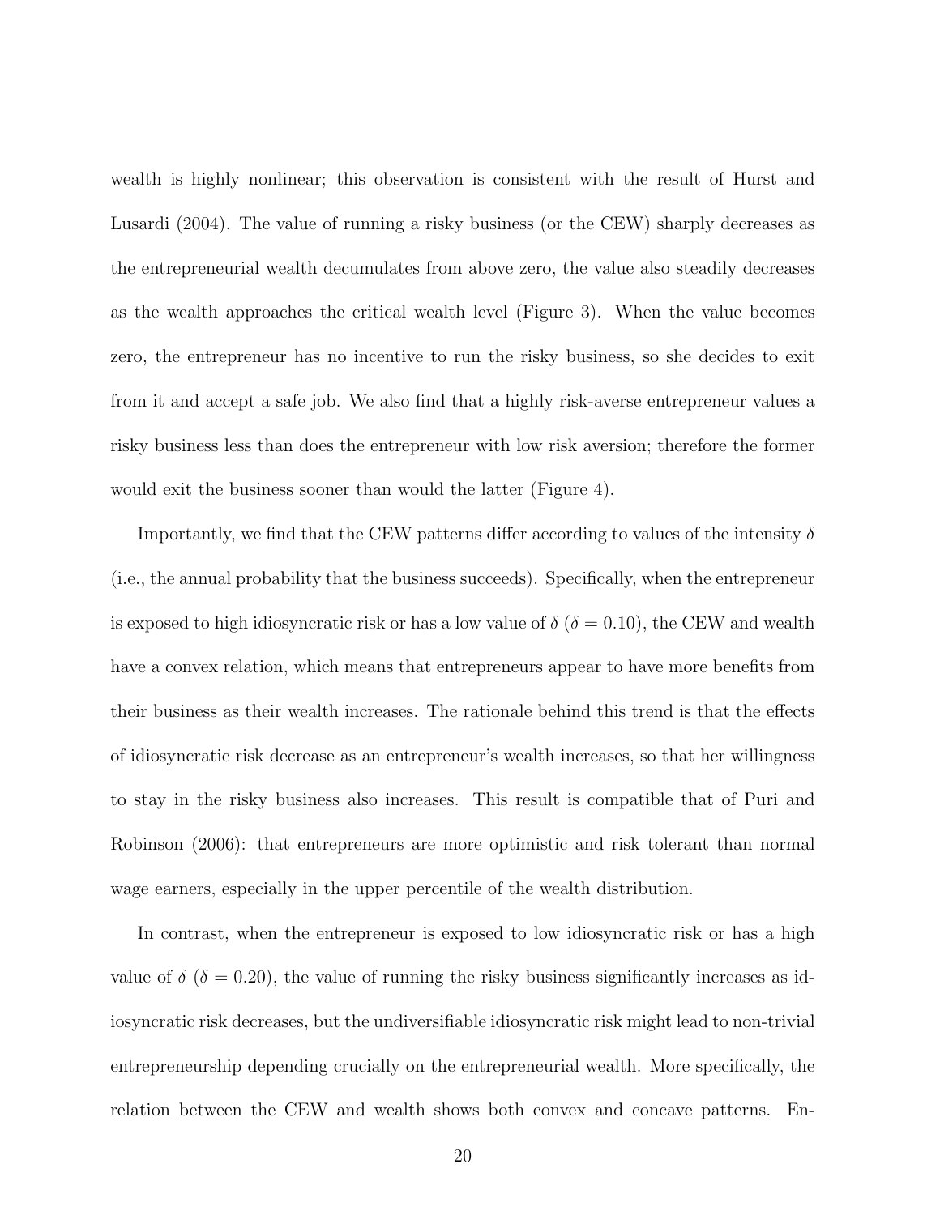wealth is highly nonlinear; this observation is consistent with the result of Hurst and Lusardi (2004). The value of running a risky business (or the CEW) sharply decreases as the entrepreneurial wealth decumulates from above zero, the value also steadily decreases as the wealth approaches the critical wealth level (Figure 3). When the value becomes zero, the entrepreneur has no incentive to run the risky business, so she decides to exit from it and accept a safe job. We also find that a highly risk-averse entrepreneur values a risky business less than does the entrepreneur with low risk aversion; therefore the former would exit the business sooner than would the latter (Figure 4).

Importantly, we find that the CEW patterns differ according to values of the intensity $\delta$ (i.e., the annual probability that the business succeeds). Specifically, when the entrepreneur is exposed to high idiosyncratic risk or has a low value of $\delta$ ($\delta = 0.10$), the CEW and wealth have a convex relation, which means that entrepreneurs appear to have more benefits from their business as their wealth increases. The rationale behind this trend is that the effects of idiosyncratic risk decrease as an entrepreneur's wealth increases, so that her willingness to stay in the risky business also increases. This result is compatible that of Puri and Robinson (2006): that entrepreneurs are more optimistic and risk tolerant than normal wage earners, especially in the upper percentile of the wealth distribution.

In contrast, when the entrepreneur is exposed to low idiosyncratic risk or has a high value of $\delta$ ($\delta = 0.20$), the value of running the risky business significantly increases as idiosyncratic risk decreases, but the undiversifiable idiosyncratic risk might lead to non-trivial entrepreneurship depending crucially on the entrepreneurial wealth. More specifically, the relation between the CEW and wealth shows both convex and concave patterns. En-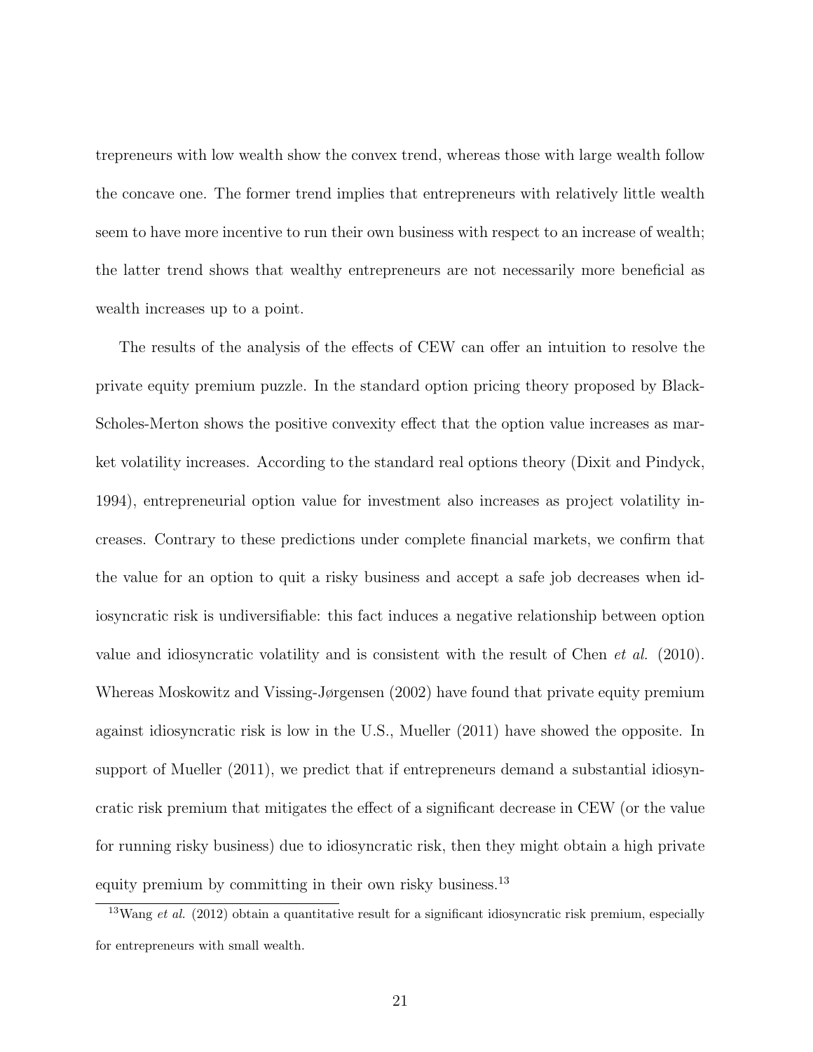trepreneurs with low wealth show the convex trend, whereas those with large wealth follow the concave one. The former trend implies that entrepreneurs with relatively little wealth seem to have more incentive to run their own business with respect to an increase of wealth; the latter trend shows that wealthy entrepreneurs are not necessarily more beneficial as wealth increases up to a point.

The results of the analysis of the effects of CEW can offer an intuition to resolve the private equity premium puzzle. In the standard option pricing theory proposed by Black-Scholes-Merton shows the positive convexity effect that the option value increases as market volatility increases. According to the standard real options theory (Dixit and Pindyck, 1994), entrepreneurial option value for investment also increases as project volatility increases. Contrary to these predictions under complete financial markets, we confirm that the value for an option to quit a risky business and accept a safe job decreases when idiosyncratic risk is undiversifiable: this fact induces a negative relationship between option value and idiosyncratic volatility and is consistent with the result of Chen *et al.* (2010). Whereas Moskowitz and Vissing-Jørgensen (2002) have found that private equity premium against idiosyncratic risk is low in the U.S., Mueller (2011) have showed the opposite. In support of Mueller (2011), we predict that if entrepreneurs demand a substantial idiosyncratic risk premium that mitigates the effect of a significant decrease in CEW (or the value for running risky business) due to idiosyncratic risk, then they might obtain a high private equity premium by committing in their own risky business.[13]

[13] Wang *et al.* (2012) obtain a quantitative result for a significant idiosyncratic risk premium, especially for entrepreneurs with small wealth.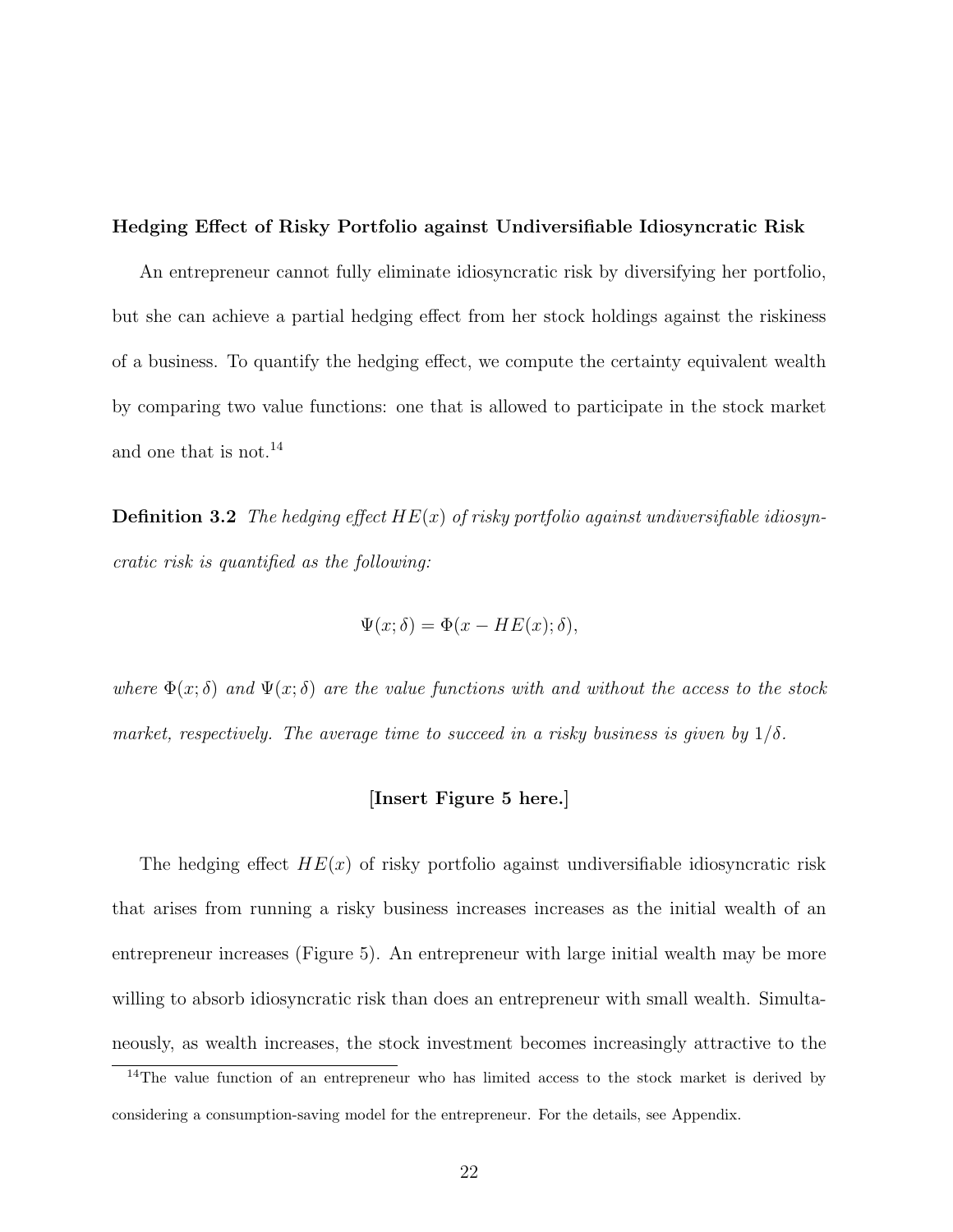**Hedging Effect of Risky Portfolio against Undiversifiable Idiosyncratic Risk**

An entrepreneur cannot fully eliminate idiosyncratic risk by diversifying her portfolio, but she can achieve a partial hedging effect from her stock holdings against the riskiness of a business. To quantify the hedging effect, we compute the certainty equivalent wealth by comparing two value functions: one that is allowed to participate in the stock market and one that is not.[14]

**Definition 3.2** *The hedging effect $HE(x)$ of risky portfolio against undiversifiable idiosyncratic risk is quantified as the following:*

$$\Psi(x;\delta) = \Phi(x - HE(x);\delta),$$

*where $\Phi(x;\delta)$ and $\Psi(x;\delta)$ are the value functions with and without the access to the stock market, respectively. The average time to succeed in a risky business is given by $1/\delta$.*

**[Insert Figure 5 here.]**

The hedging effect $HE(x)$ of risky portfolio against undiversifiable idiosyncratic risk that arises from running a risky business increases increases as the initial wealth of an entrepreneur increases (Figure 5). An entrepreneur with large initial wealth may be more willing to absorb idiosyncratic risk than does an entrepreneur with small wealth. Simultaneously, as wealth increases, the stock investment becomes increasingly attractive to the

[14] The value function of an entrepreneur who has limited access to the stock market is derived by considering a consumption-saving model for the entrepreneur. For the details, see Appendix.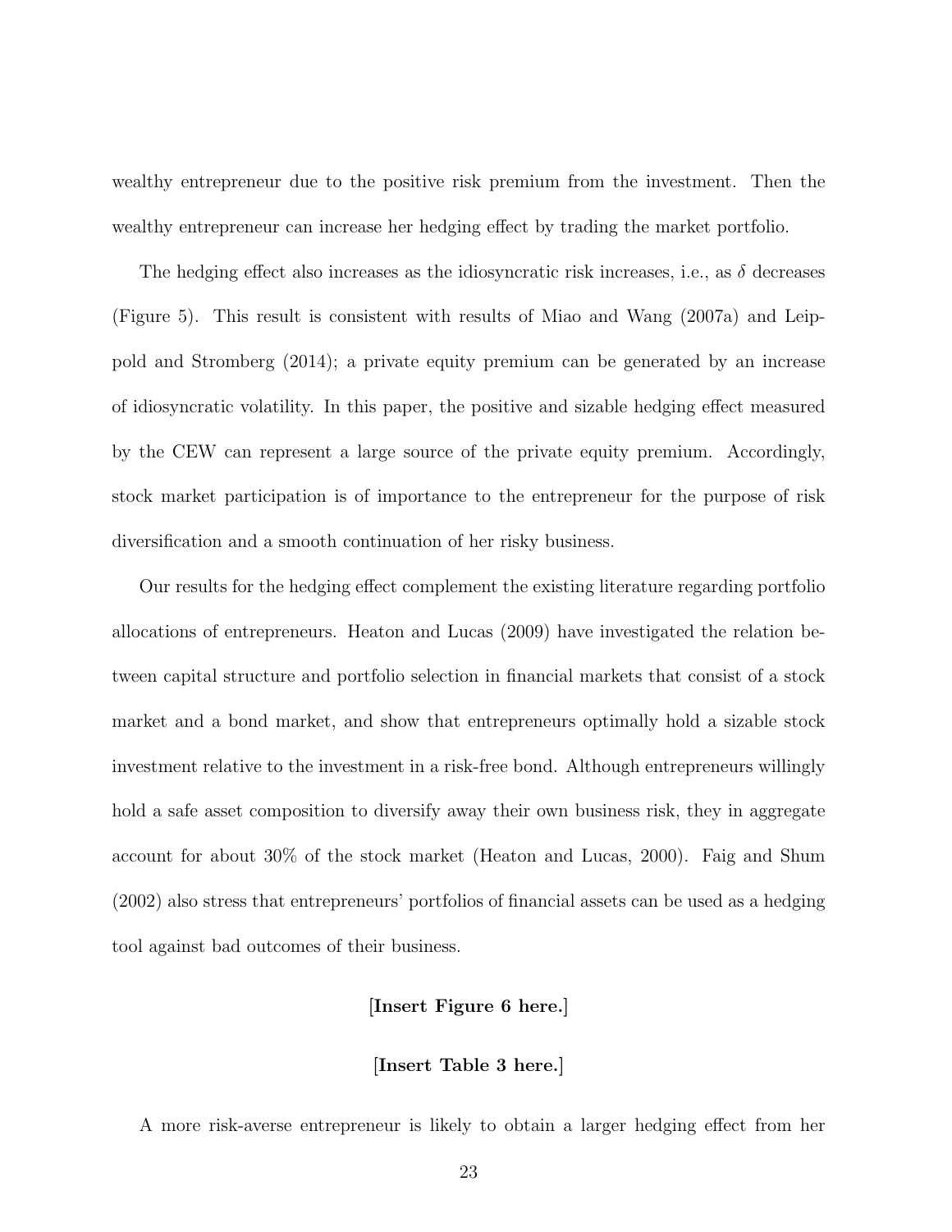wealthy entrepreneur due to the positive risk premium from the investment. Then the wealthy entrepreneur can increase her hedging effect by trading the market portfolio.

The hedging effect also increases as the idiosyncratic risk increases, i.e., as $\delta$ decreases (Figure 5). This result is consistent with results of Miao and Wang (2007a) and Leippold and Stromberg (2014); a private equity premium can be generated by an increase of idiosyncratic volatility. In this paper, the positive and sizable hedging effect measured by the CEW can represent a large source of the private equity premium. Accordingly, stock market participation is of importance to the entrepreneur for the purpose of risk diversification and a smooth continuation of her risky business.

Our results for the hedging effect complement the existing literature regarding portfolio allocations of entrepreneurs. Heaton and Lucas (2009) have investigated the relation between capital structure and portfolio selection in financial markets that consist of a stock market and a bond market, and show that entrepreneurs optimally hold a sizable stock investment relative to the investment in a risk-free bond. Although entrepreneurs willingly hold a safe asset composition to diversify away their own business risk, they in aggregate account for about 30% of the stock market (Heaton and Lucas, 2000). Faig and Shum (2002) also stress that entrepreneurs' portfolios of financial assets can be used as a hedging tool against bad outcomes of their business.

**[Insert Figure 6 here.]**

**[Insert Table 3 here.]**

A more risk-averse entrepreneur is likely to obtain a larger hedging effect from her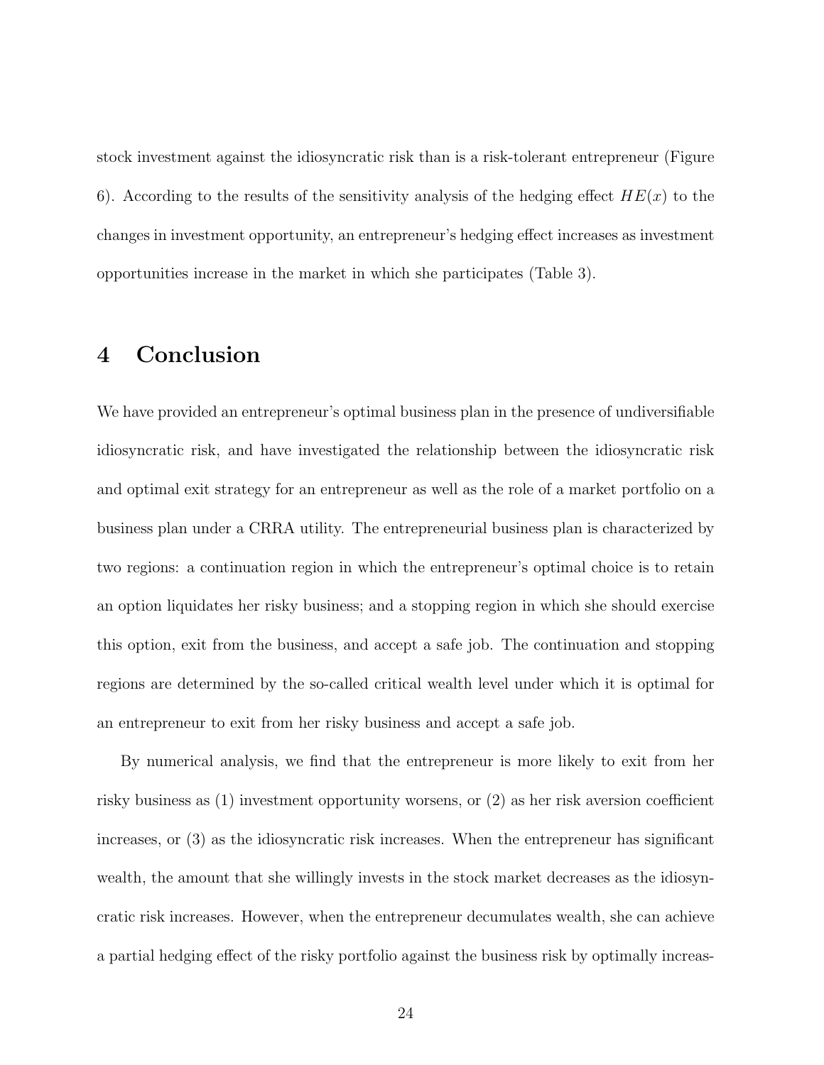stock investment against the idiosyncratic risk than is a risk-tolerant entrepreneur (Figure 6). According to the results of the sensitivity analysis of the hedging effect $HE(x)$ to the changes in investment opportunity, an entrepreneur's hedging effect increases as investment opportunities increase in the market in which she participates (Table 3).

# 4 Conclusion

We have provided an entrepreneur's optimal business plan in the presence of undiversifiable idiosyncratic risk, and have investigated the relationship between the idiosyncratic risk and optimal exit strategy for an entrepreneur as well as the role of a market portfolio on a business plan under a CRRA utility. The entrepreneurial business plan is characterized by two regions: a continuation region in which the entrepreneur's optimal choice is to retain an option liquidates her risky business; and a stopping region in which she should exercise this option, exit from the business, and accept a safe job. The continuation and stopping regions are determined by the so-called critical wealth level under which it is optimal for an entrepreneur to exit from her risky business and accept a safe job.

By numerical analysis, we find that the entrepreneur is more likely to exit from her risky business as (1) investment opportunity worsens, or (2) as her risk aversion coefficient increases, or (3) as the idiosyncratic risk increases. When the entrepreneur has significant wealth, the amount that she willingly invests in the stock market decreases as the idiosyncratic risk increases. However, when the entrepreneur decumulates wealth, she can achieve a partial hedging effect of the risky portfolio against the business risk by optimally increas-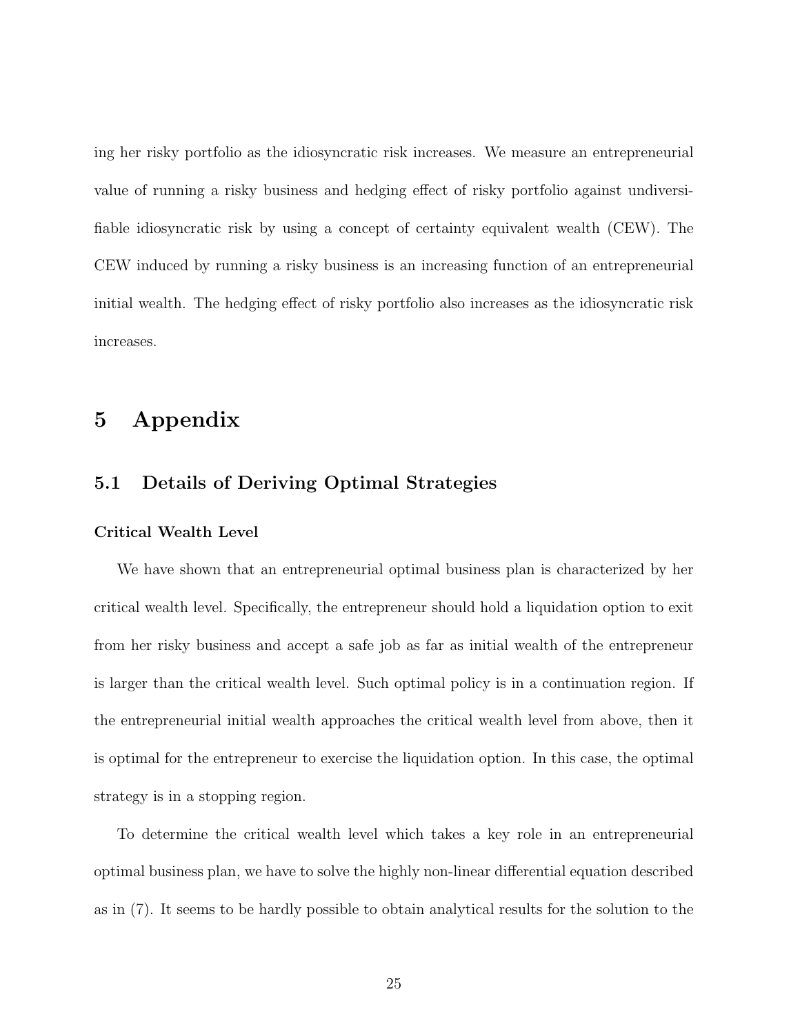ing her risky portfolio as the idiosyncratic risk increases. We measure an entrepreneurial value of running a risky business and hedging effect of risky portfolio against undiversifiable idiosyncratic risk by using a concept of certainty equivalent wealth (CEW). The CEW induced by running a risky business is an increasing function of an entrepreneurial initial wealth. The hedging effect of risky portfolio also increases as the idiosyncratic risk increases.

# 5 Appendix

## 5.1 Details of Deriving Optimal Strategies

### Critical Wealth Level

We have shown that an entrepreneurial optimal business plan is characterized by her critical wealth level. Specifically, the entrepreneur should hold a liquidation option to exit from her risky business and accept a safe job as far as initial wealth of the entrepreneur is larger than the critical wealth level. Such optimal policy is in a continuation region. If the entrepreneurial initial wealth approaches the critical wealth level from above, then it is optimal for the entrepreneur to exercise the liquidation option. In this case, the optimal strategy is in a stopping region.

To determine the critical wealth level which takes a key role in an entrepreneurial optimal business plan, we have to solve the highly non-linear differential equation described as in (7). It seems to be hardly possible to obtain analytical results for the solution to the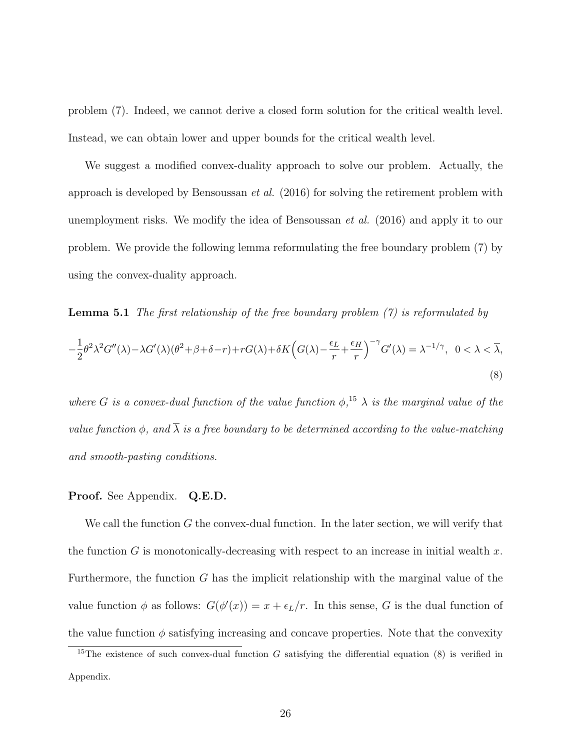problem (7). Indeed, we cannot derive a closed form solution for the critical wealth level. Instead, we can obtain lower and upper bounds for the critical wealth level.

We suggest a modified convex-duality approach to solve our problem. Actually, the approach is developed by Bensoussan *et al.* (2016) for solving the retirement problem with unemployment risks. We modify the idea of Bensoussan *et al.* (2016) and apply it to our problem. We provide the following lemma reformulating the free boundary problem (7) by using the convex-duality approach.

**Lemma 5.1** *The first relationship of the free boundary problem (7) is reformulated by*

$$-\frac{1}{2}\theta^2\lambda^2 G''(\lambda) - \lambda G'(\lambda)(\theta^2+\beta+\delta-r) + rG(\lambda) + \delta K\Big(G(\lambda) - \frac{\epsilon_L}{r} + \frac{\epsilon_H}{r}\Big)^{-\gamma} G'(\lambda) = \lambda^{-1/\gamma}, \quad 0 < \lambda < \overline{\lambda}, \tag{8}$$

*where $G$ is a convex-dual function of the value function $\phi$,*[15] *$\lambda$ is the marginal value of the value function $\phi$, and $\overline{\lambda}$ is a free boundary to be determined according to the value-matching and smooth-pasting conditions.*

**Proof.** See Appendix. **Q.E.D.**

We call the function $G$ the convex-dual function. In the later section, we will verify that the function $G$ is monotonically-decreasing with respect to an increase in initial wealth $x$. Furthermore, the function $G$ has the implicit relationship with the marginal value of the value function $\phi$ as follows: $G(\phi'(x)) = x + \epsilon_L/r$. In this sense, $G$ is the dual function of the value function $\phi$ satisfying increasing and concave properties. Note that the convexity

[15] The existence of such convex-dual function $G$ satisfying the differential equation (8) is verified in Appendix.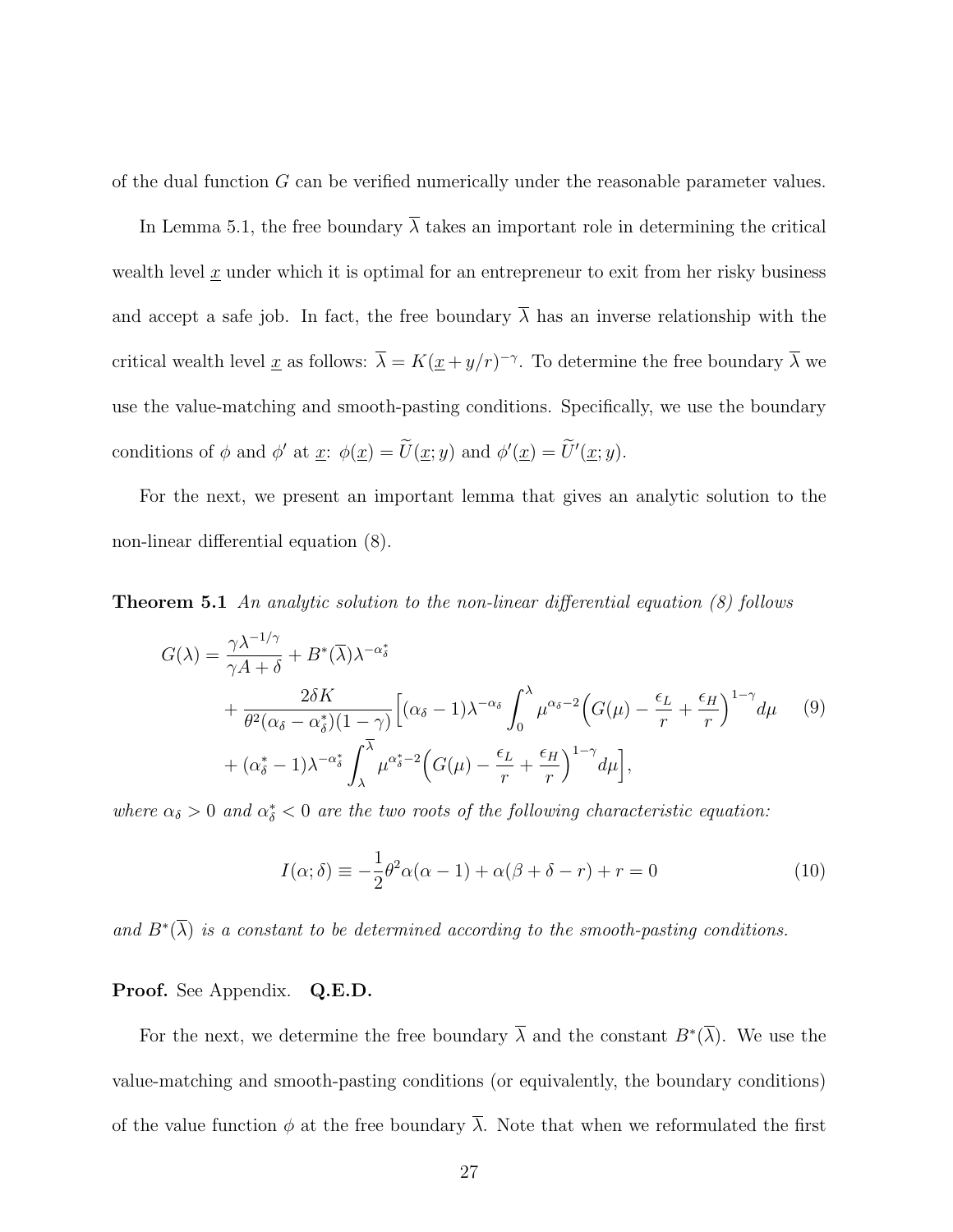of the dual function $G$ can be verified numerically under the reasonable parameter values.

In Lemma 5.1, the free boundary $\overline{\lambda}$ takes an important role in determining the critical wealth level $\underline{x}$ under which it is optimal for an entrepreneur to exit from her risky business and accept a safe job. In fact, the free boundary $\overline{\lambda}$ has an inverse relationship with the critical wealth level $\underline{x}$ as follows: $\overline{\lambda} = K(\underline{x} + y/r)^{-\gamma}$. To determine the free boundary $\overline{\lambda}$ we use the value-matching and smooth-pasting conditions. Specifically, we use the boundary conditions of $\phi$ and $\phi'$ at $\underline{x}$: $\phi(\underline{x}) = \widetilde{U}(\underline{x}; y)$ and $\phi'(\underline{x}) = \widetilde{U}'(\underline{x}; y)$.

For the next, we present an important lemma that gives an analytic solution to the non-linear differential equation (8).

**Theorem 5.1** *An analytic solution to the non-linear differential equation (8) follows*

$$
\begin{aligned}
G(\lambda) &= \frac{\gamma \lambda^{-1/\gamma}}{\gamma A + \delta} + B^*(\overline{\lambda})\lambda^{-\alpha_\delta^*} \\
&+ \frac{2\delta K}{\theta^2(\alpha_\delta - \alpha_\delta^*)(1-\gamma)}\Big[(\alpha_\delta - 1)\lambda^{-\alpha_\delta}\int_0^\lambda \mu^{\alpha_\delta - 2}\Big(G(\mu) - \frac{\epsilon_L}{r} + \frac{\epsilon_H}{r}\Big)^{1-\gamma} d\mu \\
&+ (\alpha_\delta^* - 1)\lambda^{-\alpha_\delta^*}\int_\lambda^{\overline{\lambda}} \mu^{\alpha_\delta^* - 2}\Big(G(\mu) - \frac{\epsilon_L}{r} + \frac{\epsilon_H}{r}\Big)^{1-\gamma} d\mu\Big],
\end{aligned}
\tag{9}
$$

*where $\alpha_\delta > 0$ and $\alpha_\delta^* < 0$ are the two roots of the following characteristic equation:*

$$
I(\alpha; \delta) \equiv -\frac{1}{2}\theta^2\alpha(\alpha - 1) + \alpha(\beta + \delta - r) + r = 0 \tag{10}
$$

*and $B^*(\overline{\lambda})$ is a constant to be determined according to the smooth-pasting conditions.*

**Proof.** See Appendix. **Q.E.D.**

For the next, we determine the free boundary $\overline{\lambda}$ and the constant $B^*(\overline{\lambda})$. We use the value-matching and smooth-pasting conditions (or equivalently, the boundary conditions) of the value function $\phi$ at the free boundary $\overline{\lambda}$. Note that when we reformulated the first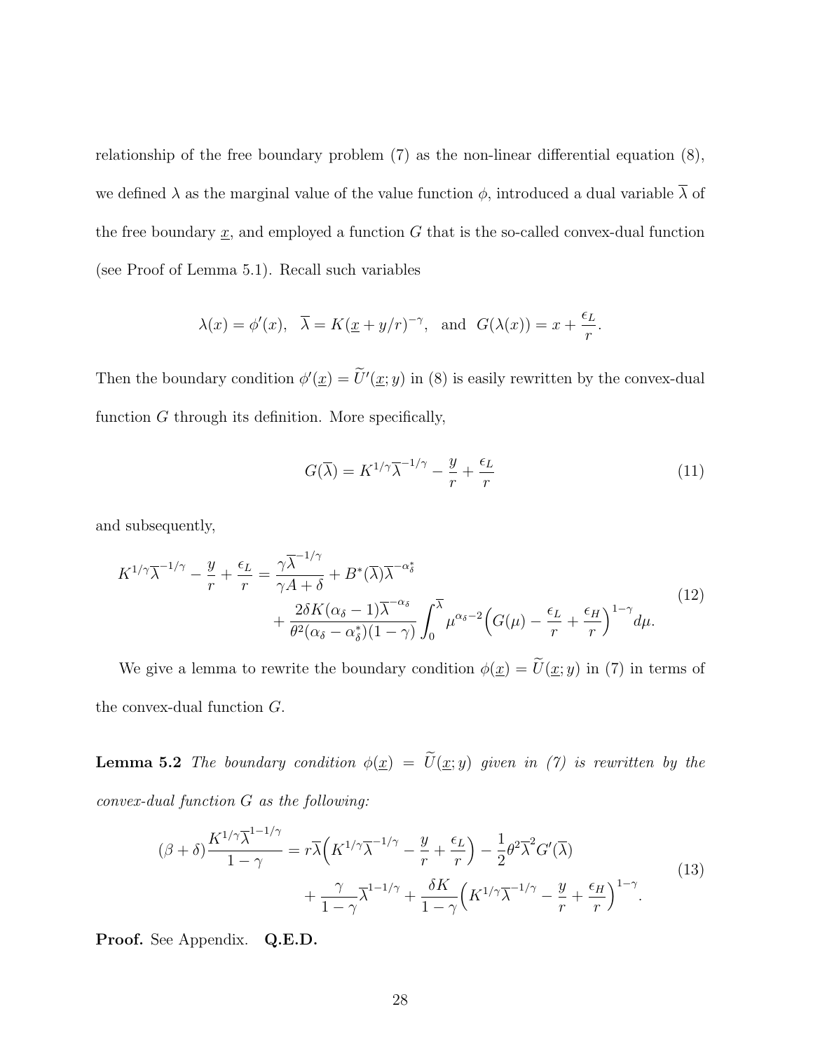relationship of the free boundary problem (7) as the non-linear differential equation (8), we defined $\lambda$ as the marginal value of the value function $\phi$, introduced a dual variable $\overline{\lambda}$ of the free boundary $\underline{x}$, and employed a function $G$ that is the so-called convex-dual function (see Proof of Lemma 5.1). Recall such variables

$$\lambda(x) = \phi'(x), \quad \overline{\lambda} = K(\underline{x} + y/r)^{-\gamma}, \quad \text{and} \quad G(\lambda(x)) = x + \frac{\epsilon_L}{r}.$$

Then the boundary condition $\phi'(\underline{x}) = \widetilde{U}'(\underline{x}; y)$ in (8) is easily rewritten by the convex-dual function $G$ through its definition. More specifically,

$$G(\overline{\lambda}) = K^{1/\gamma}\overline{\lambda}^{-1/\gamma} - \frac{y}{r} + \frac{\epsilon_L}{r} \tag{11}$$

and subsequently,

$$\begin{aligned} K^{1/\gamma}\overline{\lambda}^{-1/\gamma} - \frac{y}{r} + \frac{\epsilon_L}{r} &= \frac{\gamma\overline{\lambda}^{-1/\gamma}}{\gamma A + \delta} + B^*(\overline{\lambda})\overline{\lambda}^{-\alpha_\delta^*} \\ &\quad + \frac{2\delta K(\alpha_\delta - 1)\overline{\lambda}^{-\alpha_\delta}}{\theta^2(\alpha_\delta - \alpha_\delta^*)(1-\gamma)} \int_0^{\overline{\lambda}} \mu^{\alpha_\delta - 2}\Big(G(\mu) - \frac{\epsilon_L}{r} + \frac{\epsilon_H}{r}\Big)^{1-\gamma} d\mu. \end{aligned} \tag{12}$$

We give a lemma to rewrite the boundary condition $\phi(\underline{x}) = \widetilde{U}(\underline{x}; y)$ in (7) in terms of the convex-dual function $G$.

**Lemma 5.2** *The boundary condition $\phi(\underline{x}) = \widetilde{U}(\underline{x}; y)$ given in (7) is rewritten by the convex-dual function $G$ as the following:*

$$\begin{aligned} (\beta + \delta)\frac{K^{1/\gamma}\overline{\lambda}^{1-1/\gamma}}{1-\gamma} &= r\overline{\lambda}\Big(K^{1/\gamma}\overline{\lambda}^{-1/\gamma} - \frac{y}{r} + \frac{\epsilon_L}{r}\Big) - \frac{1}{2}\theta^2\overline{\lambda}^2 G'(\overline{\lambda}) \\ &\quad + \frac{\gamma}{1-\gamma}\overline{\lambda}^{1-1/\gamma} + \frac{\delta K}{1-\gamma}\Big(K^{1/\gamma}\overline{\lambda}^{-1/\gamma} - \frac{y}{r} + \frac{\epsilon_H}{r}\Big)^{1-\gamma}. \end{aligned} \tag{13}$$

**Proof.** See Appendix. **Q.E.D.**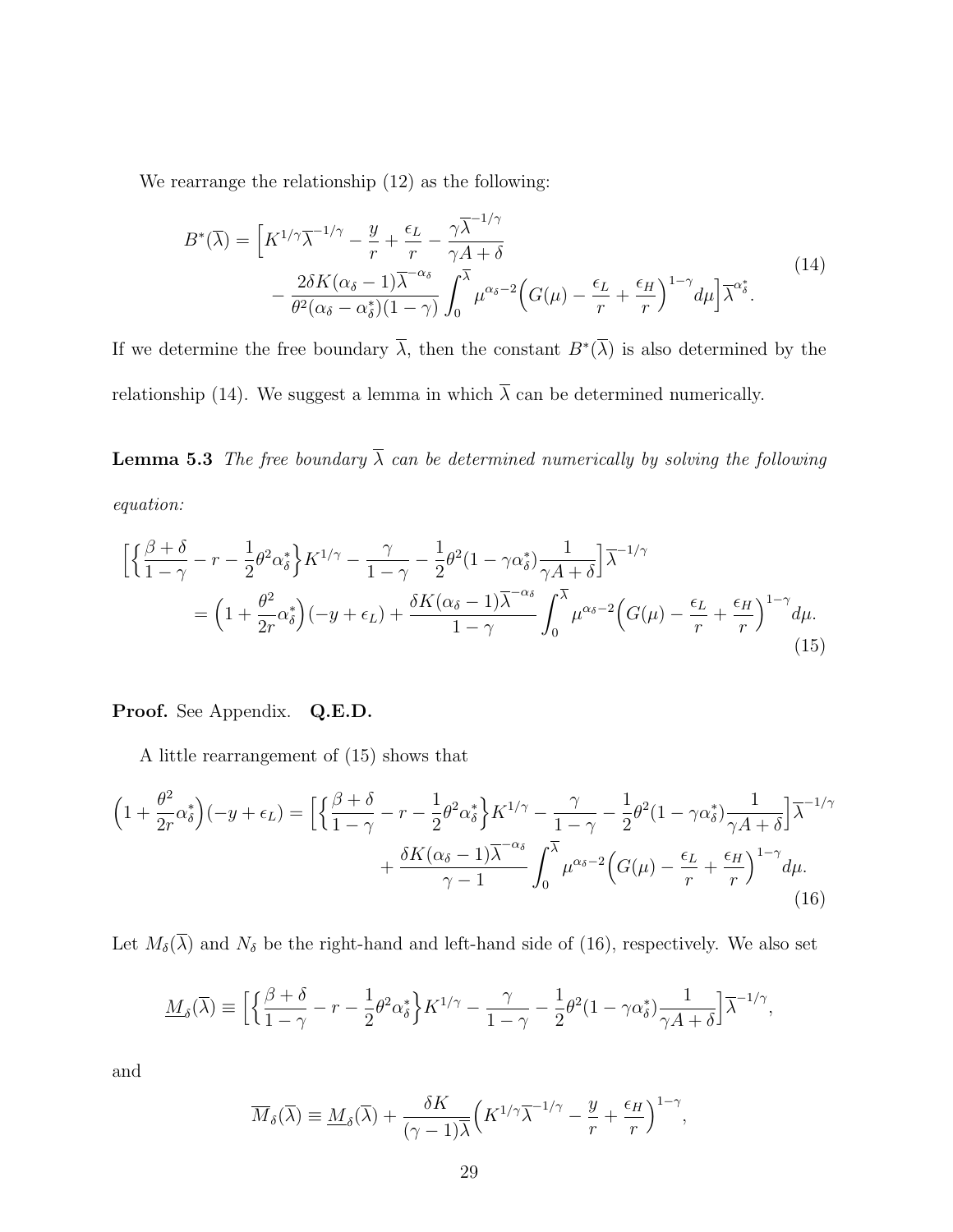We rearrange the relationship (12) as the following:

$$
\begin{aligned}
B^*(\overline{\lambda}) = \Big[ & K^{1/\gamma}\overline{\lambda}^{-1/\gamma} - \frac{y}{r} + \frac{\epsilon_L}{r} - \frac{\gamma \overline{\lambda}^{-1/\gamma}}{\gamma A + \delta} \\
& - \frac{2\delta K(\alpha_\delta - 1)\overline{\lambda}^{-\alpha_\delta}}{\theta^2(\alpha_\delta - \alpha_\delta^*)(1-\gamma)} \int_0^{\overline{\lambda}} \mu^{\alpha_\delta - 2}\Big(G(\mu) - \frac{\epsilon_L}{r} + \frac{\epsilon_H}{r}\Big)^{1-\gamma} d\mu \Big] \overline{\lambda}^{\alpha_\delta^*}.
\end{aligned} \tag{14}
$$

If we determine the free boundary $\overline{\lambda}$, then the constant $B^*(\overline{\lambda})$ is also determined by the relationship (14). We suggest a lemma in which $\overline{\lambda}$ can be determined numerically.

**Lemma 5.3** *The free boundary $\overline{\lambda}$ can be determined numerically by solving the following equation:*

$$
\begin{aligned}
& \Big[ \Big\{ \frac{\beta + \delta}{1-\gamma} - r - \frac{1}{2}\theta^2 \alpha_\delta^* \Big\} K^{1/\gamma} - \frac{\gamma}{1-\gamma} - \frac{1}{2}\theta^2 (1 - \gamma \alpha_\delta^*) \frac{1}{\gamma A + \delta} \Big] \overline{\lambda}^{-1/\gamma} \\
& \quad = \Big(1 + \frac{\theta^2}{2r}\alpha_\delta^*\Big)(-y + \epsilon_L) + \frac{\delta K(\alpha_\delta - 1)\overline{\lambda}^{-\alpha_\delta}}{1-\gamma} \int_0^{\overline{\lambda}} \mu^{\alpha_\delta - 2}\Big(G(\mu) - \frac{\epsilon_L}{r} + \frac{\epsilon_H}{r}\Big)^{1-\gamma} d\mu.
\end{aligned} \tag{15}
$$

**Proof.** See Appendix. **Q.E.D.**

A little rearrangement of (15) shows that

$$
\begin{aligned}
\Big(1 + \frac{\theta^2}{2r}\alpha_\delta^*\Big)(-y + \epsilon_L) = & \Big[ \Big\{ \frac{\beta + \delta}{1-\gamma} - r - \frac{1}{2}\theta^2 \alpha_\delta^* \Big\} K^{1/\gamma} - \frac{\gamma}{1-\gamma} - \frac{1}{2}\theta^2 (1 - \gamma \alpha_\delta^*) \frac{1}{\gamma A + \delta} \Big] \overline{\lambda}^{-1/\gamma} \\
& + \frac{\delta K(\alpha_\delta - 1)\overline{\lambda}^{-\alpha_\delta}}{\gamma - 1} \int_0^{\overline{\lambda}} \mu^{\alpha_\delta - 2}\Big(G(\mu) - \frac{\epsilon_L}{r} + \frac{\epsilon_H}{r}\Big)^{1-\gamma} d\mu.
\end{aligned} \tag{16}
$$

Let $M_\delta(\overline{\lambda})$ and $N_\delta$ be the right-hand and left-hand side of (16), respectively. We also set

$$
\underline{M}_\delta(\overline{\lambda}) \equiv \Big[ \Big\{ \frac{\beta + \delta}{1-\gamma} - r - \frac{1}{2}\theta^2 \alpha_\delta^* \Big\} K^{1/\gamma} - \frac{\gamma}{1-\gamma} - \frac{1}{2}\theta^2 (1 - \gamma \alpha_\delta^*) \frac{1}{\gamma A + \delta} \Big] \overline{\lambda}^{-1/\gamma},
$$

and

$$
\overline{M}_\delta(\overline{\lambda}) \equiv \underline{M}_\delta(\overline{\lambda}) + \frac{\delta K}{(\gamma - 1)\overline{\lambda}} \Big( K^{1/\gamma}\overline{\lambda}^{-1/\gamma} - \frac{y}{r} + \frac{\epsilon_H}{r} \Big)^{1-\gamma},
$$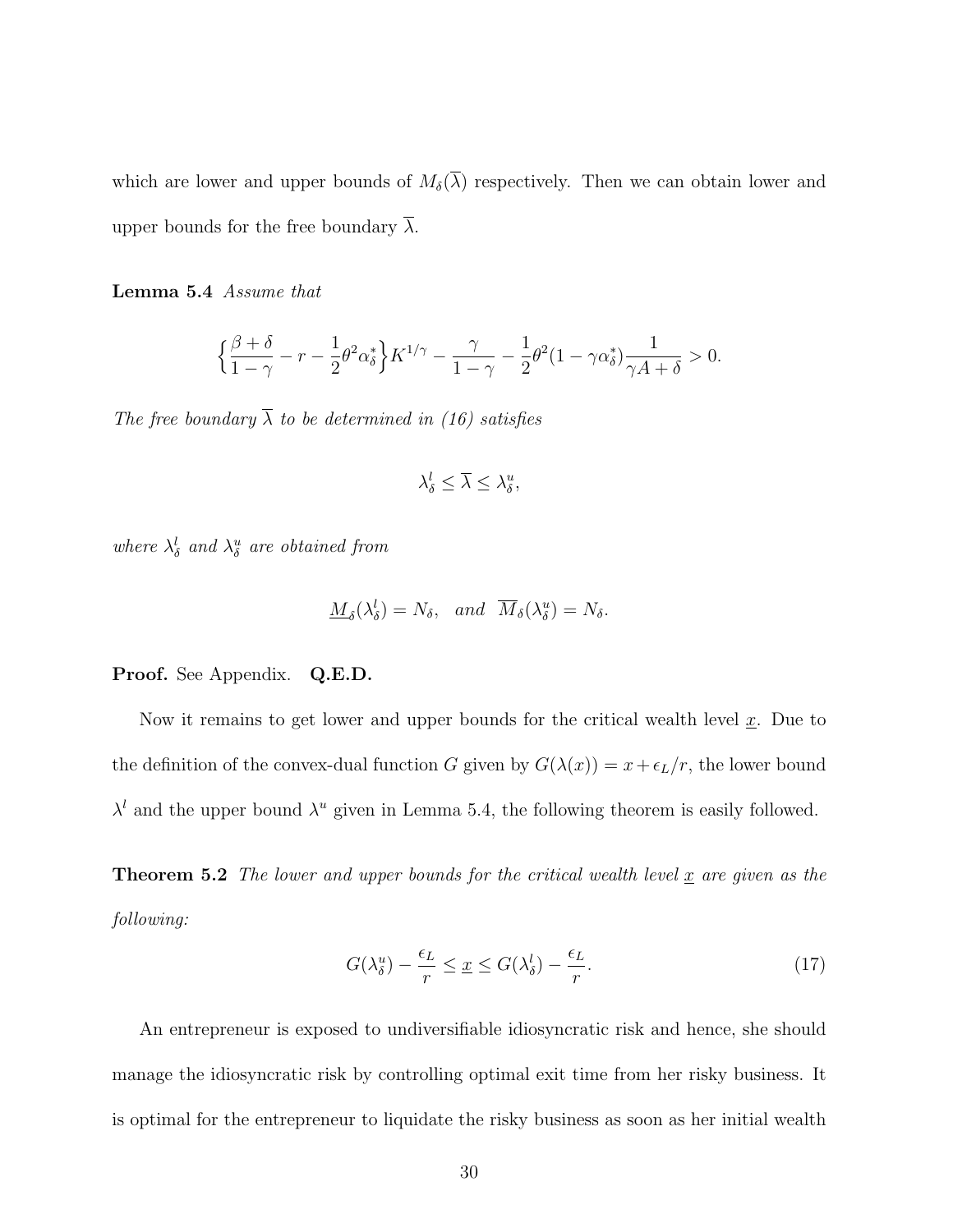which are lower and upper bounds of $M_\delta(\overline{\lambda})$ respectively. Then we can obtain lower and upper bounds for the free boundary $\overline{\lambda}$.

**Lemma 5.4** *Assume that*

$$\Big\{\frac{\beta+\delta}{1-\gamma} - r - \frac{1}{2}\theta^2\alpha_\delta^*\Big\}K^{1/\gamma} - \frac{\gamma}{1-\gamma} - \frac{1}{2}\theta^2(1-\gamma\alpha_\delta^*)\frac{1}{\gamma A+\delta} > 0.$$

*The free boundary $\overline{\lambda}$ to be determined in (16) satisfies*

$$\lambda_\delta^l \leq \overline{\lambda} \leq \lambda_\delta^u,$$

*where $\lambda_\delta^l$ and $\lambda_\delta^u$ are obtained from*

$$\underline{M}_\delta(\lambda_\delta^l) = N_\delta, \quad \text{and} \quad \overline{M}_\delta(\lambda_\delta^u) = N_\delta.$$

**Proof.** See Appendix. **Q.E.D.**

Now it remains to get lower and upper bounds for the critical wealth level $\underline{x}$. Due to the definition of the convex-dual function $G$ given by $G(\lambda(x)) = x + \epsilon_L/r$, the lower bound $\lambda^l$ and the upper bound $\lambda^u$ given in Lemma 5.4, the following theorem is easily followed.

**Theorem 5.2** *The lower and upper bounds for the critical wealth level $\underline{x}$ are given as the following:*

$$G(\lambda_\delta^u) - \frac{\epsilon_L}{r} \leq \underline{x} \leq G(\lambda_\delta^l) - \frac{\epsilon_L}{r}. \tag{17}$$

An entrepreneur is exposed to undiversifiable idiosyncratic risk and hence, she should manage the idiosyncratic risk by controlling optimal exit time from her risky business. It is optimal for the entrepreneur to liquidate the risky business as soon as her initial wealth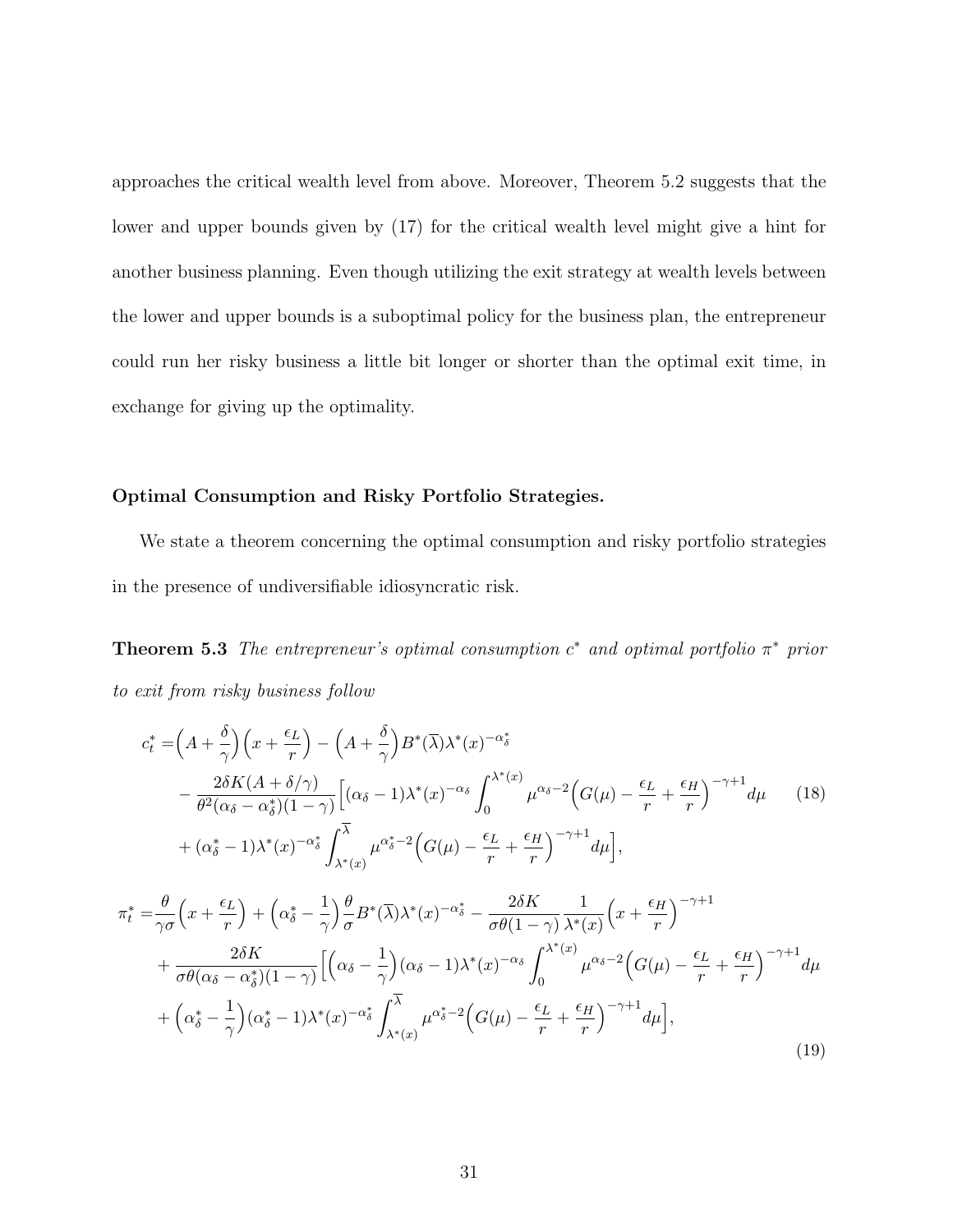approaches the critical wealth level from above. Moreover, Theorem 5.2 suggests that the lower and upper bounds given by (17) for the critical wealth level might give a hint for another business planning. Even though utilizing the exit strategy at wealth levels between the lower and upper bounds is a suboptimal policy for the business plan, the entrepreneur could run her risky business a little bit longer or shorter than the optimal exit time, in exchange for giving up the optimality.

**Optimal Consumption and Risky Portfolio Strategies.**

We state a theorem concerning the optimal consumption and risky portfolio strategies in the presence of undiversifiable idiosyncratic risk.

**Theorem 5.3** *The entrepreneur's optimal consumption $c^*$ and optimal portfolio $\pi^*$ prior to exit from risky business follow*

$$
\begin{aligned}
c_t^* =& \Big(A + \frac{\delta}{\gamma}\Big)\Big(x + \frac{\epsilon_L}{r}\Big) - \Big(A + \frac{\delta}{\gamma}\Big) B^*(\overline{\lambda})\lambda^*(x)^{-\alpha_\delta^*} \\
&- \frac{2\delta K (A + \delta/\gamma)}{\theta^2(\alpha_\delta - \alpha_\delta^*)(1-\gamma)} \Big[(\alpha_\delta - 1)\lambda^*(x)^{-\alpha_\delta} \int_0^{\lambda^*(x)} \mu^{\alpha_\delta - 2}\Big(G(\mu) - \frac{\epsilon_L}{r} + \frac{\epsilon_H}{r}\Big)^{-\gamma+1} d\mu \\
&+ (\alpha_\delta^* - 1)\lambda^*(x)^{-\alpha_\delta^*} \int_{\lambda^*(x)}^{\overline{\lambda}} \mu^{\alpha_\delta^* - 2}\Big(G(\mu) - \frac{\epsilon_L}{r} + \frac{\epsilon_H}{r}\Big)^{-\gamma+1} d\mu\Big],
\end{aligned} \tag{18}
$$

$$
\begin{aligned}
\pi_t^* =& \frac{\theta}{\gamma\sigma}\Big(x + \frac{\epsilon_L}{r}\Big) + \Big(\alpha_\delta^* - \frac{1}{\gamma}\Big)\frac{\theta}{\sigma} B^*(\overline{\lambda})\lambda^*(x)^{-\alpha_\delta^*} - \frac{2\delta K}{\sigma\theta(1-\gamma)} \frac{1}{\lambda^*(x)}\Big(x + \frac{\epsilon_H}{r}\Big)^{-\gamma+1} \\
&+ \frac{2\delta K}{\sigma\theta(\alpha_\delta - \alpha_\delta^*)(1-\gamma)} \Big[\Big(\alpha_\delta - \frac{1}{\gamma}\Big)(\alpha_\delta - 1)\lambda^*(x)^{-\alpha_\delta} \int_0^{\lambda^*(x)} \mu^{\alpha_\delta - 2}\Big(G(\mu) - \frac{\epsilon_L}{r} + \frac{\epsilon_H}{r}\Big)^{-\gamma+1} d\mu \\
&+ \Big(\alpha_\delta^* - \frac{1}{\gamma}\Big)(\alpha_\delta^* - 1)\lambda^*(x)^{-\alpha_\delta^*} \int_{\lambda^*(x)}^{\overline{\lambda}} \mu^{\alpha_\delta^* - 2}\Big(G(\mu) - \frac{\epsilon_L}{r} + \frac{\epsilon_H}{r}\Big)^{-\gamma+1} d\mu\Big],
\end{aligned} \tag{19}
$$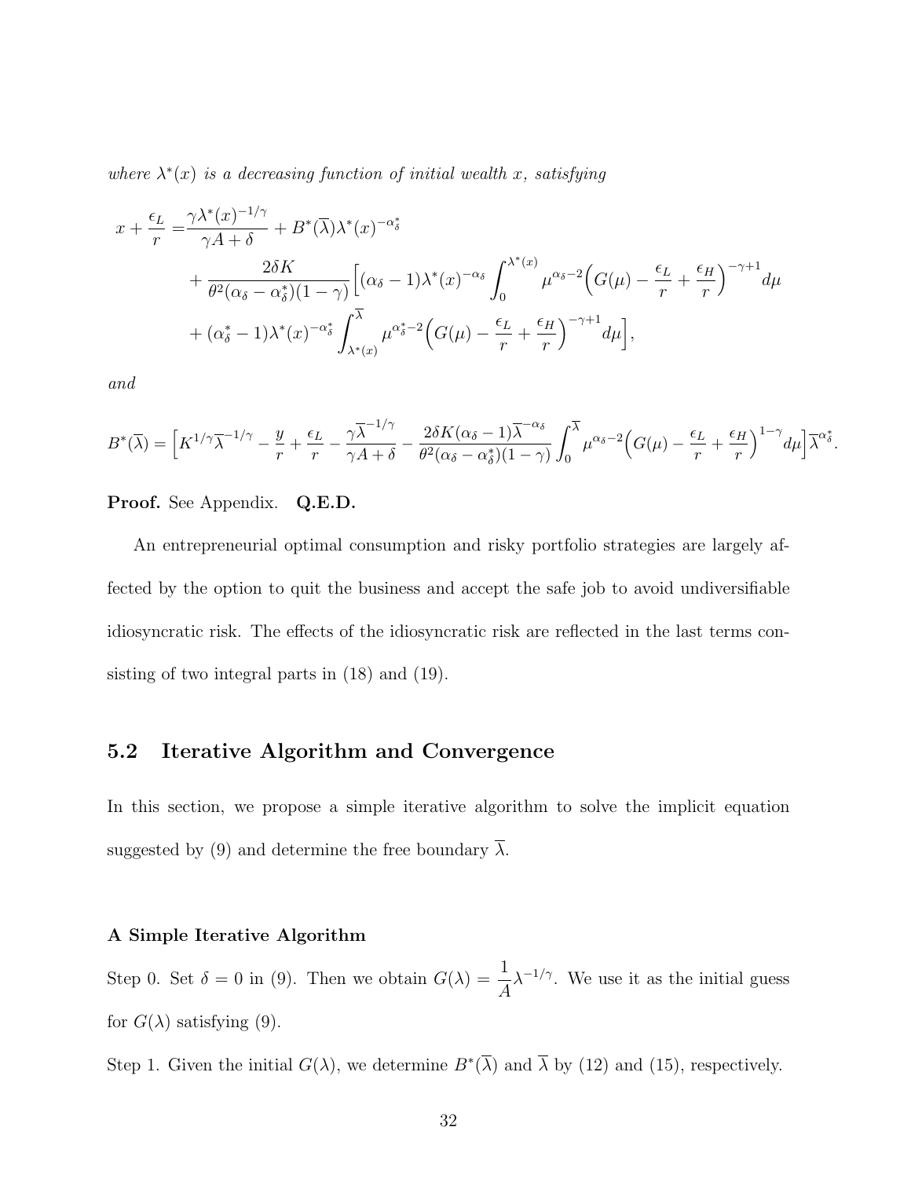*where $\lambda^*(x)$ is a decreasing function of initial wealth $x$, satisfying*

$$
\begin{aligned}
x + \frac{\epsilon_L}{r} =& \frac{\gamma \lambda^*(x)^{-1/\gamma}}{\gamma A + \delta} + B^*(\overline{\lambda})\lambda^*(x)^{-\alpha_\delta^*} \\
&+ \frac{2\delta K}{\theta^2(\alpha_\delta - \alpha_\delta^*)(1-\gamma)}\Big[(\alpha_\delta - 1)\lambda^*(x)^{-\alpha_\delta}\int_0^{\lambda^*(x)} \mu^{\alpha_\delta - 2}\Big(G(\mu) - \frac{\epsilon_L}{r} + \frac{\epsilon_H}{r}\Big)^{-\gamma+1} d\mu \\
&+ (\alpha_\delta^* - 1)\lambda^*(x)^{-\alpha_\delta^*}\int_{\lambda^*(x)}^{\overline{\lambda}} \mu^{\alpha_\delta^* - 2}\Big(G(\mu) - \frac{\epsilon_L}{r} + \frac{\epsilon_H}{r}\Big)^{-\gamma+1} d\mu\Big],
\end{aligned}
$$

*and*

$$
B^*(\overline{\lambda}) = \Big[K^{1/\gamma}\overline{\lambda}^{-1/\gamma} - \frac{y}{r} + \frac{\epsilon_L}{r} - \frac{\gamma\overline{\lambda}^{-1/\gamma}}{\gamma A + \delta} - \frac{2\delta K(\alpha_\delta - 1)\overline{\lambda}^{-\alpha_\delta}}{\theta^2(\alpha_\delta - \alpha_\delta^*)(1-\gamma)}\int_0^{\overline{\lambda}} \mu^{\alpha_\delta - 2}\Big(G(\mu) - \frac{\epsilon_L}{r} + \frac{\epsilon_H}{r}\Big)^{1-\gamma} d\mu\Big]\overline{\lambda}^{\alpha_\delta^*}.
$$

**Proof.** See Appendix. **Q.E.D.**

An entrepreneurial optimal consumption and risky portfolio strategies are largely affected by the option to quit the business and accept the safe job to avoid undiversifiable idiosyncratic risk. The effects of the idiosyncratic risk are reflected in the last terms consisting of two integral parts in (18) and (19).

## 5.2 Iterative Algorithm and Convergence

In this section, we propose a simple iterative algorithm to solve the implicit equation suggested by (9) and determine the free boundary $\overline{\lambda}$.

**A Simple Iterative Algorithm**

Step 0. Set $\delta = 0$ in (9). Then we obtain $G(\lambda) = \dfrac{1}{A}\lambda^{-1/\gamma}$. We use it as the initial guess for $G(\lambda)$ satisfying (9).

Step 1. Given the initial $G(\lambda)$, we determine $B^*(\overline{\lambda})$ and $\overline{\lambda}$ by (12) and (15), respectively.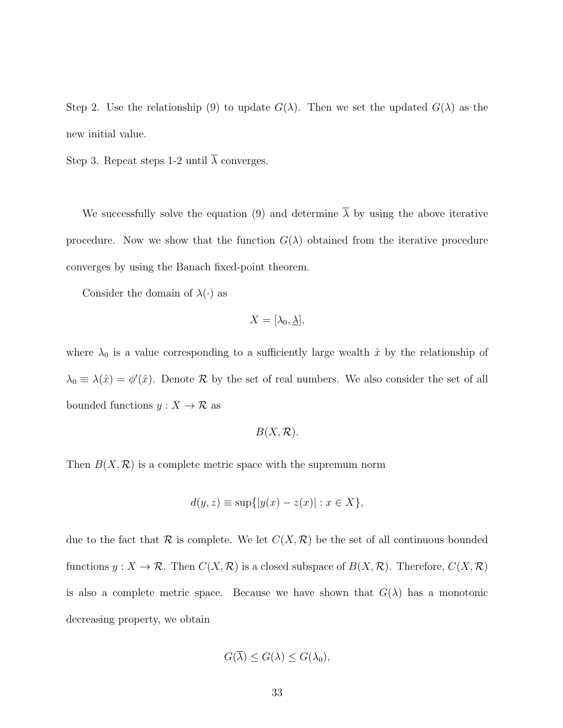Step 2. Use the relationship (9) to update $G(\lambda)$. Then we set the updated $G(\lambda)$ as the new initial value.

Step 3. Repeat steps 1-2 until $\overline{\lambda}$ converges.

We successfully solve the equation (9) and determine $\overline{\lambda}$ by using the above iterative procedure. Now we show that the function $G(\lambda)$ obtained from the iterative procedure converges by using the Banach fixed-point theorem.

Consider the domain of $\lambda(\cdot)$ as

$$X = [\lambda_0, \underline{\lambda}],$$

where $\lambda_0$ is a value corresponding to a sufficiently large wealth $\hat{x}$ by the relationship of $\lambda_0 \equiv \lambda(\hat{x}) = \phi'(\hat{x})$. Denote $\mathcal{R}$ by the set of real numbers. We also consider the set of all bounded functions $y : X \to \mathcal{R}$ as

$$B(X, \mathcal{R}).$$

Then $B(X, \mathcal{R})$ is a complete metric space with the supremum norm

$$d(y, z) \equiv \sup\{|y(x) - z(x)| : x \in X\},$$

due to the fact that $\mathcal{R}$ is complete. We let $C(X, \mathcal{R})$ be the set of all continuous bounded functions $y : X \to \mathcal{R}$. Then $C(X, \mathcal{R})$ is a closed subspace of $B(X, \mathcal{R})$. Therefore, $C(X, \mathcal{R})$ is also a complete metric space. Because we have shown that $G(\lambda)$ has a monotonic decreasing property, we obtain

$$G(\overline{\lambda}) \leq G(\lambda) \leq G(\lambda_0),$$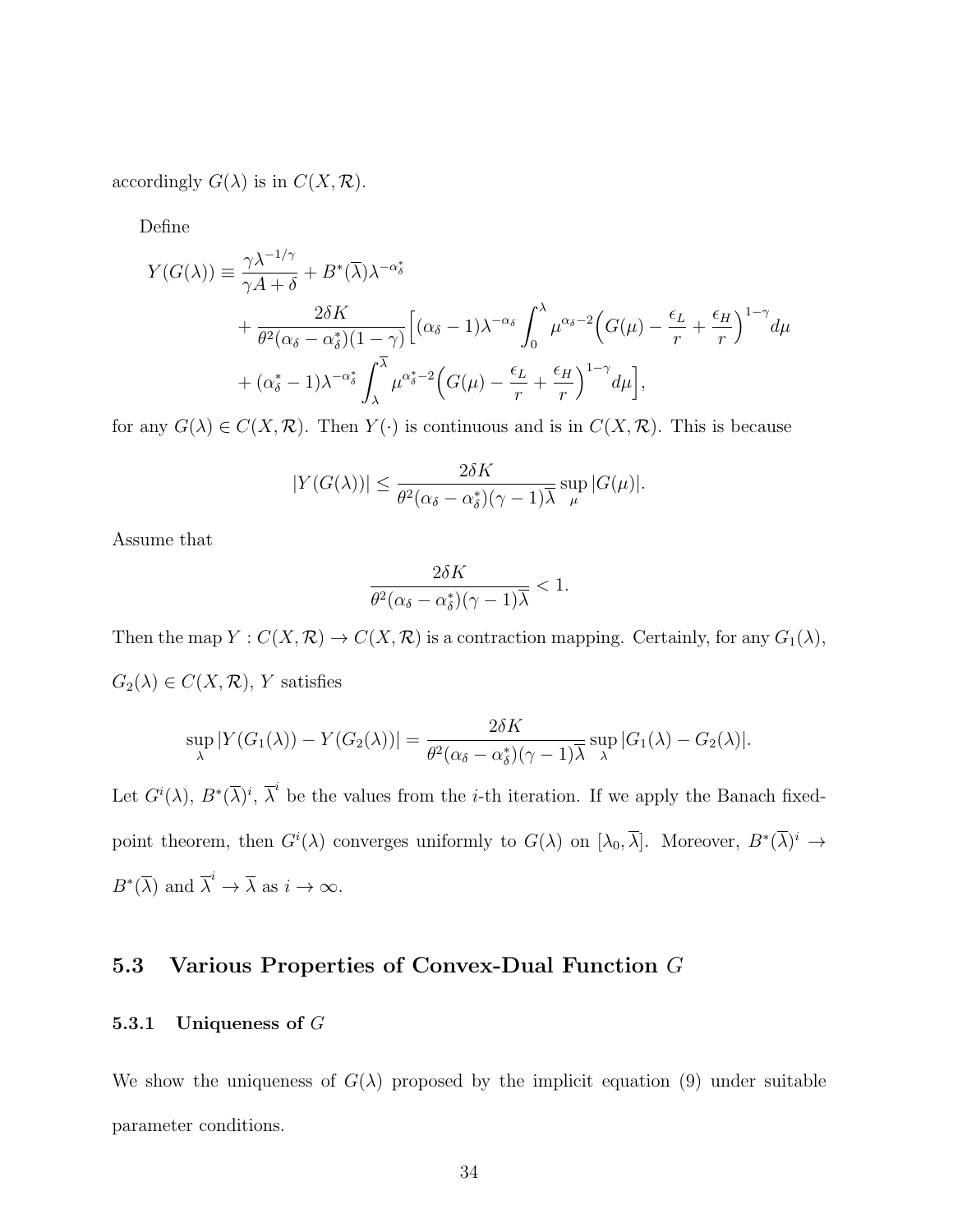accordingly $G(\lambda)$ is in $C(X, \mathcal{R})$.

Define

$$
\begin{aligned}
Y(G(\lambda)) \equiv \frac{\gamma \lambda^{-1/\gamma}}{\gamma A + \delta} + B^*(\overline{\lambda})\lambda^{-\alpha_\delta^*} \\
&+ \frac{2\delta K}{\theta^2(\alpha_\delta - \alpha_\delta^*)(1-\gamma)} \Big[(\alpha_\delta - 1)\lambda^{-\alpha_\delta} \int_0^\lambda \mu^{\alpha_\delta - 2}\Big(G(\mu) - \frac{\epsilon_L}{r} + \frac{\epsilon_H}{r}\Big)^{1-\gamma} d\mu \\
&+ (\alpha_\delta^* - 1)\lambda^{-\alpha_\delta^*} \int_\lambda^{\overline{\lambda}} \mu^{\alpha_\delta^* - 2}\Big(G(\mu) - \frac{\epsilon_L}{r} + \frac{\epsilon_H}{r}\Big)^{1-\gamma} d\mu\Big],
\end{aligned}
$$

for any $G(\lambda) \in C(X, \mathcal{R})$. Then $Y(\cdot)$ is continuous and is in $C(X, \mathcal{R})$. This is because

$$
|Y(G(\lambda))| \leq \frac{2\delta K}{\theta^2(\alpha_\delta - \alpha_\delta^*)(\gamma - 1)\overline{\lambda}} \sup_\mu |G(\mu)|.
$$

Assume that

$$
\frac{2\delta K}{\theta^2(\alpha_\delta - \alpha_\delta^*)(\gamma - 1)\overline{\lambda}} < 1.
$$

Then the map $Y : C(X, \mathcal{R}) \to C(X, \mathcal{R})$ is a contraction mapping. Certainly, for any $G_1(\lambda)$, $G_2(\lambda) \in C(X, \mathcal{R})$, $Y$ satisfies

$$
\sup_\lambda |Y(G_1(\lambda)) - Y(G_2(\lambda))| = \frac{2\delta K}{\theta^2(\alpha_\delta - \alpha_\delta^*)(\gamma - 1)\overline{\lambda}} \sup_\lambda |G_1(\lambda) - G_2(\lambda)|.
$$

Let $G^i(\lambda)$, $B^*(\overline{\lambda})^i$, $\overline{\lambda}^i$ be the values from the $i$-th iteration. If we apply the Banach fixed-point theorem, then $G^i(\lambda)$ converges uniformly to $G(\lambda)$ on $[\lambda_0, \overline{\lambda}]$. Moreover, $B^*(\overline{\lambda})^i \to B^*(\overline{\lambda})$ and $\overline{\lambda}^i \to \overline{\lambda}$ as $i \to \infty$.

## 5.3 Various Properties of Convex-Dual Function $G$

### 5.3.1 Uniqueness of $G$

We show the uniqueness of $G(\lambda)$ proposed by the implicit equation (9) under suitable parameter conditions.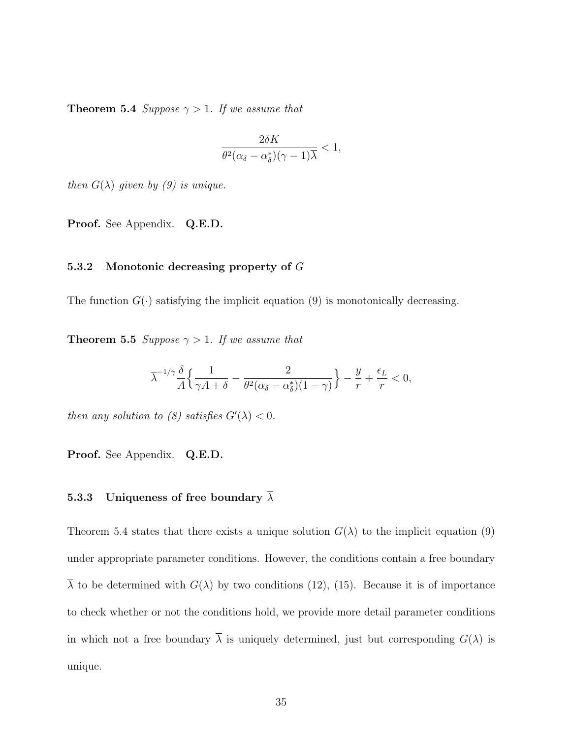**Theorem 5.4** *Suppose $\gamma > 1$. If we assume that*

$$\frac{2\delta K}{\theta^2(\alpha_\delta - \alpha_\delta^*)(\gamma - 1)\overline{\lambda}} < 1,$$

*then $G(\lambda)$ given by (9) is unique.*

**Proof.** See Appendix. **Q.E.D.**

### 5.3.2 Monotonic decreasing property of $G$

The function $G(\cdot)$ satisfying the implicit equation (9) is monotonically decreasing.

**Theorem 5.5** *Suppose $\gamma > 1$. If we assume that*

$$\overline{\lambda}^{-1/\gamma}\frac{\delta}{A}\Big\{\frac{1}{\gamma A + \delta} - \frac{2}{\theta^2(\alpha_\delta - \alpha_\delta^*)(1-\gamma)}\Big\} - \frac{y}{r} + \frac{\epsilon_L}{r} < 0,$$

*then any solution to (8) satisfies $G'(\lambda) < 0$.*

**Proof.** See Appendix. **Q.E.D.**

### 5.3.3 Uniqueness of free boundary $\overline{\lambda}$

Theorem 5.4 states that there exists a unique solution $G(\lambda)$ to the implicit equation (9) under appropriate parameter conditions. However, the conditions contain a free boundary $\overline{\lambda}$ to be determined with $G(\lambda)$ by two conditions (12), (15). Because it is of importance to check whether or not the conditions hold, we provide more detail parameter conditions in which not a free boundary $\overline{\lambda}$ is uniquely determined, just but corresponding $G(\lambda)$ is unique.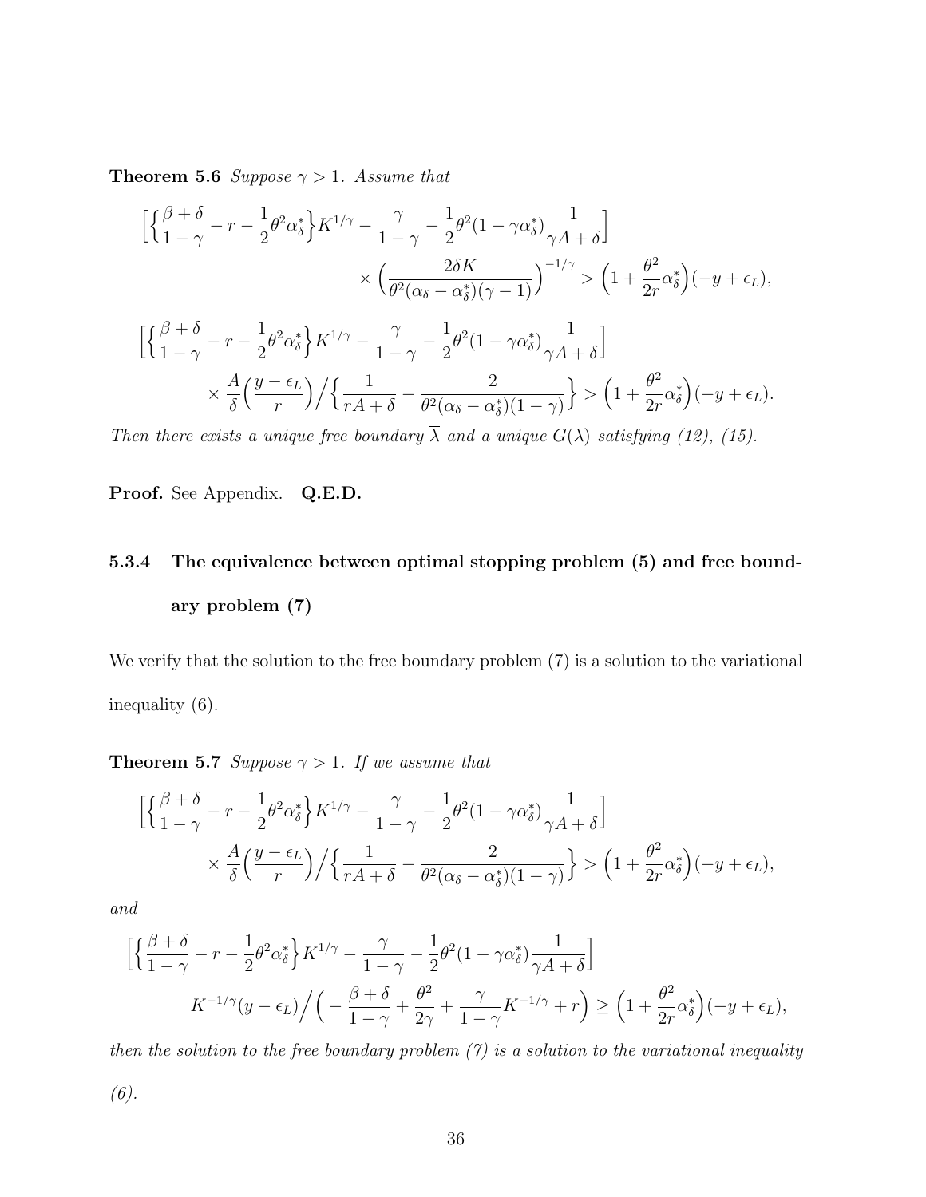**Theorem 5.6** *Suppose $\gamma > 1$. Assume that*

$$
\Big[\Big\{\frac{\beta+\delta}{1-\gamma} - r - \frac{1}{2}\theta^2\alpha_\delta^*\Big\}K^{1/\gamma} - \frac{\gamma}{1-\gamma} - \frac{1}{2}\theta^2(1-\gamma\alpha_\delta^*)\frac{1}{\gamma A+\delta}\Big] \times \Big(\frac{2\delta K}{\theta^2(\alpha_\delta - \alpha_\delta^*)(\gamma-1)}\Big)^{-1/\gamma} > \Big(1+\frac{\theta^2}{2r}\alpha_\delta^*\Big)(-y+\epsilon_L),
$$

$$
\Big[\Big\{\frac{\beta+\delta}{1-\gamma} - r - \frac{1}{2}\theta^2\alpha_\delta^*\Big\}K^{1/\gamma} - \frac{\gamma}{1-\gamma} - \frac{1}{2}\theta^2(1-\gamma\alpha_\delta^*)\frac{1}{\gamma A+\delta}\Big] \times \frac{A}{\delta}\Big(\frac{y-\epsilon_L}{r}\Big)\Big/\Big\{\frac{1}{rA+\delta} - \frac{2}{\theta^2(\alpha_\delta-\alpha_\delta^*)(1-\gamma)}\Big\} > \Big(1+\frac{\theta^2}{2r}\alpha_\delta^*\Big)(-y+\epsilon_L).
$$

*Then there exists a unique free boundary $\overline{\lambda}$ and a unique $G(\lambda)$ satisfying (12), (15).*

**Proof.** See Appendix. **Q.E.D.**

#### 5.3.4 The equivalence between optimal stopping problem (5) and free boundary problem (7)

We verify that the solution to the free boundary problem (7) is a solution to the variational inequality (6).

**Theorem 5.7** *Suppose $\gamma > 1$. If we assume that*

$$
\Big[\Big\{\frac{\beta+\delta}{1-\gamma} - r - \frac{1}{2}\theta^2\alpha_\delta^*\Big\}K^{1/\gamma} - \frac{\gamma}{1-\gamma} - \frac{1}{2}\theta^2(1-\gamma\alpha_\delta^*)\frac{1}{\gamma A+\delta}\Big] \times \frac{A}{\delta}\Big(\frac{y-\epsilon_L}{r}\Big)\Big/\Big\{\frac{1}{rA+\delta} - \frac{2}{\theta^2(\alpha_\delta-\alpha_\delta^*)(1-\gamma)}\Big\} > \Big(1+\frac{\theta^2}{2r}\alpha_\delta^*\Big)(-y+\epsilon_L),
$$

*and*

$$
\Big[\Big\{\frac{\beta+\delta}{1-\gamma} - r - \frac{1}{2}\theta^2\alpha_\delta^*\Big\}K^{1/\gamma} - \frac{\gamma}{1-\gamma} - \frac{1}{2}\theta^2(1-\gamma\alpha_\delta^*)\frac{1}{\gamma A+\delta}\Big] K^{-1/\gamma}(y-\epsilon_L)\Big/\Big(-\frac{\beta+\delta}{1-\gamma} + \frac{\theta^2}{2\gamma} + \frac{\gamma}{1-\gamma}K^{-1/\gamma} + r\Big) \geq \Big(1+\frac{\theta^2}{2r}\alpha_\delta^*\Big)(-y+\epsilon_L),
$$

*then the solution to the free boundary problem (7) is a solution to the variational inequality (6).*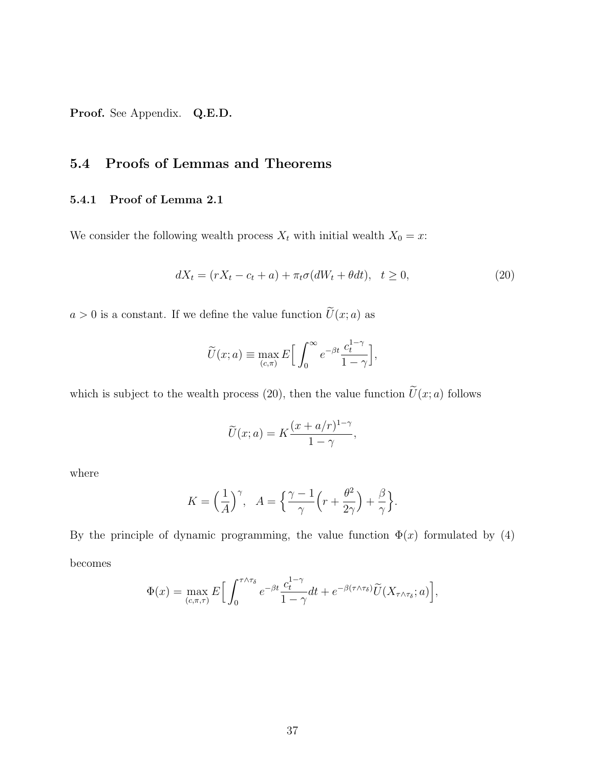**Proof.** See Appendix. **Q.E.D.**

## 5.4 Proofs of Lemmas and Theorems

### 5.4.1 Proof of Lemma 2.1

We consider the following wealth process $X_t$ with initial wealth $X_0 = x$:

$$dX_t = (rX_t - c_t + a) + \pi_t \sigma (dW_t + \theta dt), \quad t \geq 0, \tag{20}$$

$a > 0$ is a constant. If we define the value function $\widetilde{U}(x; a)$ as

$$\widetilde{U}(x; a) \equiv \max_{(c,\pi)} E\Big[\int_0^\infty e^{-\beta t} \frac{c_t^{1-\gamma}}{1-\gamma}\Big],$$

which is subject to the wealth process (20), then the value function $\widetilde{U}(x; a)$ follows

$$\widetilde{U}(x; a) = K \frac{(x + a/r)^{1-\gamma}}{1-\gamma},$$

where

$$K = \Big(\frac{1}{A}\Big)^{\gamma}, \quad A = \Big\{\frac{\gamma - 1}{\gamma}\Big(r + \frac{\theta^2}{2\gamma}\Big) + \frac{\beta}{\gamma}\Big\}.$$

By the principle of dynamic programming, the value function $\Phi(x)$ formulated by (4) becomes

$$\Phi(x) = \max_{(c,\pi,\tau)} E\Big[\int_0^{\tau \wedge \tau_\delta} e^{-\beta t} \frac{c_t^{1-\gamma}}{1-\gamma} dt + e^{-\beta(\tau \wedge \tau_\delta)} \widetilde{U}(X_{\tau \wedge \tau_\delta}; a)\Big],$$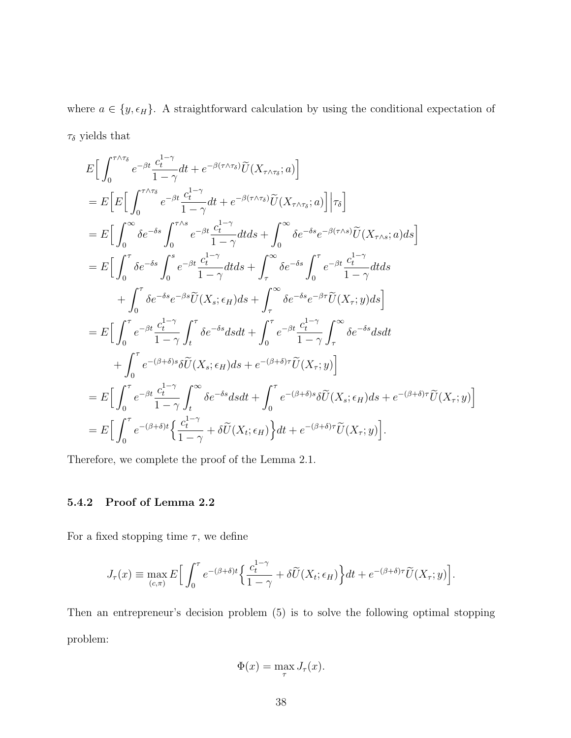where $a \in \{y, \epsilon_H\}$. A straightforward calculation by using the conditional expectation of $\tau_\delta$ yields that

$$
\begin{aligned}
&E\Big[\int_0^{\tau\wedge\tau_\delta} e^{-\beta t}\frac{c_t^{1-\gamma}}{1-\gamma}dt + e^{-\beta(\tau\wedge\tau_\delta)}\widetilde{U}(X_{\tau\wedge\tau_\delta}; a)\Big] \\
&= E\Big[E\Big[\int_0^{\tau\wedge\tau_\delta} e^{-\beta t}\frac{c_t^{1-\gamma}}{1-\gamma}dt + e^{-\beta(\tau\wedge\tau_\delta)}\widetilde{U}(X_{\tau\wedge\tau_\delta}; a)\Big]\Big|\tau_\delta\Big] \\
&= E\Big[\int_0^{\infty} \delta e^{-\delta s}\int_0^{\tau\wedge s} e^{-\beta t}\frac{c_t^{1-\gamma}}{1-\gamma}dtds + \int_0^{\infty}\delta e^{-\delta s}e^{-\beta(\tau\wedge s)}\widetilde{U}(X_{\tau\wedge s}; a)ds\Big] \\
&= E\Big[\int_0^{\tau} \delta e^{-\delta s}\int_0^{s} e^{-\beta t}\frac{c_t^{1-\gamma}}{1-\gamma}dtds + \int_\tau^{\infty}\delta e^{-\delta s}\int_0^{\tau} e^{-\beta t}\frac{c_t^{1-\gamma}}{1-\gamma}dtds \\
&\qquad + \int_0^{\tau}\delta e^{-\delta s}e^{-\beta s}\widetilde{U}(X_s; \epsilon_H)ds + \int_\tau^{\infty}\delta e^{-\delta s}e^{-\beta\tau}\widetilde{U}(X_\tau; y)ds\Big] \\
&= E\Big[\int_0^{\tau} e^{-\beta t}\frac{c_t^{1-\gamma}}{1-\gamma}\int_t^{\tau}\delta e^{-\delta s}dsdt + \int_0^{\tau} e^{-\beta t}\frac{c_t^{1-\gamma}}{1-\gamma}\int_\tau^{\infty}\delta e^{-\delta s}dsdt \\
&\qquad + \int_0^{\tau} e^{-(\beta+\delta)s}\delta\widetilde{U}(X_s; \epsilon_H)ds + e^{-(\beta+\delta)\tau}\widetilde{U}(X_\tau; y)\Big] \\
&= E\Big[\int_0^{\tau} e^{-\beta t}\frac{c_t^{1-\gamma}}{1-\gamma}\int_t^{\infty}\delta e^{-\delta s}dsdt + \int_0^{\tau} e^{-(\beta+\delta)s}\delta\widetilde{U}(X_s; \epsilon_H)ds + e^{-(\beta+\delta)\tau}\widetilde{U}(X_\tau; y)\Big] \\
&= E\Big[\int_0^{\tau} e^{-(\beta+\delta)t}\Big\{\frac{c_t^{1-\gamma}}{1-\gamma} + \delta\widetilde{U}(X_t; \epsilon_H)\Big\}dt + e^{-(\beta+\delta)\tau}\widetilde{U}(X_\tau; y)\Big].
\end{aligned}
$$

Therefore, we complete the proof of the Lemma 2.1.

### 5.4.2 Proof of Lemma 2.2

For a fixed stopping time $\tau$, we define

$$
J_\tau(x) \equiv \max_{(c,\pi)} E\Big[\int_0^{\tau} e^{-(\beta+\delta)t}\Big\{\frac{c_t^{1-\gamma}}{1-\gamma} + \delta\widetilde{U}(X_t; \epsilon_H)\Big\}dt + e^{-(\beta+\delta)\tau}\widetilde{U}(X_\tau; y)\Big].
$$

Then an entrepreneur's decision problem (5) is to solve the following optimal stopping problem:

$$
\Phi(x) = \max_{\tau} J_\tau(x).
$$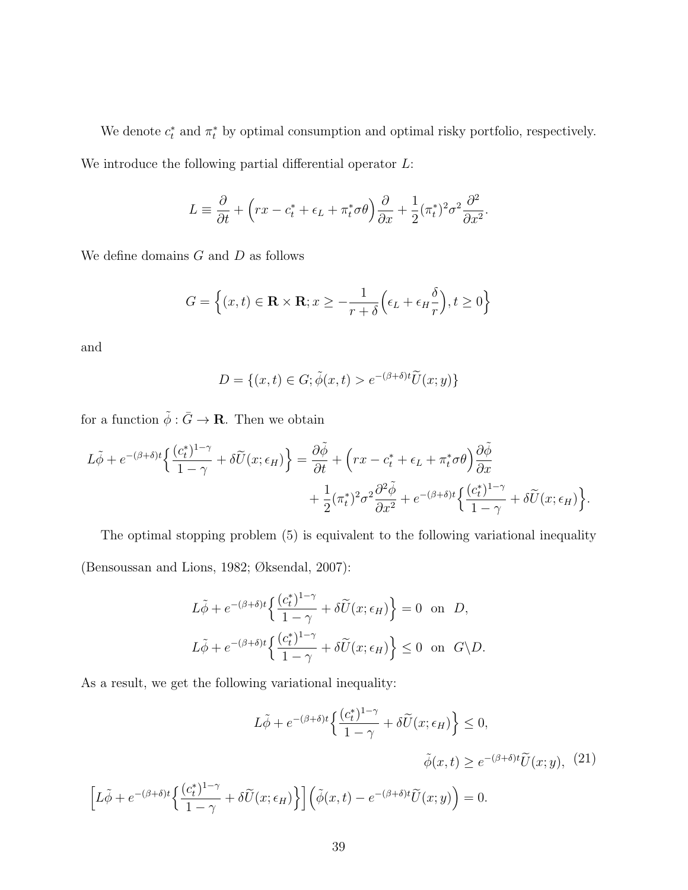We denote $c_t^*$ and $\pi_t^*$ by optimal consumption and optimal risky portfolio, respectively. We introduce the following partial differential operator $L$:

$$L \equiv \frac{\partial}{\partial t} + \Big(rx - c_t^* + \epsilon_L + \pi_t^* \sigma\theta\Big)\frac{\partial}{\partial x} + \frac{1}{2}(\pi_t^*)^2\sigma^2\frac{\partial^2}{\partial x^2}.$$

We define domains $G$ and $D$ as follows

$$G = \Big\{(x,t) \in \mathbf{R}\times\mathbf{R}; x \geq -\frac{1}{r+\delta}\Big(\epsilon_L + \epsilon_H\frac{\delta}{r}\Big), t \geq 0\Big\}$$

and

$$D = \{(x,t) \in G; \tilde{\phi}(x,t) > e^{-(\beta+\delta)t}\widetilde{U}(x;y)\}$$

for a function $\tilde{\phi} : \bar{G} \to \mathbf{R}$. Then we obtain

$$\begin{aligned} L\tilde{\phi} + e^{-(\beta+\delta)t}\Big\{\frac{(c_t^*)^{1-\gamma}}{1-\gamma} + \delta\widetilde{U}(x;\epsilon_H)\Big\} = {} & \frac{\partial\tilde{\phi}}{\partial t} + \Big(rx - c_t^* + \epsilon_L + \pi_t^*\sigma\theta\Big)\frac{\partial\tilde{\phi}}{\partial x} \\ & + \frac{1}{2}(\pi_t^*)^2\sigma^2\frac{\partial^2\tilde{\phi}}{\partial x^2} + e^{-(\beta+\delta)t}\Big\{\frac{(c_t^*)^{1-\gamma}}{1-\gamma} + \delta\widetilde{U}(x;\epsilon_H)\Big\}. \end{aligned}$$

The optimal stopping problem (5) is equivalent to the following variational inequality (Bensoussan and Lions, 1982; Øksendal, 2007):

$$\begin{aligned} L\tilde{\phi} + e^{-(\beta+\delta)t}\Big\{\frac{(c_t^*)^{1-\gamma}}{1-\gamma} + \delta\widetilde{U}(x;\epsilon_H)\Big\} &= 0 \quad \text{on} \quad D, \\ L\tilde{\phi} + e^{-(\beta+\delta)t}\Big\{\frac{(c_t^*)^{1-\gamma}}{1-\gamma} + \delta\widetilde{U}(x;\epsilon_H)\Big\} &\leq 0 \quad \text{on} \quad G\backslash D. \end{aligned}$$

As a result, we get the following variational inequality:

$$\begin{aligned} & L\tilde{\phi} + e^{-(\beta+\delta)t}\Big\{\frac{(c_t^*)^{1-\gamma}}{1-\gamma} + \delta\widetilde{U}(x;\epsilon_H)\Big\} \leq 0, \\ & \tilde{\phi}(x,t) \geq e^{-(\beta+\delta)t}\widetilde{U}(x;y), \\ & \Big[L\tilde{\phi} + e^{-(\beta+\delta)t}\Big\{\frac{(c_t^*)^{1-\gamma}}{1-\gamma} + \delta\widetilde{U}(x;\epsilon_H)\Big\}\Big]\Big(\tilde{\phi}(x,t) - e^{-(\beta+\delta)t}\widetilde{U}(x;y)\Big) = 0. \end{aligned} \tag{21}$$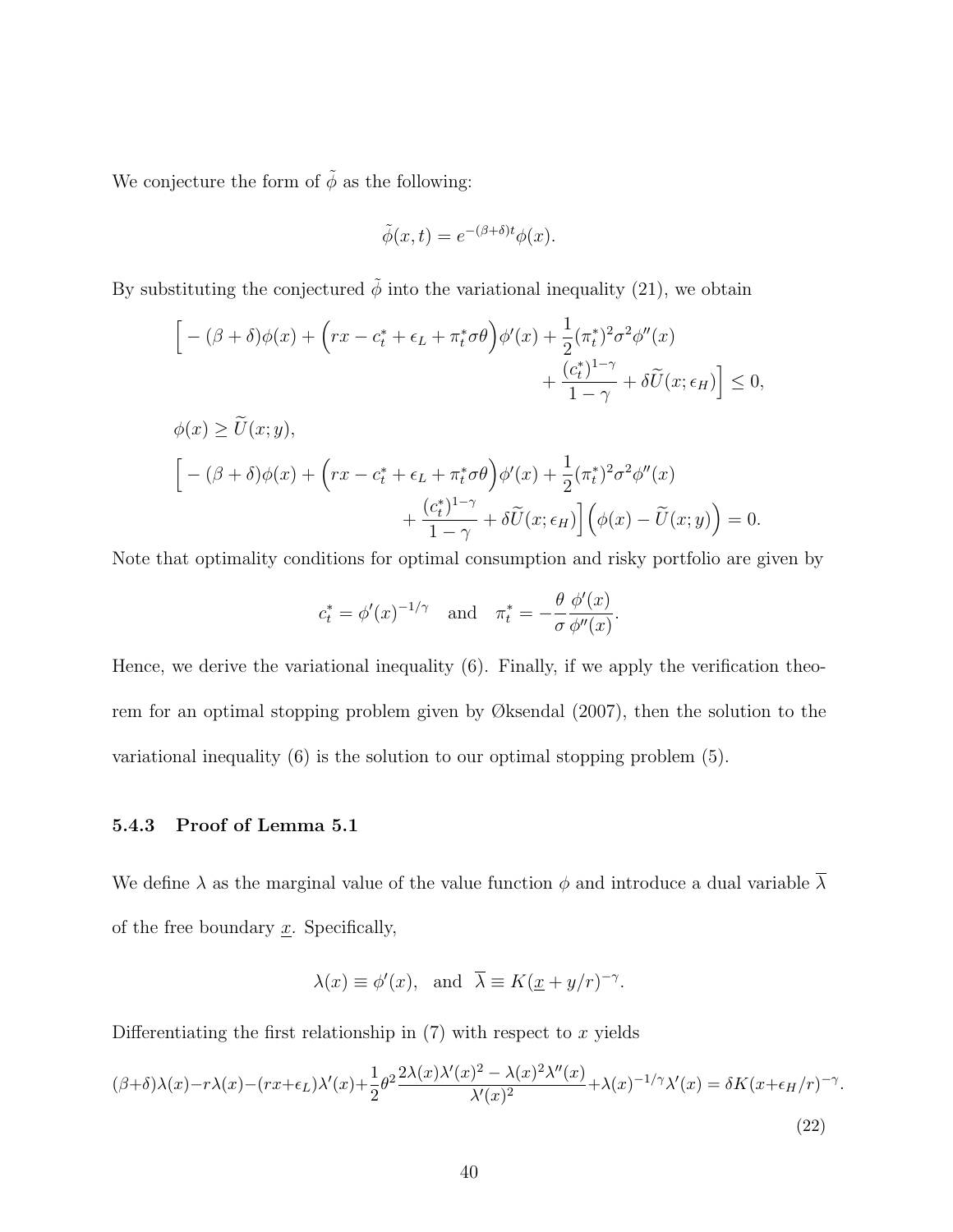We conjecture the form of $\tilde{\phi}$ as the following:

$$\tilde{\phi}(x,t) = e^{-(\beta+\delta)t}\phi(x).$$

By substituting the conjectured $\tilde{\phi}$ into the variational inequality (21), we obtain

$$\begin{aligned}
&\Big[ -(\beta+\delta)\phi(x) + \Big(rx - c_t^* + \epsilon_L + \pi_t^*\sigma\theta\Big)\phi'(x) + \frac{1}{2}(\pi_t^*)^2\sigma^2\phi''(x) \\
&\qquad\qquad\qquad\qquad + \frac{(c_t^*)^{1-\gamma}}{1-\gamma} + \delta\widetilde{U}(x;\epsilon_H)\Big] \leq 0, \\
&\phi(x) \geq \widetilde{U}(x;y), \\
&\Big[ -(\beta+\delta)\phi(x) + \Big(rx - c_t^* + \epsilon_L + \pi_t^*\sigma\theta\Big)\phi'(x) + \frac{1}{2}(\pi_t^*)^2\sigma^2\phi''(x) \\
&\qquad\qquad\qquad + \frac{(c_t^*)^{1-\gamma}}{1-\gamma} + \delta\widetilde{U}(x;\epsilon_H)\Big]\Big(\phi(x) - \widetilde{U}(x;y)\Big) = 0.
\end{aligned}$$

Note that optimality conditions for optimal consumption and risky portfolio are given by

$$c_t^* = \phi'(x)^{-1/\gamma} \quad \text{and} \quad \pi_t^* = -\frac{\theta}{\sigma}\frac{\phi'(x)}{\phi''(x)}.$$

Hence, we derive the variational inequality (6). Finally, if we apply the verification theorem for an optimal stopping problem given by Øksendal (2007), then the solution to the variational inequality (6) is the solution to our optimal stopping problem (5).

### 5.4.3 Proof of Lemma 5.1

We define $\lambda$ as the marginal value of the value function $\phi$ and introduce a dual variable $\overline{\lambda}$ of the free boundary $\underline{x}$. Specifically,

$$\lambda(x) \equiv \phi'(x), \quad \text{and} \quad \overline{\lambda} \equiv K(\underline{x} + y/r)^{-\gamma}.$$

Differentiating the first relationship in (7) with respect to $x$ yields

$$(\beta+\delta)\lambda(x) - r\lambda(x) - (rx+\epsilon_L)\lambda'(x) + \frac{1}{2}\theta^2\frac{2\lambda(x)\lambda'(x)^2 - \lambda(x)^2\lambda''(x)}{\lambda'(x)^2} + \lambda(x)^{-1/\gamma}\lambda'(x) = \delta K(x+\epsilon_H/r)^{-\gamma}. \tag{22}$$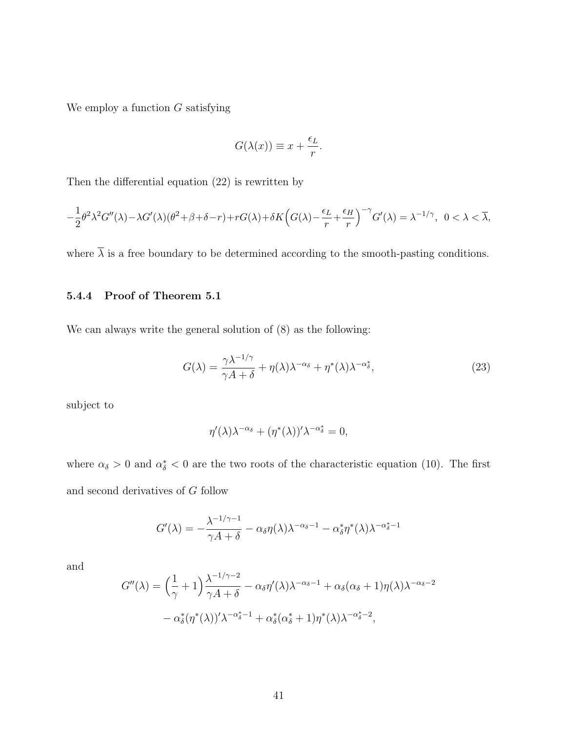We employ a function $G$ satisfying

$$G(\lambda(x)) \equiv x + \frac{\epsilon_L}{r}.$$

Then the differential equation (22) is rewritten by

$$-\frac{1}{2}\theta^2\lambda^2 G''(\lambda) - \lambda G'(\lambda)(\theta^2+\beta+\delta-r) + rG(\lambda) + \delta K\Big(G(\lambda) - \frac{\epsilon_L}{r} + \frac{\epsilon_H}{r}\Big)^{-\gamma} G'(\lambda) = \lambda^{-1/\gamma}, \;\; 0 < \lambda < \overline{\lambda},$$

where $\overline{\lambda}$ is a free boundary to be determined according to the smooth-pasting conditions.

### 5.4.4 Proof of Theorem 5.1

We can always write the general solution of (8) as the following:

$$G(\lambda) = \frac{\gamma \lambda^{-1/\gamma}}{\gamma A + \delta} + \eta(\lambda)\lambda^{-\alpha_\delta} + \eta^*(\lambda)\lambda^{-\alpha_\delta^*}, \tag{23}$$

subject to

$$\eta'(\lambda)\lambda^{-\alpha_\delta} + (\eta^*(\lambda))'\lambda^{-\alpha_\delta^*} = 0,$$

where $\alpha_\delta > 0$ and $\alpha_\delta^* < 0$ are the two roots of the characteristic equation (10). The first and second derivatives of $G$ follow

$$G'(\lambda) = -\frac{\lambda^{-1/\gamma-1}}{\gamma A + \delta} - \alpha_\delta \eta(\lambda)\lambda^{-\alpha_\delta - 1} - \alpha_\delta^* \eta^*(\lambda)\lambda^{-\alpha_\delta^* - 1}$$

and

$$\begin{aligned} G''(\lambda) = \Big(\frac{1}{\gamma} + 1\Big)\frac{\lambda^{-1/\gamma-2}}{\gamma A + \delta} - \alpha_\delta \eta'(\lambda)\lambda^{-\alpha_\delta - 1} + \alpha_\delta(\alpha_\delta + 1)\eta(\lambda)\lambda^{-\alpha_\delta - 2} \\ - \alpha_\delta^*(\eta^*(\lambda))'\lambda^{-\alpha_\delta^* - 1} + \alpha_\delta^*(\alpha_\delta^* + 1)\eta^*(\lambda)\lambda^{-\alpha_\delta^* - 2}, \end{aligned}$$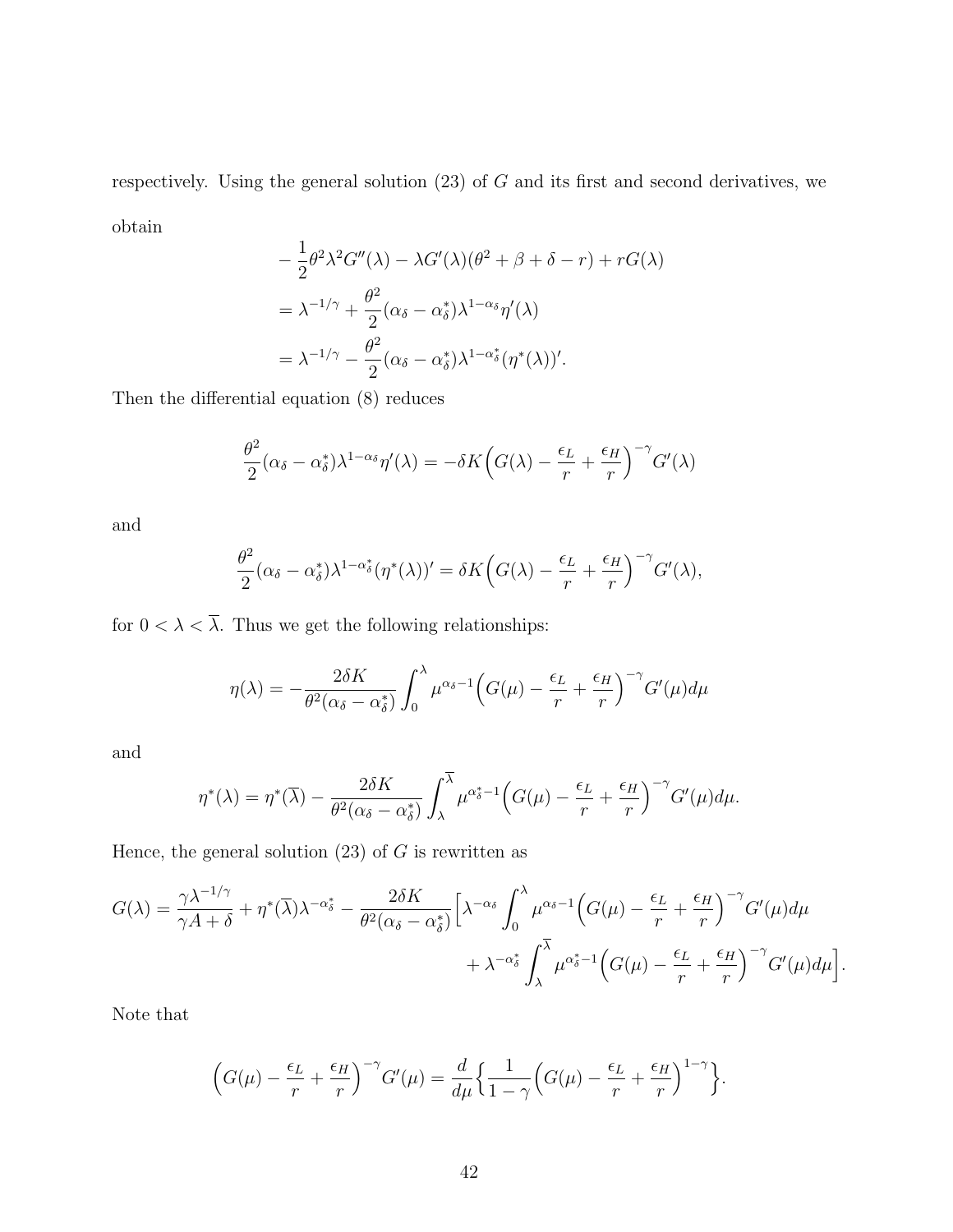respectively. Using the general solution (23) of $G$ and its first and second derivatives, we obtain

$$
\begin{aligned}
&-\frac{1}{2}\theta^2\lambda^2 G''(\lambda) - \lambda G'(\lambda)(\theta^2 + \beta + \delta - r) + rG(\lambda) \\
&= \lambda^{-1/\gamma} + \frac{\theta^2}{2}(\alpha_\delta - \alpha_\delta^*)\lambda^{1-\alpha_\delta}\eta'(\lambda) \\
&= \lambda^{-1/\gamma} - \frac{\theta^2}{2}(\alpha_\delta - \alpha_\delta^*)\lambda^{1-\alpha_\delta^*}(\eta^*(\lambda))'.
\end{aligned}
$$

Then the differential equation (8) reduces

$$
\frac{\theta^2}{2}(\alpha_\delta - \alpha_\delta^*)\lambda^{1-\alpha_\delta}\eta'(\lambda) = -\delta K\Big(G(\lambda) - \frac{\epsilon_L}{r} + \frac{\epsilon_H}{r}\Big)^{-\gamma} G'(\lambda)
$$

and

$$
\frac{\theta^2}{2}(\alpha_\delta - \alpha_\delta^*)\lambda^{1-\alpha_\delta^*}(\eta^*(\lambda))' = \delta K\Big(G(\lambda) - \frac{\epsilon_L}{r} + \frac{\epsilon_H}{r}\Big)^{-\gamma} G'(\lambda),
$$

for $0 < \lambda < \overline{\lambda}$. Thus we get the following relationships:

$$
\eta(\lambda) = -\frac{2\delta K}{\theta^2(\alpha_\delta - \alpha_\delta^*)}\int_0^\lambda \mu^{\alpha_\delta - 1}\Big(G(\mu) - \frac{\epsilon_L}{r} + \frac{\epsilon_H}{r}\Big)^{-\gamma} G'(\mu)d\mu
$$

and

$$
\eta^*(\lambda) = \eta^*(\overline{\lambda}) - \frac{2\delta K}{\theta^2(\alpha_\delta - \alpha_\delta^*)}\int_\lambda^{\overline{\lambda}} \mu^{\alpha_\delta^* - 1}\Big(G(\mu) - \frac{\epsilon_L}{r} + \frac{\epsilon_H}{r}\Big)^{-\gamma} G'(\mu)d\mu.
$$

Hence, the general solution (23) of $G$ is rewritten as

$$
\begin{aligned}
G(\lambda) = \frac{\gamma\lambda^{-1/\gamma}}{\gamma A + \delta} + \eta^*(\overline{\lambda})\lambda^{-\alpha_\delta^*} - \frac{2\delta K}{\theta^2(\alpha_\delta - \alpha_\delta^*)}\Big[&\lambda^{-\alpha_\delta}\int_0^\lambda \mu^{\alpha_\delta - 1}\Big(G(\mu) - \frac{\epsilon_L}{r} + \frac{\epsilon_H}{r}\Big)^{-\gamma} G'(\mu)d\mu \\
&+ \lambda^{-\alpha_\delta^*}\int_\lambda^{\overline{\lambda}} \mu^{\alpha_\delta^* - 1}\Big(G(\mu) - \frac{\epsilon_L}{r} + \frac{\epsilon_H}{r}\Big)^{-\gamma} G'(\mu)d\mu\Big].
\end{aligned}
$$

Note that

$$
\Big(G(\mu) - \frac{\epsilon_L}{r} + \frac{\epsilon_H}{r}\Big)^{-\gamma} G'(\mu) = \frac{d}{d\mu}\Big\{\frac{1}{1-\gamma}\Big(G(\mu) - \frac{\epsilon_L}{r} + \frac{\epsilon_H}{r}\Big)^{1-\gamma}\Big\}.
$$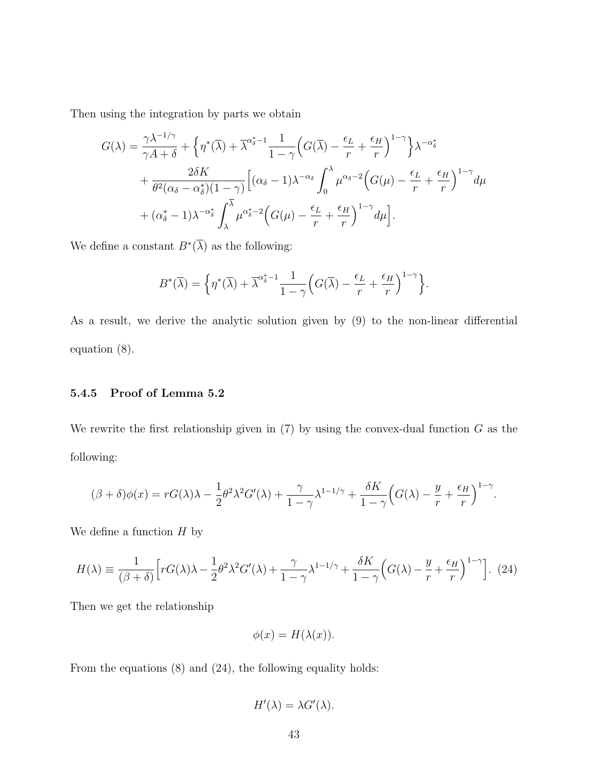Then using the integration by parts we obtain

$$
\begin{aligned}
G(\lambda) = &\frac{\gamma \lambda^{-1/\gamma}}{\gamma A + \delta} + \Big\{ \eta^*(\overline{\lambda}) + \overline{\lambda}^{\alpha_\delta^* - 1} \frac{1}{1-\gamma} \Big( G(\overline{\lambda}) - \frac{\epsilon_L}{r} + \frac{\epsilon_H}{r} \Big)^{1-\gamma} \Big\} \lambda^{-\alpha_\delta^*} \\
&+ \frac{2\delta K}{\theta^2(\alpha_\delta - \alpha_\delta^*)(1-\gamma)} \Big[ (\alpha_\delta - 1)\lambda^{-\alpha_\delta} \int_0^\lambda \mu^{\alpha_\delta - 2} \Big( G(\mu) - \frac{\epsilon_L}{r} + \frac{\epsilon_H}{r} \Big)^{1-\gamma} d\mu \\
&+ (\alpha_\delta^* - 1)\lambda^{-\alpha_\delta^*} \int_\lambda^{\overline{\lambda}} \mu^{\alpha_\delta^* - 2} \Big( G(\mu) - \frac{\epsilon_L}{r} + \frac{\epsilon_H}{r} \Big)^{1-\gamma} d\mu \Big].
\end{aligned}
$$

We define a constant $B^*(\overline{\lambda})$ as the following:

$$
B^*(\overline{\lambda}) = \Big\{ \eta^*(\overline{\lambda}) + \overline{\lambda}^{\alpha_\delta^* - 1} \frac{1}{1-\gamma} \Big( G(\overline{\lambda}) - \frac{\epsilon_L}{r} + \frac{\epsilon_H}{r} \Big)^{1-\gamma} \Big\}.
$$

As a result, we derive the analytic solution given by (9) to the non-linear differential equation (8).

### 5.4.5 Proof of Lemma 5.2

We rewrite the first relationship given in (7) by using the convex-dual function $G$ as the following:

$$
(\beta + \delta)\phi(x) = rG(\lambda)\lambda - \frac{1}{2}\theta^2\lambda^2 G'(\lambda) + \frac{\gamma}{1-\gamma}\lambda^{1-1/\gamma} + \frac{\delta K}{1-\gamma}\Big( G(\lambda) - \frac{y}{r} + \frac{\epsilon_H}{r} \Big)^{1-\gamma}.
$$

We define a function $H$ by

$$
H(\lambda) \equiv \frac{1}{(\beta+\delta)} \Big[ rG(\lambda)\lambda - \frac{1}{2}\theta^2\lambda^2 G'(\lambda) + \frac{\gamma}{1-\gamma}\lambda^{1-1/\gamma} + \frac{\delta K}{1-\gamma}\Big( G(\lambda) - \frac{y}{r} + \frac{\epsilon_H}{r} \Big)^{1-\gamma} \Big]. \quad (24)
$$

Then we get the relationship

$$
\phi(x) = H(\lambda(x)).
$$

From the equations (8) and (24), the following equality holds:

$$
H'(\lambda) = \lambda G'(\lambda).
$$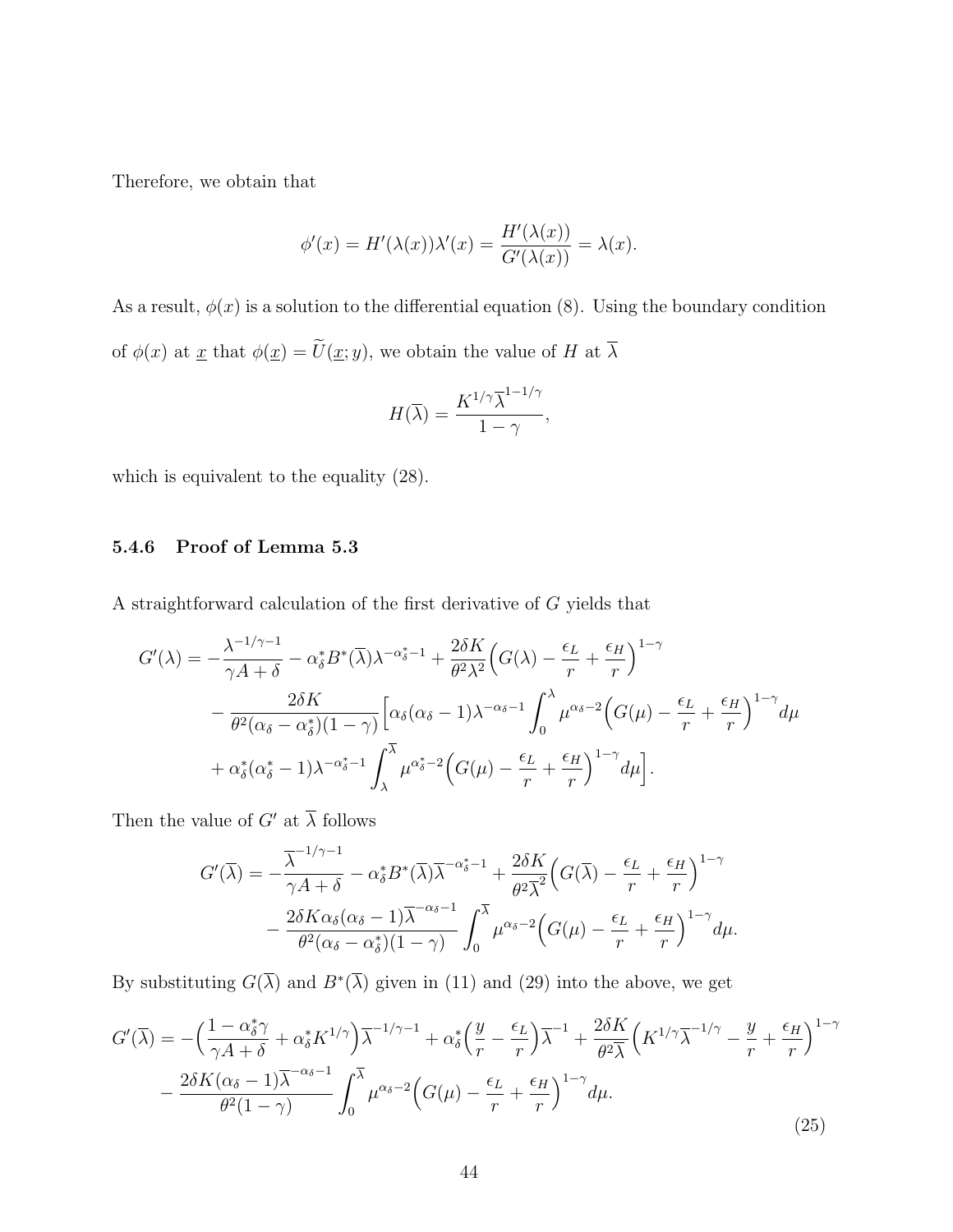Therefore, we obtain that

$$\phi'(x) = H'(\lambda(x))\lambda'(x) = \frac{H'(\lambda(x))}{G'(\lambda(x))} = \lambda(x).$$

As a result, $\phi(x)$ is a solution to the differential equation (8). Using the boundary condition of $\phi(x)$ at $\underline{x}$ that $\phi(\underline{x}) = \widetilde{U}(\underline{x}; y)$, we obtain the value of $H$ at $\overline{\lambda}$

$$H(\overline{\lambda}) = \frac{K^{1/\gamma}\overline{\lambda}^{1-1/\gamma}}{1-\gamma},$$

which is equivalent to the equality (28).

#### 5.4.6 Proof of Lemma 5.3

A straightforward calculation of the first derivative of $G$ yields that

$$\begin{aligned}
G'(\lambda) = & -\frac{\lambda^{-1/\gamma-1}}{\gamma A + \delta} - \alpha_\delta^* B^*(\overline{\lambda})\lambda^{-\alpha_\delta^*-1} + \frac{2\delta K}{\theta^2\lambda^2}\Big(G(\lambda) - \frac{\epsilon_L}{r} + \frac{\epsilon_H}{r}\Big)^{1-\gamma} \\
& - \frac{2\delta K}{\theta^2(\alpha_\delta - \alpha_\delta^*)(1-\gamma)}\Big[\alpha_\delta(\alpha_\delta - 1)\lambda^{-\alpha_\delta-1}\int_0^\lambda \mu^{\alpha_\delta-2}\Big(G(\mu) - \frac{\epsilon_L}{r} + \frac{\epsilon_H}{r}\Big)^{1-\gamma} d\mu \\
& + \alpha_\delta^*(\alpha_\delta^* - 1)\lambda^{-\alpha_\delta^*-1}\int_\lambda^{\overline{\lambda}} \mu^{\alpha_\delta^*-2}\Big(G(\mu) - \frac{\epsilon_L}{r} + \frac{\epsilon_H}{r}\Big)^{1-\gamma} d\mu\Big].
\end{aligned}$$

Then the value of $G'$ at $\overline{\lambda}$ follows

$$\begin{aligned}
G'(\overline{\lambda}) = & -\frac{\overline{\lambda}^{-1/\gamma-1}}{\gamma A + \delta} - \alpha_\delta^* B^*(\overline{\lambda})\overline{\lambda}^{-\alpha_\delta^*-1} + \frac{2\delta K}{\theta^2\overline{\lambda}^2}\Big(G(\overline{\lambda}) - \frac{\epsilon_L}{r} + \frac{\epsilon_H}{r}\Big)^{1-\gamma} \\
& - \frac{2\delta K\alpha_\delta(\alpha_\delta - 1)\overline{\lambda}^{-\alpha_\delta-1}}{\theta^2(\alpha_\delta - \alpha_\delta^*)(1-\gamma)}\int_0^{\overline{\lambda}} \mu^{\alpha_\delta-2}\Big(G(\mu) - \frac{\epsilon_L}{r} + \frac{\epsilon_H}{r}\Big)^{1-\gamma} d\mu.
\end{aligned}$$

By substituting $G(\overline{\lambda})$ and $B^*(\overline{\lambda})$ given in (11) and (29) into the above, we get

$$\begin{aligned}
G'(\overline{\lambda}) = & -\Big(\frac{1-\alpha_\delta^*\gamma}{\gamma A + \delta} + \alpha_\delta^* K^{1/\gamma}\Big)\overline{\lambda}^{-1/\gamma-1} + \alpha_\delta^*\Big(\frac{y}{r} - \frac{\epsilon_L}{r}\Big)\overline{\lambda}^{-1} + \frac{2\delta K}{\theta^2\overline{\lambda}}\Big(K^{1/\gamma}\overline{\lambda}^{-1/\gamma} - \frac{y}{r} + \frac{\epsilon_H}{r}\Big)^{1-\gamma} \\
& - \frac{2\delta K(\alpha_\delta - 1)\overline{\lambda}^{-\alpha_\delta-1}}{\theta^2(1-\gamma)}\int_0^{\overline{\lambda}} \mu^{\alpha_\delta-2}\Big(G(\mu) - \frac{\epsilon_L}{r} + \frac{\epsilon_H}{r}\Big)^{1-\gamma} d\mu.
\end{aligned} \tag{25}$$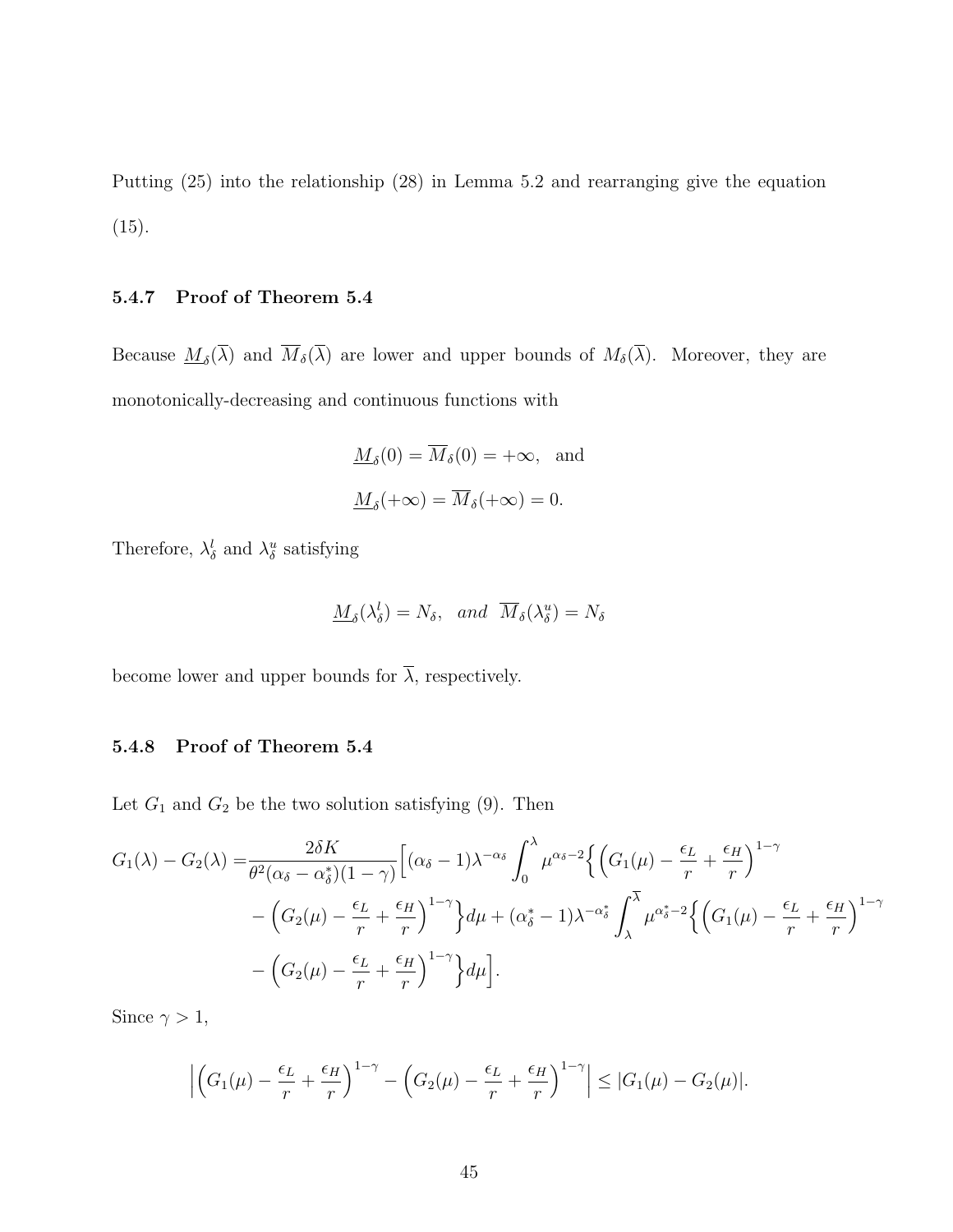Putting (25) into the relationship (28) in Lemma 5.2 and rearranging give the equation (15).

### 5.4.7 Proof of Theorem 5.4

Because $\underline{M}_\delta(\overline{\lambda})$ and $\overline{M}_\delta(\overline{\lambda})$ are lower and upper bounds of $M_\delta(\overline{\lambda})$. Moreover, they are monotonically-decreasing and continuous functions with

$$\underline{M}_\delta(0) = \overline{M}_\delta(0) = +\infty, \quad \text{and}$$

$$\underline{M}_\delta(+\infty) = \overline{M}_\delta(+\infty) = 0.$$

Therefore, $\lambda_\delta^l$ and $\lambda_\delta^u$ satisfying

$$\underline{M}_\delta(\lambda_\delta^l) = N_\delta, \quad \textit{and} \quad \overline{M}_\delta(\lambda_\delta^u) = N_\delta$$

become lower and upper bounds for $\overline{\lambda}$, respectively.

### 5.4.8 Proof of Theorem 5.4

Let $G_1$ and $G_2$ be the two solution satisfying (9). Then

$$\begin{aligned}
G_1(\lambda) - G_2(\lambda) =& \frac{2\delta K}{\theta^2(\alpha_\delta - \alpha_\delta^*)(1-\gamma)}\Big[(\alpha_\delta - 1)\lambda^{-\alpha_\delta}\int_0^\lambda \mu^{\alpha_\delta - 2}\Big\{\Big(G_1(\mu) - \frac{\epsilon_L}{r} + \frac{\epsilon_H}{r}\Big)^{1-\gamma} \\
&- \Big(G_2(\mu) - \frac{\epsilon_L}{r} + \frac{\epsilon_H}{r}\Big)^{1-\gamma}\Big\}d\mu + (\alpha_\delta^* - 1)\lambda^{-\alpha_\delta^*}\int_\lambda^{\overline{\lambda}} \mu^{\alpha_\delta^* - 2}\Big\{\Big(G_1(\mu) - \frac{\epsilon_L}{r} + \frac{\epsilon_H}{r}\Big)^{1-\gamma} \\
&- \Big(G_2(\mu) - \frac{\epsilon_L}{r} + \frac{\epsilon_H}{r}\Big)^{1-\gamma}\Big\}d\mu\Big].
\end{aligned}$$

Since $\gamma > 1$,

$$\Big|\Big(G_1(\mu) - \frac{\epsilon_L}{r} + \frac{\epsilon_H}{r}\Big)^{1-\gamma} - \Big(G_2(\mu) - \frac{\epsilon_L}{r} + \frac{\epsilon_H}{r}\Big)^{1-\gamma}\Big| \leq |G_1(\mu) - G_2(\mu)|.$$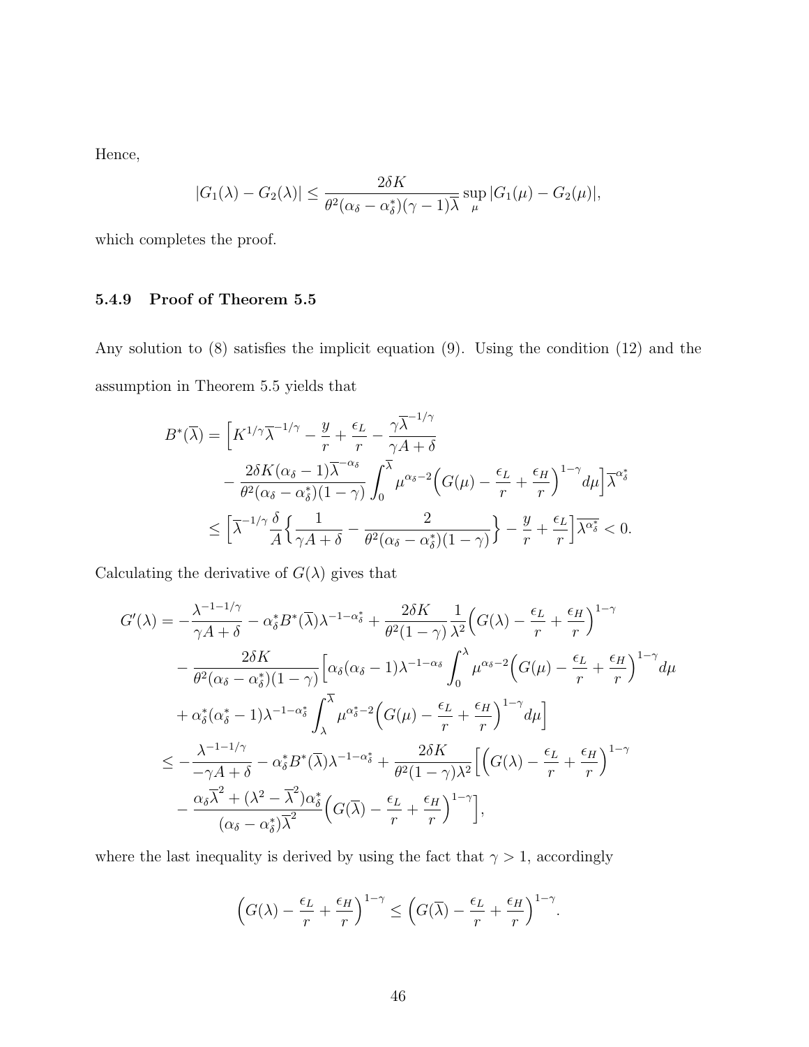Hence,

$$|G_1(\lambda) - G_2(\lambda)| \leq \frac{2\delta K}{\theta^2(\alpha_\delta - \alpha_\delta^*)(\gamma - 1)\overline{\lambda}} \sup_\mu |G_1(\mu) - G_2(\mu)|,$$

which completes the proof.

### 5.4.9 Proof of Theorem 5.5

Any solution to (8) satisfies the implicit equation (9). Using the condition (12) and the assumption in Theorem 5.5 yields that

$$\begin{aligned}
B^*(\overline{\lambda}) &= \Big[K^{1/\gamma}\overline{\lambda}^{-1/\gamma} - \frac{y}{r} + \frac{\epsilon_L}{r} - \frac{\gamma\overline{\lambda}^{-1/\gamma}}{\gamma A + \delta} \\
&\quad - \frac{2\delta K(\alpha_\delta - 1)\overline{\lambda}^{-\alpha_\delta}}{\theta^2(\alpha_\delta - \alpha_\delta^*)(1-\gamma)} \int_0^{\overline{\lambda}} \mu^{\alpha_\delta - 2}\Big(G(\mu) - \frac{\epsilon_L}{r} + \frac{\epsilon_H}{r}\Big)^{1-\gamma} d\mu\Big]\overline{\lambda}^{\alpha_\delta^*} \\
&\leq \Big[\overline{\lambda}^{-1/\gamma}\frac{\delta}{A}\Big\{\frac{1}{\gamma A + \delta} - \frac{2}{\theta^2(\alpha_\delta - \alpha_\delta^*)(1-\gamma)}\Big\} - \frac{y}{r} + \frac{\epsilon_L}{r}\Big]\overline{\lambda^{\alpha_\delta^*}} < 0.
\end{aligned}$$

Calculating the derivative of $G(\lambda)$ gives that

$$\begin{aligned}
G'(\lambda) &= -\frac{\lambda^{-1-1/\gamma}}{\gamma A + \delta} - \alpha_\delta^* B^*(\overline{\lambda})\lambda^{-1-\alpha_\delta^*} + \frac{2\delta K}{\theta^2(1-\gamma)}\frac{1}{\lambda^2}\Big(G(\lambda) - \frac{\epsilon_L}{r} + \frac{\epsilon_H}{r}\Big)^{1-\gamma} \\
&\quad - \frac{2\delta K}{\theta^2(\alpha_\delta - \alpha_\delta^*)(1-\gamma)}\Big[\alpha_\delta(\alpha_\delta - 1)\lambda^{-1-\alpha_\delta}\int_0^\lambda \mu^{\alpha_\delta - 2}\Big(G(\mu) - \frac{\epsilon_L}{r} + \frac{\epsilon_H}{r}\Big)^{1-\gamma} d\mu \\
&\quad + \alpha_\delta^*(\alpha_\delta^* - 1)\lambda^{-1-\alpha_\delta^*}\int_\lambda^{\overline{\lambda}} \mu^{\alpha_\delta^* - 2}\Big(G(\mu) - \frac{\epsilon_L}{r} + \frac{\epsilon_H}{r}\Big)^{1-\gamma} d\mu\Big] \\
&\leq -\frac{\lambda^{-1-1/\gamma}}{-\gamma A + \delta} - \alpha_\delta^* B^*(\overline{\lambda})\lambda^{-1-\alpha_\delta^*} + \frac{2\delta K}{\theta^2(1-\gamma)\lambda^2}\Big[\Big(G(\lambda) - \frac{\epsilon_L}{r} + \frac{\epsilon_H}{r}\Big)^{1-\gamma} \\
&\quad - \frac{\alpha_\delta\overline{\lambda}^2 + (\lambda^2 - \overline{\lambda}^2)\alpha_\delta^*}{(\alpha_\delta - \alpha_\delta^*)\overline{\lambda}^2}\Big(G(\overline{\lambda}) - \frac{\epsilon_L}{r} + \frac{\epsilon_H}{r}\Big)^{1-\gamma}\Big],
\end{aligned}$$

where the last inequality is derived by using the fact that $\gamma > 1$, accordingly

$$\Big(G(\lambda) - \frac{\epsilon_L}{r} + \frac{\epsilon_H}{r}\Big)^{1-\gamma} \leq \Big(G(\overline{\lambda}) - \frac{\epsilon_L}{r} + \frac{\epsilon_H}{r}\Big)^{1-\gamma}.$$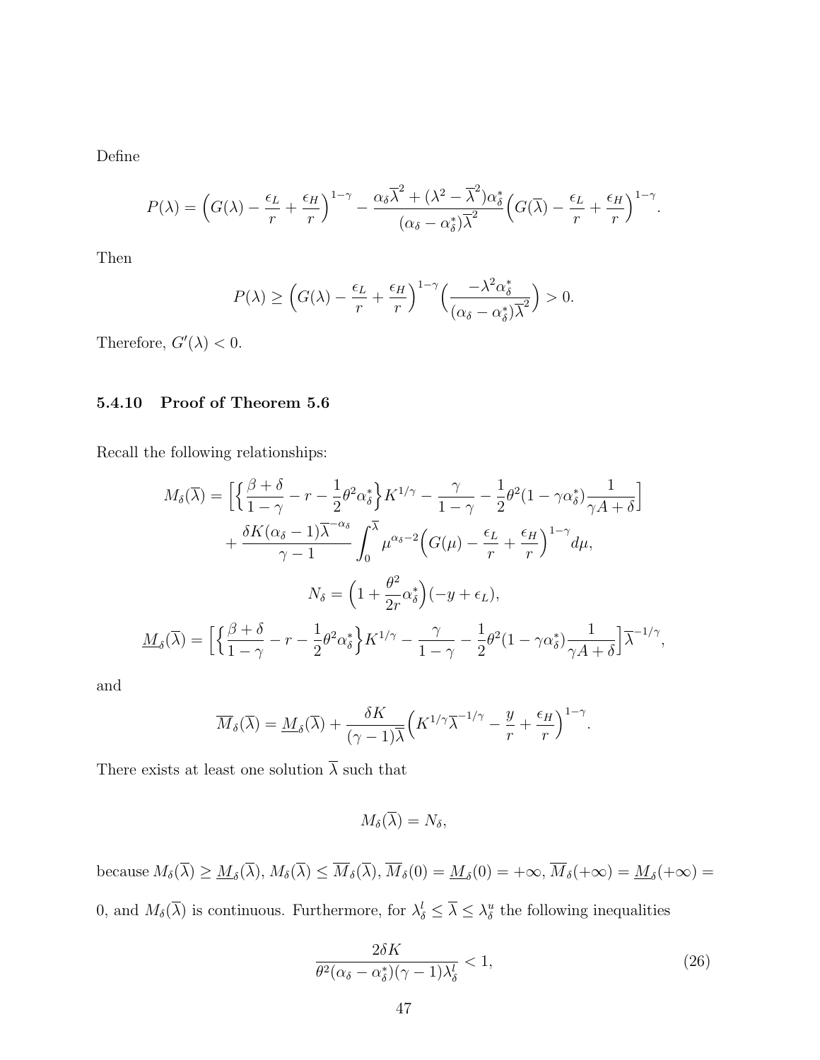Define

$$P(\lambda) = \Big(G(\lambda) - \frac{\epsilon_L}{r} + \frac{\epsilon_H}{r}\Big)^{1-\gamma} - \frac{\alpha_\delta \overline{\lambda}^2 + (\lambda^2 - \overline{\lambda}^2)\alpha_\delta^*}{(\alpha_\delta - \alpha_\delta^*)\overline{\lambda}^2}\Big(G(\overline{\lambda}) - \frac{\epsilon_L}{r} + \frac{\epsilon_H}{r}\Big)^{1-\gamma}.$$

Then

$$P(\lambda) \geq \Big(G(\lambda) - \frac{\epsilon_L}{r} + \frac{\epsilon_H}{r}\Big)^{1-\gamma}\Big(\frac{-\lambda^2\alpha_\delta^*}{(\alpha_\delta - \alpha_\delta^*)\overline{\lambda}^2}\Big) > 0.$$

Therefore, $G'(\lambda) < 0$.

### 5.4.10 Proof of Theorem 5.6

Recall the following relationships:

$$M_\delta(\overline{\lambda}) = \Big[\Big\{\frac{\beta+\delta}{1-\gamma} - r - \frac{1}{2}\theta^2\alpha_\delta^*\Big\}K^{1/\gamma} - \frac{\gamma}{1-\gamma} - \frac{1}{2}\theta^2(1-\gamma\alpha_\delta^*)\frac{1}{\gamma A+\delta}\Big] + \frac{\delta K(\alpha_\delta - 1)\overline{\lambda}^{-\alpha_\delta}}{\gamma - 1}\int_0^{\overline{\lambda}} \mu^{\alpha_\delta - 2}\Big(G(\mu) - \frac{\epsilon_L}{r} + \frac{\epsilon_H}{r}\Big)^{1-\gamma}d\mu,$$

$$N_\delta = \Big(1 + \frac{\theta^2}{2r}\alpha_\delta^*\Big)(-y + \epsilon_L),$$

$$\underline{M}_\delta(\overline{\lambda}) = \Big[\Big\{\frac{\beta+\delta}{1-\gamma} - r - \frac{1}{2}\theta^2\alpha_\delta^*\Big\}K^{1/\gamma} - \frac{\gamma}{1-\gamma} - \frac{1}{2}\theta^2(1-\gamma\alpha_\delta^*)\frac{1}{\gamma A+\delta}\Big]\overline{\lambda}^{-1/\gamma},$$

and

$$\overline{M}_\delta(\overline{\lambda}) = \underline{M}_\delta(\overline{\lambda}) + \frac{\delta K}{(\gamma-1)\overline{\lambda}}\Big(K^{1/\gamma}\overline{\lambda}^{-1/\gamma} - \frac{y}{r} + \frac{\epsilon_H}{r}\Big)^{1-\gamma}.$$

There exists at least one solution $\overline{\lambda}$ such that

$$M_\delta(\overline{\lambda}) = N_\delta,$$

because $M_\delta(\overline{\lambda}) \geq \underline{M}_\delta(\overline{\lambda})$, $M_\delta(\overline{\lambda}) \leq \overline{M}_\delta(\overline{\lambda})$, $\overline{M}_\delta(0) = \underline{M}_\delta(0) = +\infty$, $\overline{M}_\delta(+\infty) = \underline{M}_\delta(+\infty) = 0$, and $M_\delta(\overline{\lambda})$ is continuous. Furthermore, for $\lambda_\delta^l \leq \overline{\lambda} \leq \lambda_\delta^u$ the following inequalities

$$\frac{2\delta K}{\theta^2(\alpha_\delta - \alpha_\delta^*)(\gamma-1)\lambda_\delta^l} < 1, \tag{26}$$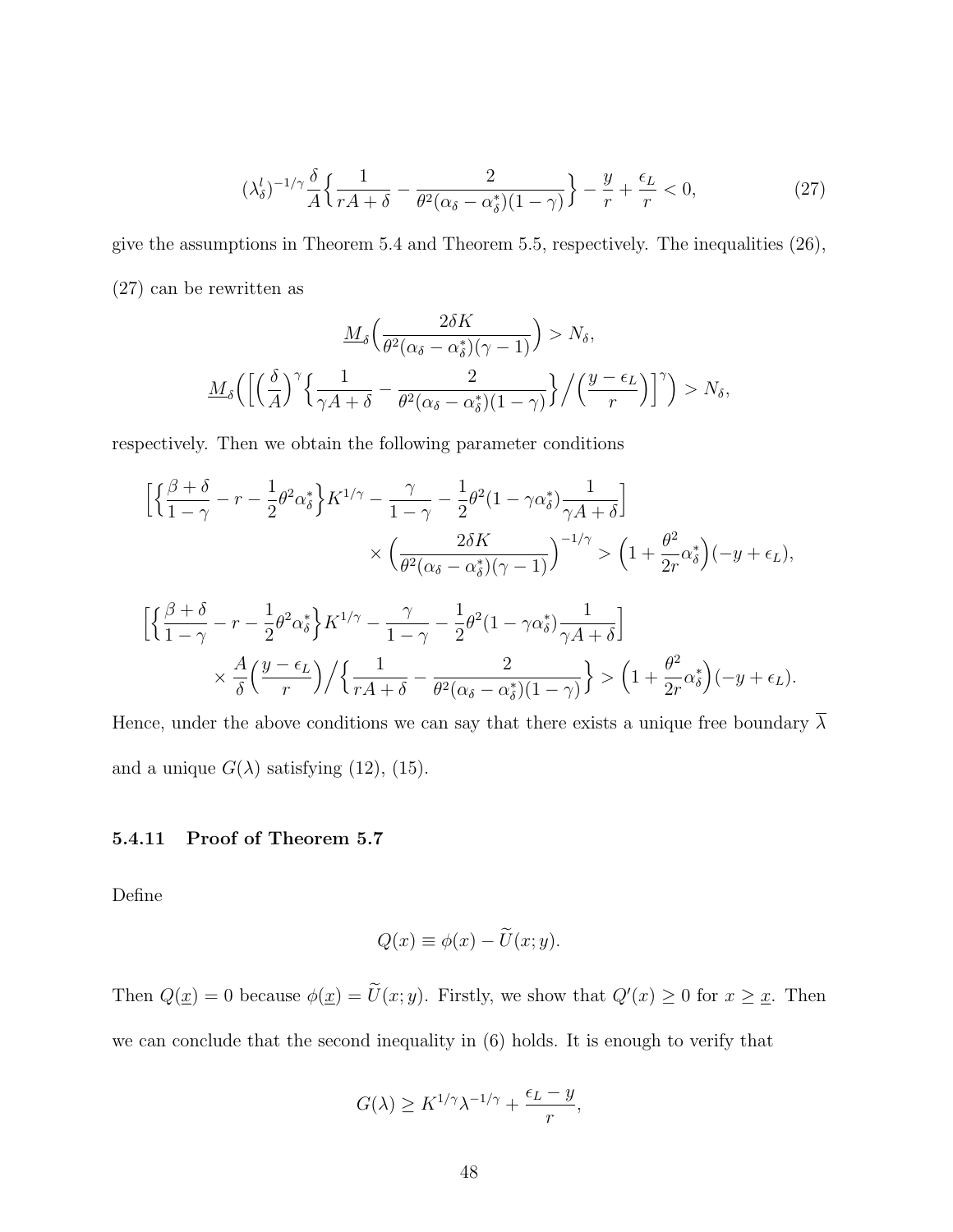$$
(\lambda_\delta^l)^{-1/\gamma}\frac{\delta}{A}\Big\{\frac{1}{rA+\delta}-\frac{2}{\theta^2(\alpha_\delta-\alpha_\delta^*)(1-\gamma)}\Big\}-\frac{y}{r}+\frac{\epsilon_L}{r}<0, \tag{27}
$$

give the assumptions in Theorem 5.4 and Theorem 5.5, respectively. The inequalities (26), (27) can be rewritten as

$$
\underline{M}_\delta\Big(\frac{2\delta K}{\theta^2(\alpha_\delta-\alpha_\delta^*)(\gamma-1)}\Big)>N_\delta,
$$

$$
\underline{M}_\delta\Big(\Big[\Big(\frac{\delta}{A}\Big)^\gamma\Big\{\frac{1}{\gamma A+\delta}-\frac{2}{\theta^2(\alpha_\delta-\alpha_\delta^*)(1-\gamma)}\Big\}\Big/\Big(\frac{y-\epsilon_L}{r}\Big)\Big]^\gamma\Big)>N_\delta,
$$

respectively. Then we obtain the following parameter conditions

$$
\begin{aligned}
\Big[\Big\{\frac{\beta+\delta}{1-\gamma}-r-\frac{1}{2}\theta^2\alpha_\delta^*\Big\}K^{1/\gamma}-\frac{\gamma}{1-\gamma}-\frac{1}{2}\theta^2(1-\gamma\alpha_\delta^*)\frac{1}{\gamma A+\delta}\Big]&\\
\times\Big(\frac{2\delta K}{\theta^2(\alpha_\delta-\alpha_\delta^*)(\gamma-1)}\Big)^{-1/\gamma}&>\Big(1+\frac{\theta^2}{2r}\alpha_\delta^*\Big)(-y+\epsilon_L),
\end{aligned}
$$

$$
\begin{aligned}
\Big[\Big\{\frac{\beta+\delta}{1-\gamma}-r-\frac{1}{2}\theta^2\alpha_\delta^*\Big\}K^{1/\gamma}-\frac{\gamma}{1-\gamma}-\frac{1}{2}\theta^2(1-\gamma\alpha_\delta^*)\frac{1}{\gamma A+\delta}\Big]&\\
\times\frac{A}{\delta}\Big(\frac{y-\epsilon_L}{r}\Big)\Big/\Big\{\frac{1}{rA+\delta}-\frac{2}{\theta^2(\alpha_\delta-\alpha_\delta^*)(1-\gamma)}\Big\}&>\Big(1+\frac{\theta^2}{2r}\alpha_\delta^*\Big)(-y+\epsilon_L).
\end{aligned}
$$

Hence, under the above conditions we can say that there exists a unique free boundary $\overline{\lambda}$ and a unique $G(\lambda)$ satisfying (12), (15).

#### 5.4.11 Proof of Theorem 5.7

Define

$$
Q(x)\equiv\phi(x)-\widetilde{U}(x;y).
$$

Then $Q(\underline{x})=0$ because $\phi(\underline{x})=\widetilde{U}(x;y)$. Firstly, we show that $Q'(x)\geq 0$ for $x\geq\underline{x}$. Then we can conclude that the second inequality in (6) holds. It is enough to verify that

$$
G(\lambda)\geq K^{1/\gamma}\lambda^{-1/\gamma}+\frac{\epsilon_L-y}{r},
$$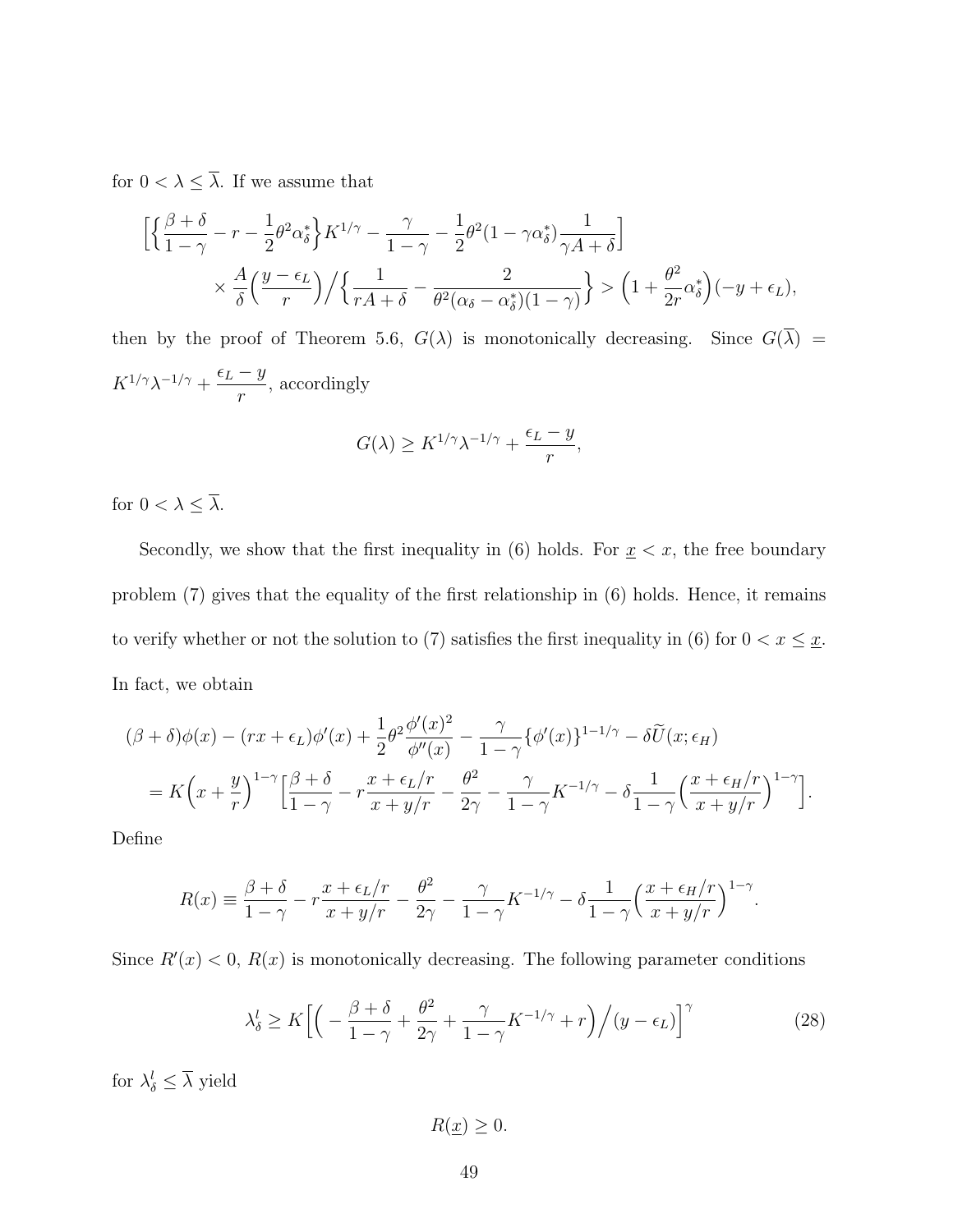for $0 < \lambda \leq \overline{\lambda}$. If we assume that

$$\Big[\Big\{\frac{\beta+\delta}{1-\gamma} - r - \frac{1}{2}\theta^2\alpha_\delta^*\Big\}K^{1/\gamma} - \frac{\gamma}{1-\gamma} - \frac{1}{2}\theta^2(1-\gamma\alpha_\delta^*)\frac{1}{\gamma A+\delta}\Big] \\ \times \frac{A}{\delta}\Big(\frac{y-\epsilon_L}{r}\Big)\Big/\Big\{\frac{1}{rA+\delta} - \frac{2}{\theta^2(\alpha_\delta - \alpha_\delta^*)(1-\gamma)}\Big\} > \Big(1+\frac{\theta^2}{2r}\alpha_\delta^*\Big)(-y+\epsilon_L),$$

then by the proof of Theorem 5.6, $G(\lambda)$ is monotonically decreasing. Since $G(\overline{\lambda}) = K^{1/\gamma}\lambda^{-1/\gamma} + \dfrac{\epsilon_L - y}{r}$, accordingly

$$G(\lambda) \geq K^{1/\gamma}\lambda^{-1/\gamma} + \frac{\epsilon_L - y}{r},$$

for $0 < \lambda \leq \overline{\lambda}$.

Secondly, we show that the first inequality in (6) holds. For $\underline{x} < x$, the free boundary problem (7) gives that the equality of the first relationship in (6) holds. Hence, it remains to verify whether or not the solution to (7) satisfies the first inequality in (6) for $0 < x \leq \underline{x}$. In fact, we obtain

$$(\beta+\delta)\phi(x) - (rx+\epsilon_L)\phi'(x) + \frac{1}{2}\theta^2\frac{\phi'(x)^2}{\phi''(x)} - \frac{\gamma}{1-\gamma}\{\phi'(x)\}^{1-1/\gamma} - \delta\widetilde{U}(x;\epsilon_H) \\ = K\Big(x+\frac{y}{r}\Big)^{1-\gamma}\Big[\frac{\beta+\delta}{1-\gamma} - r\frac{x+\epsilon_L/r}{x+y/r} - \frac{\theta^2}{2\gamma} - \frac{\gamma}{1-\gamma}K^{-1/\gamma} - \delta\frac{1}{1-\gamma}\Big(\frac{x+\epsilon_H/r}{x+y/r}\Big)^{1-\gamma}\Big].$$

Define

$$R(x) \equiv \frac{\beta+\delta}{1-\gamma} - r\frac{x+\epsilon_L/r}{x+y/r} - \frac{\theta^2}{2\gamma} - \frac{\gamma}{1-\gamma}K^{-1/\gamma} - \delta\frac{1}{1-\gamma}\Big(\frac{x+\epsilon_H/r}{x+y/r}\Big)^{1-\gamma}.$$

Since $R'(x) < 0$, $R(x)$ is monotonically decreasing. The following parameter conditions

$$\lambda_\delta^l \geq K\Big[\Big(-\frac{\beta+\delta}{1-\gamma} + \frac{\theta^2}{2\gamma} + \frac{\gamma}{1-\gamma}K^{-1/\gamma} + r\Big)\Big/(y-\epsilon_L)\Big]^\gamma \tag{28}$$

for $\lambda_\delta^l \leq \overline{\lambda}$ yield

$$R(\underline{x}) \geq 0.$$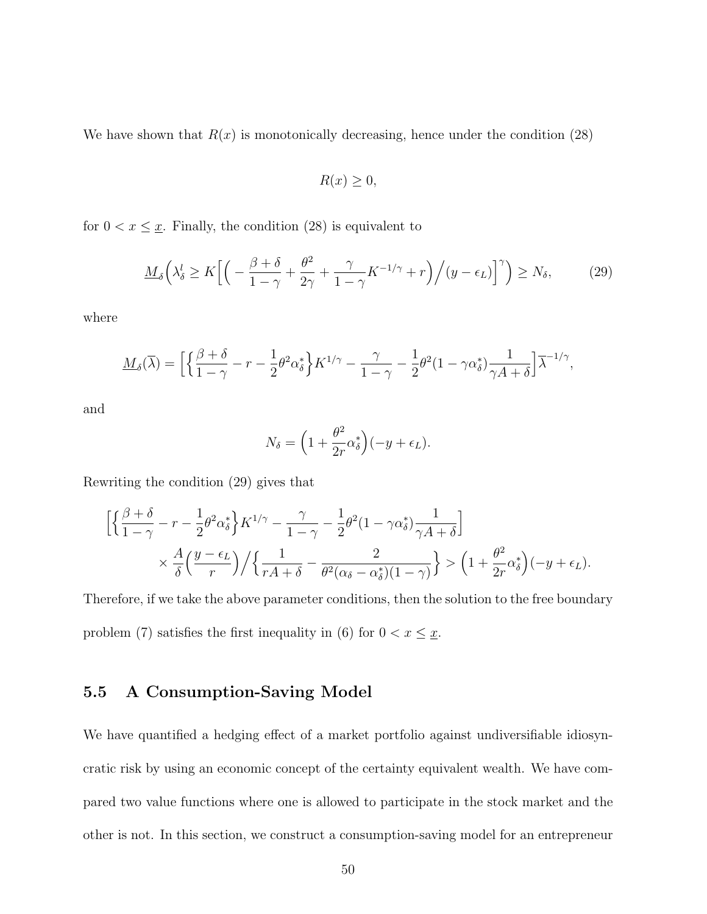We have shown that $R(x)$ is monotonically decreasing, hence under the condition (28)

$$R(x) \geq 0,$$

for $0 < x \leq \underline{x}$. Finally, the condition (28) is equivalent to

$$\underline{M}_\delta\Big(\lambda_\delta^l \geq K\Big[\Big(-\frac{\beta+\delta}{1-\gamma}+\frac{\theta^2}{2\gamma}+\frac{\gamma}{1-\gamma}K^{-1/\gamma}+r\Big)\Big/(y-\epsilon_L)\Big]^\gamma\Big) \geq N_\delta, \tag{29}$$

where

$$\underline{M}_\delta(\overline{\lambda}) = \Big[\Big\{\frac{\beta+\delta}{1-\gamma}-r-\frac{1}{2}\theta^2\alpha_\delta^*\Big\}K^{1/\gamma}-\frac{\gamma}{1-\gamma}-\frac{1}{2}\theta^2(1-\gamma\alpha_\delta^*)\frac{1}{\gamma A+\delta}\Big]\overline{\lambda}^{-1/\gamma},$$

and

$$N_\delta = \Big(1+\frac{\theta^2}{2r}\alpha_\delta^*\Big)(-y+\epsilon_L).$$

Rewriting the condition (29) gives that

$$\begin{aligned}
&\Big[\Big\{\frac{\beta+\delta}{1-\gamma}-r-\frac{1}{2}\theta^2\alpha_\delta^*\Big\}K^{1/\gamma}-\frac{\gamma}{1-\gamma}-\frac{1}{2}\theta^2(1-\gamma\alpha_\delta^*)\frac{1}{\gamma A+\delta}\Big] \\
&\qquad \times \frac{A}{\delta}\Big(\frac{y-\epsilon_L}{r}\Big)\Big/\Big\{\frac{1}{rA+\delta}-\frac{2}{\theta^2(\alpha_\delta-\alpha_\delta^*)(1-\gamma)}\Big\} > \Big(1+\frac{\theta^2}{2r}\alpha_\delta^*\Big)(-y+\epsilon_L).
\end{aligned}$$

Therefore, if we take the above parameter conditions, then the solution to the free boundary problem (7) satisfies the first inequality in (6) for $0 < x \leq \underline{x}$.

### 5.5 A Consumption-Saving Model

We have quantified a hedging effect of a market portfolio against undiversifiable idiosyncratic risk by using an economic concept of the certainty equivalent wealth. We have compared two value functions where one is allowed to participate in the stock market and the other is not. In this section, we construct a consumption-saving model for an entrepreneur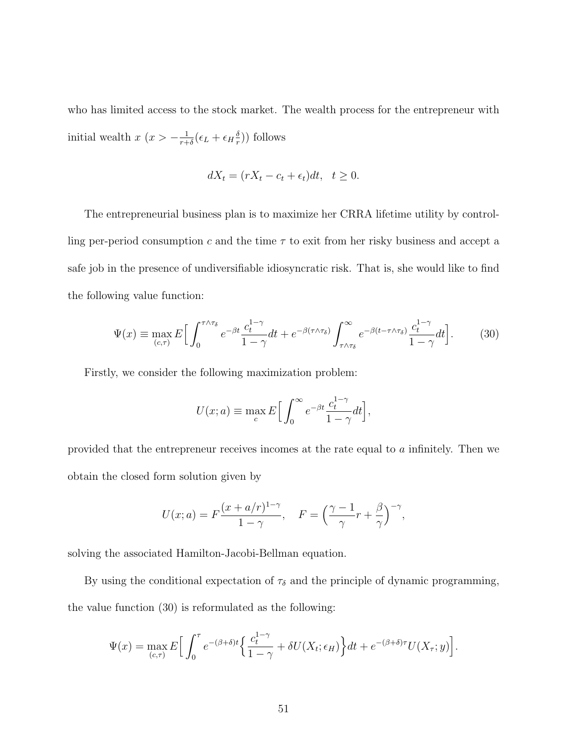who has limited access to the stock market. The wealth process for the entrepreneur with initial wealth $x$ ($x > -\frac{1}{r+\delta}(\epsilon_L + \epsilon_H \frac{\delta}{r})$) follows

$$
dX_t = (rX_t - c_t + \epsilon_t)dt, \quad t \geq 0.
$$

The entrepreneurial business plan is to maximize her CRRA lifetime utility by controlling per-period consumption $c$ and the time $\tau$ to exit from her risky business and accept a safe job in the presence of undiversifiable idiosyncratic risk. That is, she would like to find the following value function:

$$
\Psi(x) \equiv \max_{(c,\tau)} E\Big[\int_0^{\tau\wedge\tau_\delta} e^{-\beta t}\frac{c_t^{1-\gamma}}{1-\gamma}dt + e^{-\beta(\tau\wedge\tau_\delta)}\int_{\tau\wedge\tau_\delta}^{\infty} e^{-\beta(t-\tau\wedge\tau_\delta)}\frac{c_t^{1-\gamma}}{1-\gamma}dt\Big]. \tag{30}
$$

Firstly, we consider the following maximization problem:

$$
U(x;a) \equiv \max_c E\Big[\int_0^{\infty} e^{-\beta t}\frac{c_t^{1-\gamma}}{1-\gamma}dt\Big],
$$

provided that the entrepreneur receives incomes at the rate equal to $a$ infinitely. Then we obtain the closed form solution given by

$$
U(x;a) = F\frac{(x+a/r)^{1-\gamma}}{1-\gamma}, \quad F = \Big(\frac{\gamma-1}{\gamma}r + \frac{\beta}{\gamma}\Big)^{-\gamma},
$$

solving the associated Hamilton-Jacobi-Bellman equation.

By using the conditional expectation of $\tau_\delta$ and the principle of dynamic programming, the value function (30) is reformulated as the following:

$$
\Psi(x) = \max_{(c,\tau)} E\Big[\int_0^{\tau} e^{-(\beta+\delta)t}\Big\{\frac{c_t^{1-\gamma}}{1-\gamma} + \delta U(X_t;\epsilon_H)\Big\}dt + e^{-(\beta+\delta)\tau}U(X_\tau;y)\Big].
$$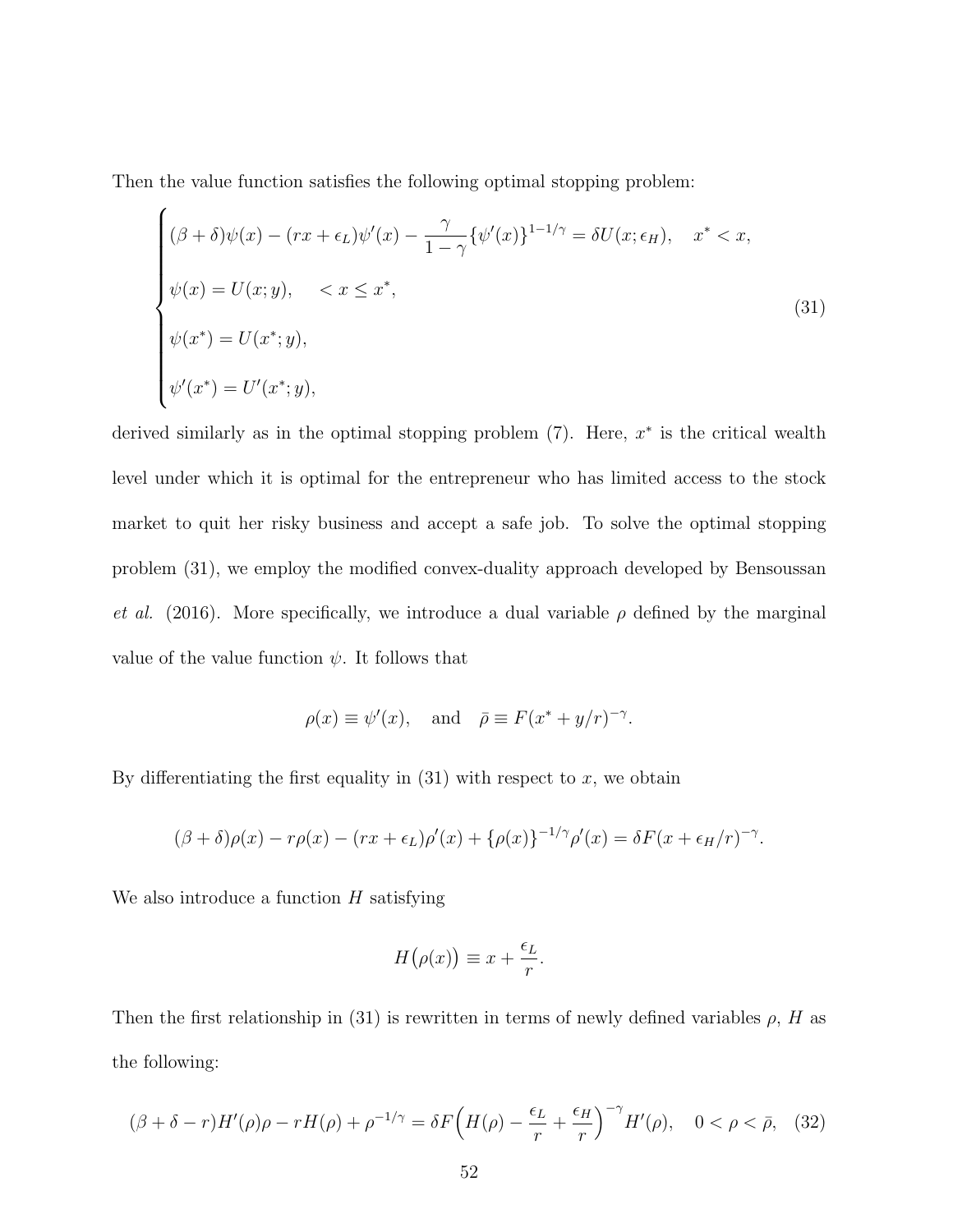Then the value function satisfies the following optimal stopping problem:

$$
\begin{cases}
(\beta+\delta)\psi(x) - (rx+\epsilon_L)\psi'(x) - \dfrac{\gamma}{1-\gamma}\{\psi'(x)\}^{1-1/\gamma} = \delta U(x;\epsilon_H), \quad x^* < x, \\[2ex]
\psi(x) = U(x;y), \quad < x \le x^*, \\[2ex]
\psi(x^*) = U(x^*;y), \\[2ex]
\psi'(x^*) = U'(x^*;y),
\end{cases}
\tag{31}
$$

derived similarly as in the optimal stopping problem (7). Here, $x^*$ is the critical wealth level under which it is optimal for the entrepreneur who has limited access to the stock market to quit her risky business and accept a safe job. To solve the optimal stopping problem (31), we employ the modified convex-duality approach developed by Bensoussan *et al.* (2016). More specifically, we introduce a dual variable $\rho$ defined by the marginal value of the value function $\psi$. It follows that

$$
\rho(x) \equiv \psi'(x), \quad \text{and} \quad \bar{\rho} \equiv F(x^* + y/r)^{-\gamma}.
$$

By differentiating the first equality in (31) with respect to $x$, we obtain

$$
(\beta+\delta)\rho(x) - r\rho(x) - (rx+\epsilon_L)\rho'(x) + \{\rho(x)\}^{-1/\gamma}\rho'(x) = \delta F(x+\epsilon_H/r)^{-\gamma}.
$$

We also introduce a function $H$ satisfying

$$
H\big(\rho(x)\big) \equiv x + \frac{\epsilon_L}{r}.
$$

Then the first relationship in (31) is rewritten in terms of newly defined variables $\rho$, $H$ as the following:

$$
(\beta+\delta-r)H'(\rho)\rho - rH(\rho) + \rho^{-1/\gamma} = \delta F\Big(H(\rho) - \frac{\epsilon_L}{r} + \frac{\epsilon_H}{r}\Big)^{-\gamma} H'(\rho), \quad 0 < \rho < \bar{\rho}, \tag{32}
$$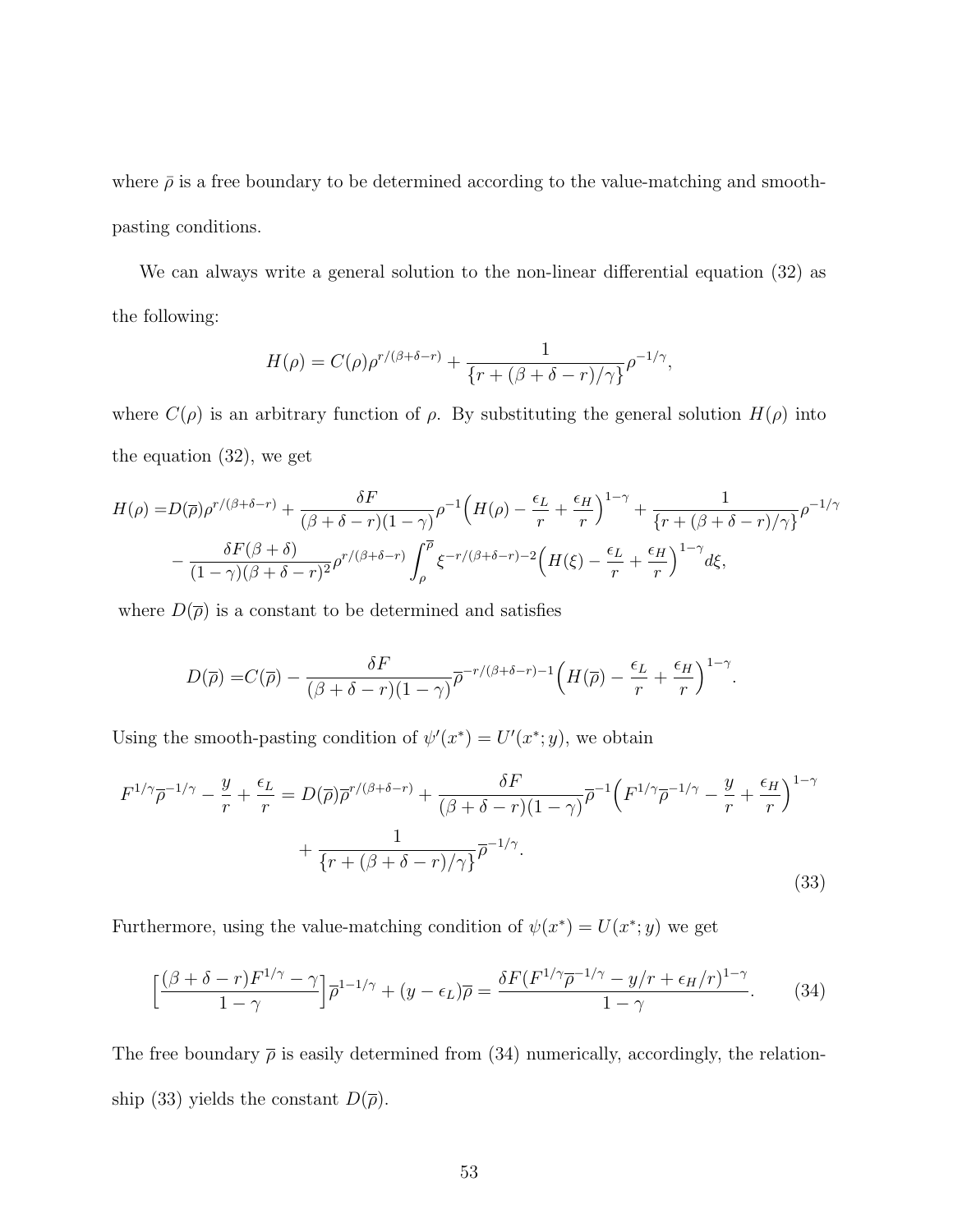where $\bar{\rho}$ is a free boundary to be determined according to the value-matching and smooth-pasting conditions.

We can always write a general solution to the non-linear differential equation (32) as the following:

$$H(\rho) = C(\rho)\rho^{r/(\beta+\delta-r)} + \frac{1}{\{r + (\beta+\delta-r)/\gamma\}}\rho^{-1/\gamma},$$

where $C(\rho)$ is an arbitrary function of $\rho$. By substituting the general solution $H(\rho)$ into the equation (32), we get

$$\begin{aligned} H(\rho) =& D(\overline{\rho})\rho^{r/(\beta+\delta-r)} + \frac{\delta F}{(\beta+\delta-r)(1-\gamma)}\rho^{-1}\Big(H(\rho) - \frac{\epsilon_L}{r} + \frac{\epsilon_H}{r}\Big)^{1-\gamma} + \frac{1}{\{r + (\beta+\delta-r)/\gamma\}}\rho^{-1/\gamma} \\ &- \frac{\delta F(\beta+\delta)}{(1-\gamma)(\beta+\delta-r)^2}\rho^{r/(\beta+\delta-r)}\int_{\rho}^{\overline{\rho}} \xi^{-r/(\beta+\delta-r)-2}\Big(H(\xi) - \frac{\epsilon_L}{r} + \frac{\epsilon_H}{r}\Big)^{1-\gamma} d\xi, \end{aligned}$$

where $D(\overline{\rho})$ is a constant to be determined and satisfies

$$D(\overline{\rho}) = C(\overline{\rho}) - \frac{\delta F}{(\beta+\delta-r)(1-\gamma)}\overline{\rho}^{-r/(\beta+\delta-r)-1}\Big(H(\overline{\rho}) - \frac{\epsilon_L}{r} + \frac{\epsilon_H}{r}\Big)^{1-\gamma}.$$

Using the smooth-pasting condition of $\psi'(x^*) = U'(x^*; y)$, we obtain

$$\begin{aligned} F^{1/\gamma}\overline{\rho}^{-1/\gamma} - \frac{y}{r} + \frac{\epsilon_L}{r} = & D(\overline{\rho})\overline{\rho}^{r/(\beta+\delta-r)} + \frac{\delta F}{(\beta+\delta-r)(1-\gamma)}\overline{\rho}^{-1}\Big(F^{1/\gamma}\overline{\rho}^{-1/\gamma} - \frac{y}{r} + \frac{\epsilon_H}{r}\Big)^{1-\gamma} \\ &+ \frac{1}{\{r + (\beta+\delta-r)/\gamma\}}\overline{\rho}^{-1/\gamma}. \end{aligned} \tag{33}$$

Furthermore, using the value-matching condition of $\psi(x^*) = U(x^*; y)$ we get

$$\Big[\frac{(\beta+\delta-r)F^{1/\gamma} - \gamma}{1-\gamma}\Big]\overline{\rho}^{1-1/\gamma} + (y - \epsilon_L)\overline{\rho} = \frac{\delta F(F^{1/\gamma}\overline{\rho}^{-1/\gamma} - y/r + \epsilon_H/r)^{1-\gamma}}{1-\gamma}. \tag{34}$$

The free boundary $\overline{\rho}$ is easily determined from (34) numerically, accordingly, the relationship (33) yields the constant $D(\overline{\rho})$.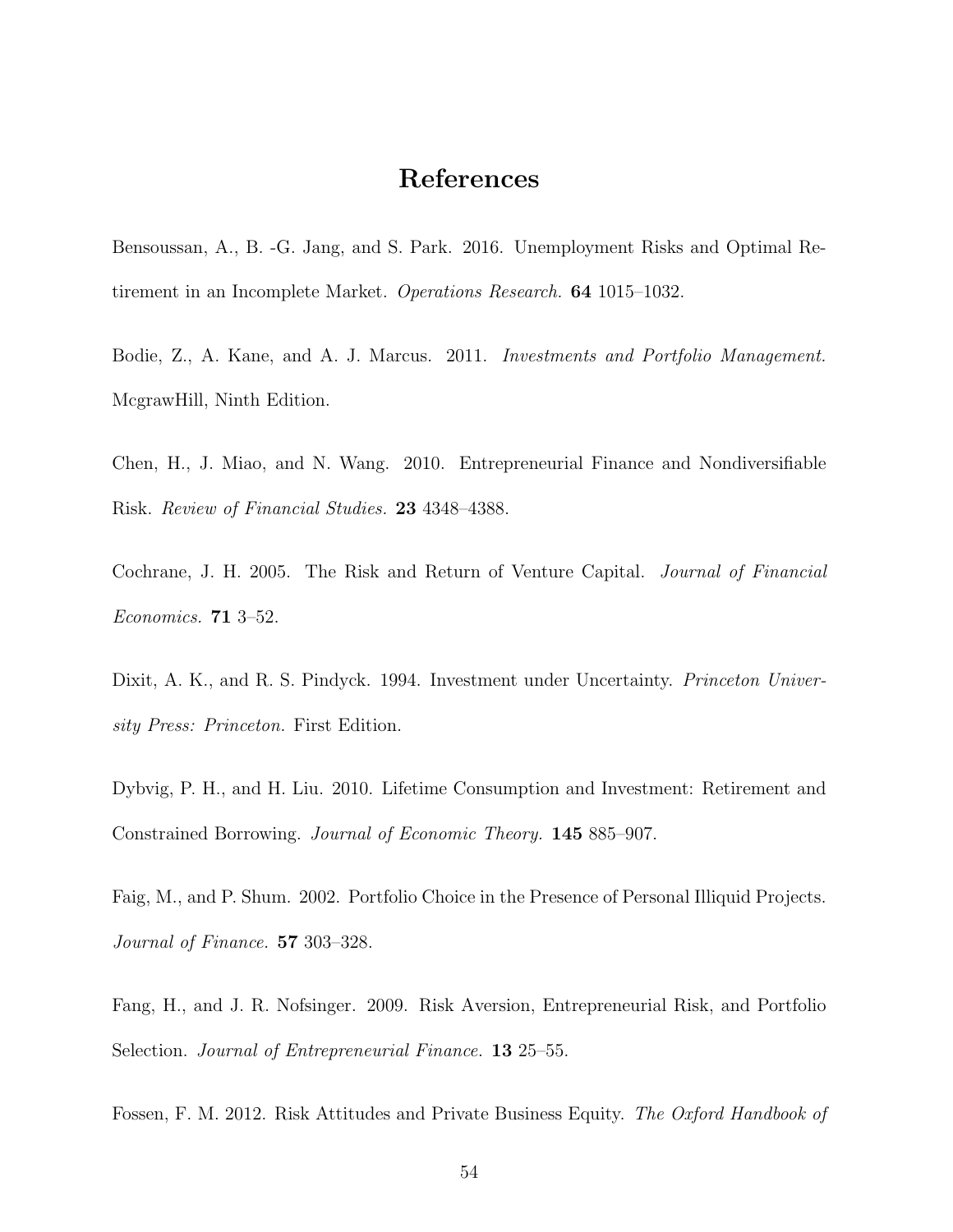# References

Bensoussan, A., B. -G. Jang, and S. Park. 2016. Unemployment Risks and Optimal Retirement in an Incomplete Market. *Operations Research.* **64** 1015–1032.

Bodie, Z., A. Kane, and A. J. Marcus. 2011. *Investments and Portfolio Management.* McgrawHill, Ninth Edition.

Chen, H., J. Miao, and N. Wang. 2010. Entrepreneurial Finance and Nondiversifiable Risk. *Review of Financial Studies.* **23** 4348–4388.

Cochrane, J. H. 2005. The Risk and Return of Venture Capital. *Journal of Financial Economics.* **71** 3–52.

Dixit, A. K., and R. S. Pindyck. 1994. Investment under Uncertainty. *Princeton University Press: Princeton.* First Edition.

Dybvig, P. H., and H. Liu. 2010. Lifetime Consumption and Investment: Retirement and Constrained Borrowing. *Journal of Economic Theory.* **145** 885–907.

Faig, M., and P. Shum. 2002. Portfolio Choice in the Presence of Personal Illiquid Projects. *Journal of Finance.* **57** 303–328.

Fang, H., and J. R. Nofsinger. 2009. Risk Aversion, Entrepreneurial Risk, and Portfolio Selection. *Journal of Entrepreneurial Finance.* **13** 25–55.

Fossen, F. M. 2012. Risk Attitudes and Private Business Equity. *The Oxford Handbook of*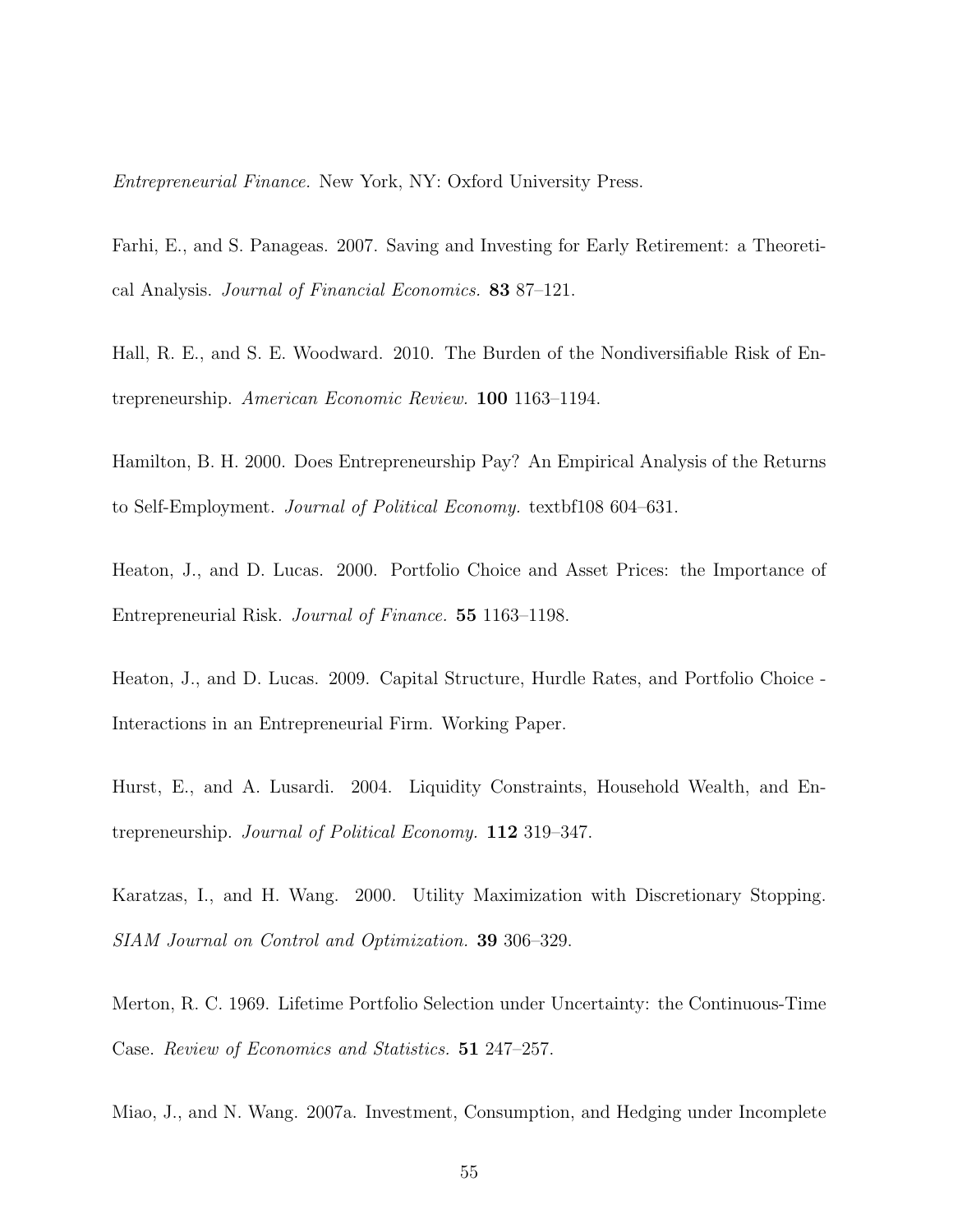*Entrepreneurial Finance.* New York, NY: Oxford University Press.

Farhi, E., and S. Panageas. 2007. Saving and Investing for Early Retirement: a Theoretical Analysis. *Journal of Financial Economics.* **83** 87–121.

Hall, R. E., and S. E. Woodward. 2010. The Burden of the Nondiversifiable Risk of Entrepreneurship. *American Economic Review.* **100** 1163–1194.

Hamilton, B. H. 2000. Does Entrepreneurship Pay? An Empirical Analysis of the Returns to Self-Employment. *Journal of Political Economy.* textbf108 604–631.

Heaton, J., and D. Lucas. 2000. Portfolio Choice and Asset Prices: the Importance of Entrepreneurial Risk. *Journal of Finance.* **55** 1163–1198.

Heaton, J., and D. Lucas. 2009. Capital Structure, Hurdle Rates, and Portfolio Choice - Interactions in an Entrepreneurial Firm. Working Paper.

Hurst, E., and A. Lusardi. 2004. Liquidity Constraints, Household Wealth, and Entrepreneurship. *Journal of Political Economy.* **112** 319–347.

Karatzas, I., and H. Wang. 2000. Utility Maximization with Discretionary Stopping. *SIAM Journal on Control and Optimization.* **39** 306–329.

Merton, R. C. 1969. Lifetime Portfolio Selection under Uncertainty: the Continuous-Time Case. *Review of Economics and Statistics.* **51** 247–257.

Miao, J., and N. Wang. 2007a. Investment, Consumption, and Hedging under Incomplete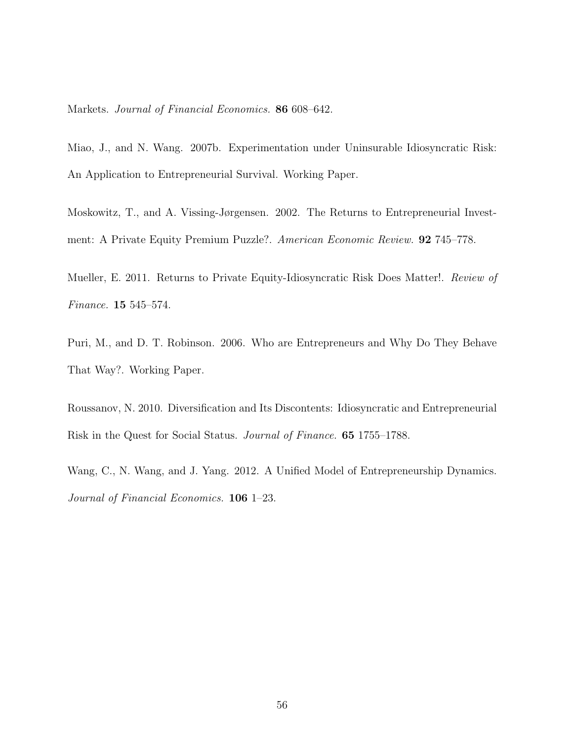Markets. *Journal of Financial Economics.* **86** 608–642.

Miao, J., and N. Wang. 2007b. Experimentation under Uninsurable Idiosyncratic Risk: An Application to Entrepreneurial Survival. Working Paper.

Moskowitz, T., and A. Vissing-Jørgensen. 2002. The Returns to Entrepreneurial Investment: A Private Equity Premium Puzzle?. *American Economic Review.* **92** 745–778.

Mueller, E. 2011. Returns to Private Equity-Idiosyncratic Risk Does Matter!. *Review of Finance.* **15** 545–574.

Puri, M., and D. T. Robinson. 2006. Who are Entrepreneurs and Why Do They Behave That Way?. Working Paper.

Roussanov, N. 2010. Diversification and Its Discontents: Idiosyncratic and Entrepreneurial Risk in the Quest for Social Status. *Journal of Finance.* **65** 1755–1788.

Wang, C., N. Wang, and J. Yang. 2012. A Unified Model of Entrepreneurship Dynamics. *Journal of Financial Economics.* **106** 1–23.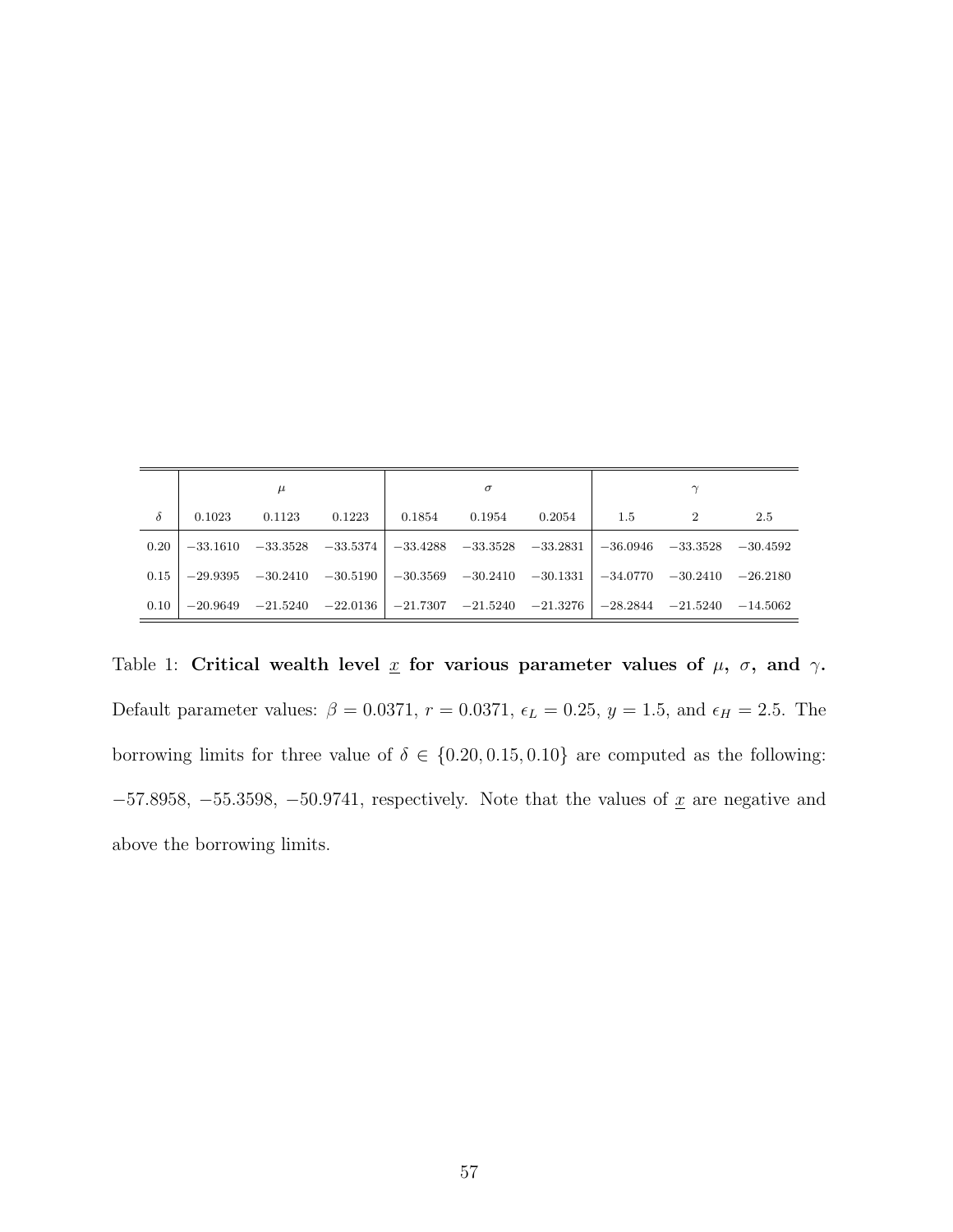| | $\mu$ | | | $\sigma$ | | | $\gamma$ | | |
|---|---|---|---|---|---|---|---|---|---|
| $\delta$ | 0.1023 | 0.1123 | 0.1223 | 0.1854 | 0.1954 | 0.2054 | 1.5 | 2 | 2.5 |
| 0.20 | $-33.1610$ | $-33.3528$ | $-33.5374$ | $-33.4288$ | $-33.3528$ | $-33.2831$ | $-36.0946$ | $-33.3528$ | $-30.4592$ |
| 0.15 | $-29.9395$ | $-30.2410$ | $-30.5190$ | $-30.3569$ | $-30.2410$ | $-30.1331$ | $-34.0770$ | $-30.2410$ | $-26.2180$ |
| 0.10 | $-20.9649$ | $-21.5240$ | $-22.0136$ | $-21.7307$ | $-21.5240$ | $-21.3276$ | $-28.2844$ | $-21.5240$ | $-14.5062$ |

Table 1: **Critical wealth level $\underline{x}$ for various parameter values of $\mu$, $\sigma$, and $\gamma$.** Default parameter values: $\beta = 0.0371$, $r = 0.0371$, $\epsilon_L = 0.25$, $y = 1.5$, and $\epsilon_H = 2.5$. The borrowing limits for three value of $\delta \in \{0.20, 0.15, 0.10\}$ are computed as the following: $-57.8958$, $-55.3598$, $-50.9741$, respectively. Note that the values of $\underline{x}$ are negative and above the borrowing limits.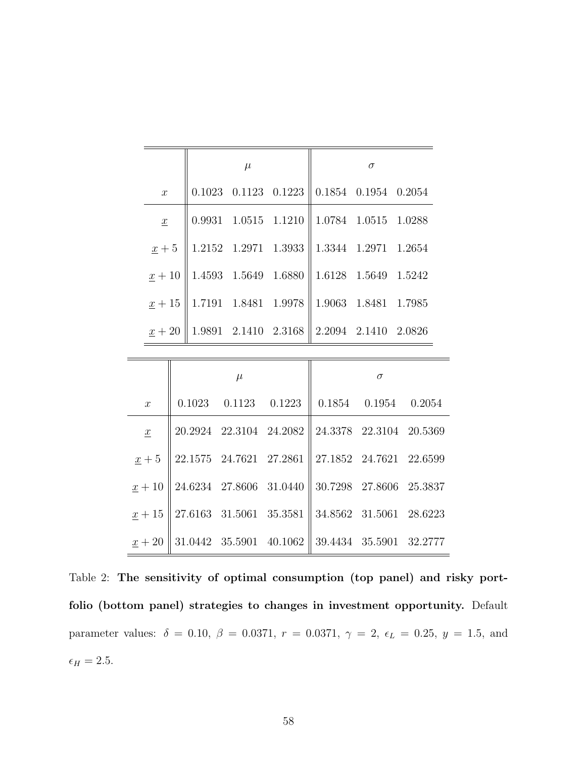| | $\mu$ | | | $\sigma$ | | |
|---|---|---|---|---|---|---|
| $x$ | 0.1023 | 0.1123 | 0.1223 | 0.1854 | 0.1954 | 0.2054 |
| $\underline{x}$ | 0.9931 | 1.0515 | 1.1210 | 1.0784 | 1.0515 | 1.0288 |
| $\underline{x}+5$ | 1.2152 | 1.2971 | 1.3933 | 1.3344 | 1.2971 | 1.2654 |
| $\underline{x}+10$ | 1.4593 | 1.5649 | 1.6880 | 1.6128 | 1.5649 | 1.5242 |
| $\underline{x}+15$ | 1.7191 | 1.8481 | 1.9978 | 1.9063 | 1.8481 | 1.7985 |
| $\underline{x}+20$ | 1.9891 | 2.1410 | 2.3168 | 2.2094 | 2.1410 | 2.0826 |

| | $\mu$ | | | $\sigma$ | | |
|---|---|---|---|---|---|---|
| $x$ | 0.1023 | 0.1123 | 0.1223 | 0.1854 | 0.1954 | 0.2054 |
| $\underline{x}$ | 20.2924 | 22.3104 | 24.2082 | 24.3378 | 22.3104 | 20.5369 |
| $\underline{x}+5$ | 22.1575 | 24.7621 | 27.2861 | 27.1852 | 24.7621 | 22.6599 |
| $\underline{x}+10$ | 24.6234 | 27.8606 | 31.0440 | 30.7298 | 27.8606 | 25.3837 |
| $\underline{x}+15$ | 27.6163 | 31.5061 | 35.3581 | 34.8562 | 31.5061 | 28.6223 |
| $\underline{x}+20$ | 31.0442 | 35.5901 | 40.1062 | 39.4434 | 35.5901 | 32.2777 |

Table 2: **The sensitivity of optimal consumption (top panel) and risky portfolio (bottom panel) strategies to changes in investment opportunity.** Default parameter values: $\delta = 0.10$, $\beta = 0.0371$, $r = 0.0371$, $\gamma = 2$, $\epsilon_L = 0.25$, $y = 1.5$, and $\epsilon_H = 2.5$.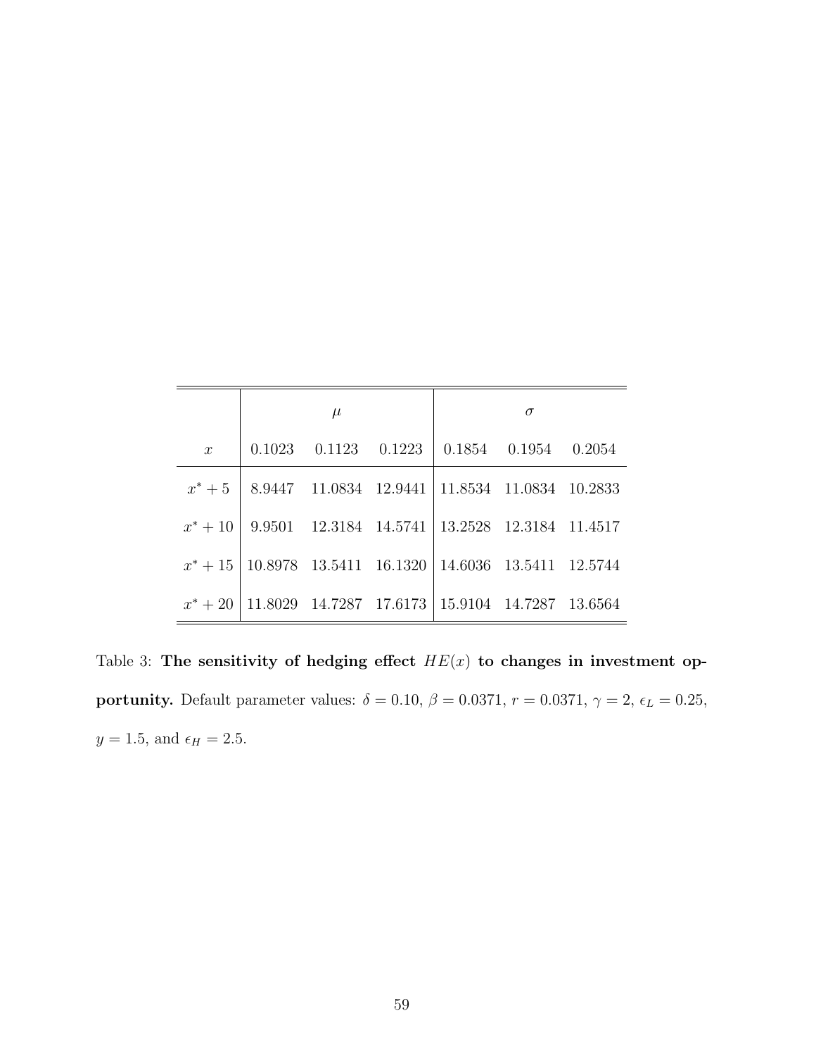| | $\mu$ | | | $\sigma$ | | |
|---|---|---|---|---|---|---|
| $x$ | 0.1023 | 0.1123 | 0.1223 | 0.1854 | 0.1954 | 0.2054 |
| $x^* + 5$ | 8.9447 | 11.0834 | 12.9441 | 11.8534 | 11.0834 | 10.2833 |
| $x^* + 10$ | 9.9501 | 12.3184 | 14.5741 | 13.2528 | 12.3184 | 11.4517 |
| $x^* + 15$ | 10.8978 | 13.5411 | 16.1320 | 14.6036 | 13.5411 | 12.5744 |
| $x^* + 20$ | 11.8029 | 14.7287 | 17.6173 | 15.9104 | 14.7287 | 13.6564 |

Table 3: **The sensitivity of hedging effect $HE(x)$ to changes in investment opportunity.** Default parameter values: $\delta = 0.10$, $\beta = 0.0371$, $r = 0.0371$, $\gamma = 2$, $\epsilon_L = 0.25$, $y = 1.5$, and $\epsilon_H = 2.5$.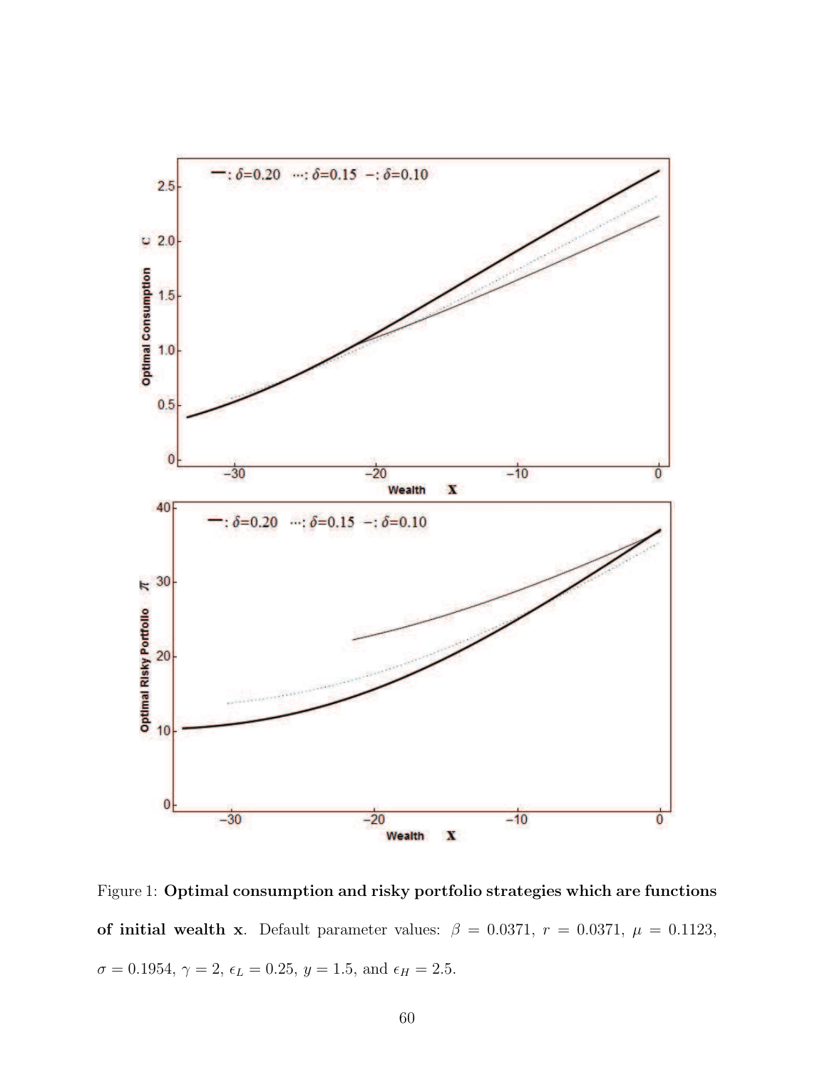Figure 1: **Optimal consumption and risky portfolio strategies which are functions of initial wealth x**. Default parameter values: $\beta = 0.0371$, $r = 0.0371$, $\mu = 0.1123$, $\sigma = 0.1954$, $\gamma = 2$, $\epsilon_L = 0.25$, $y = 1.5$, and $\epsilon_H = 2.5$.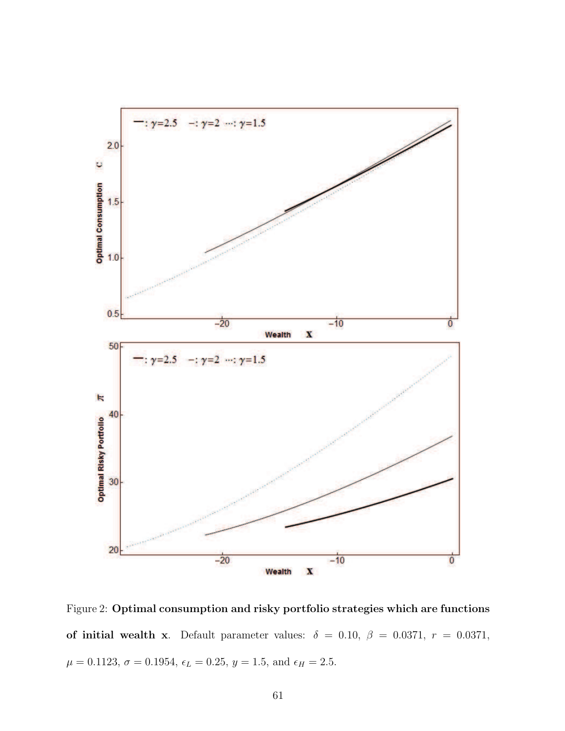Figure 2: **Optimal consumption and risky portfolio strategies which are functions of initial wealth x**. Default parameter values: $\delta = 0.10$, $\beta = 0.0371$, $r = 0.0371$, $\mu = 0.1123$, $\sigma = 0.1954$, $\epsilon_L = 0.25$, $y = 1.5$, and $\epsilon_H = 2.5$.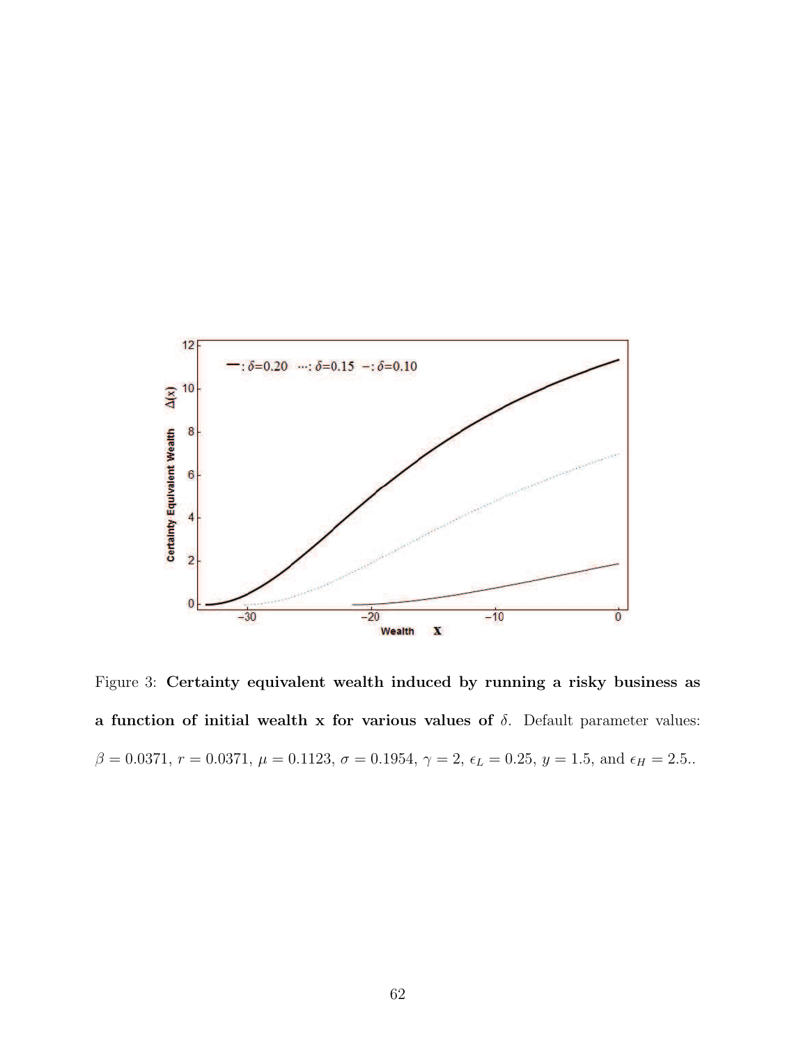Figure 3: **Certainty equivalent wealth induced by running a risky business as a function of initial wealth x for various values of** $\delta$. Default parameter values: $\beta = 0.0371$, $r = 0.0371$, $\mu = 0.1123$, $\sigma = 0.1954$, $\gamma = 2$, $\epsilon_L = 0.25$, $y = 1.5$, and $\epsilon_H = 2.5$..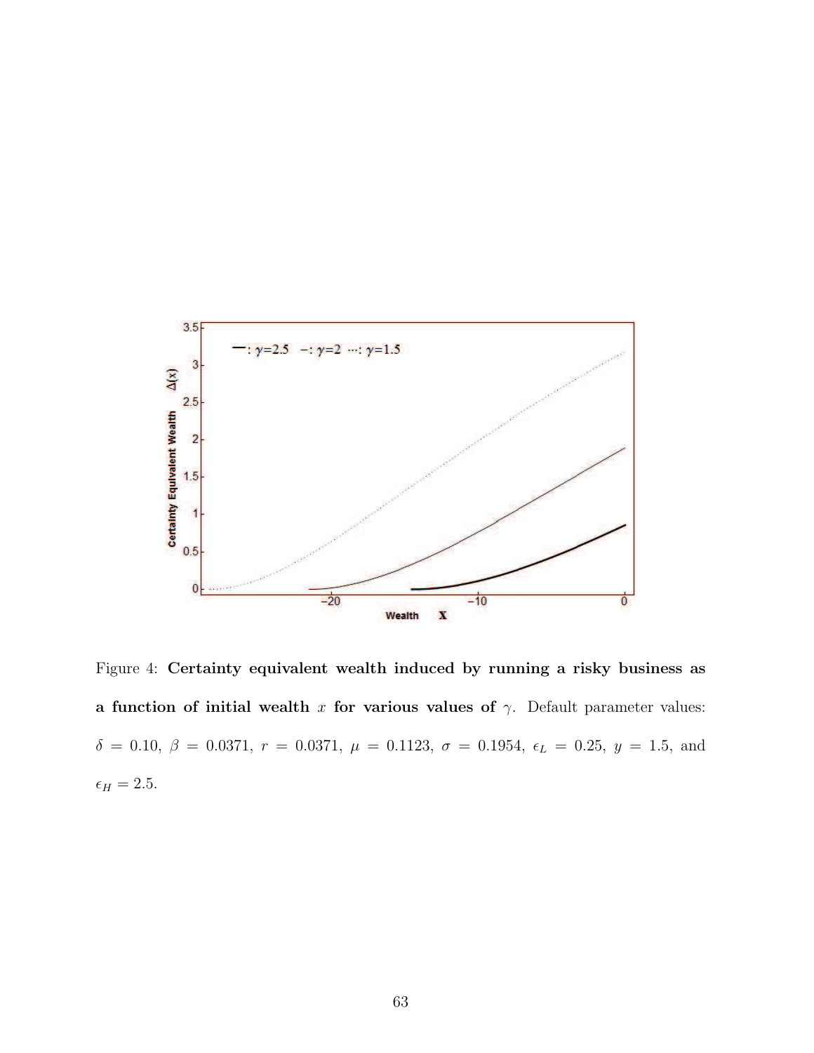Figure 4: **Certainty equivalent wealth induced by running a risky business as a function of initial wealth $x$ for various values of $\gamma$.** Default parameter values: $\delta = 0.10$, $\beta = 0.0371$, $r = 0.0371$, $\mu = 0.1123$, $\sigma = 0.1954$, $\epsilon_L = 0.25$, $y = 1.5$, and $\epsilon_H = 2.5$.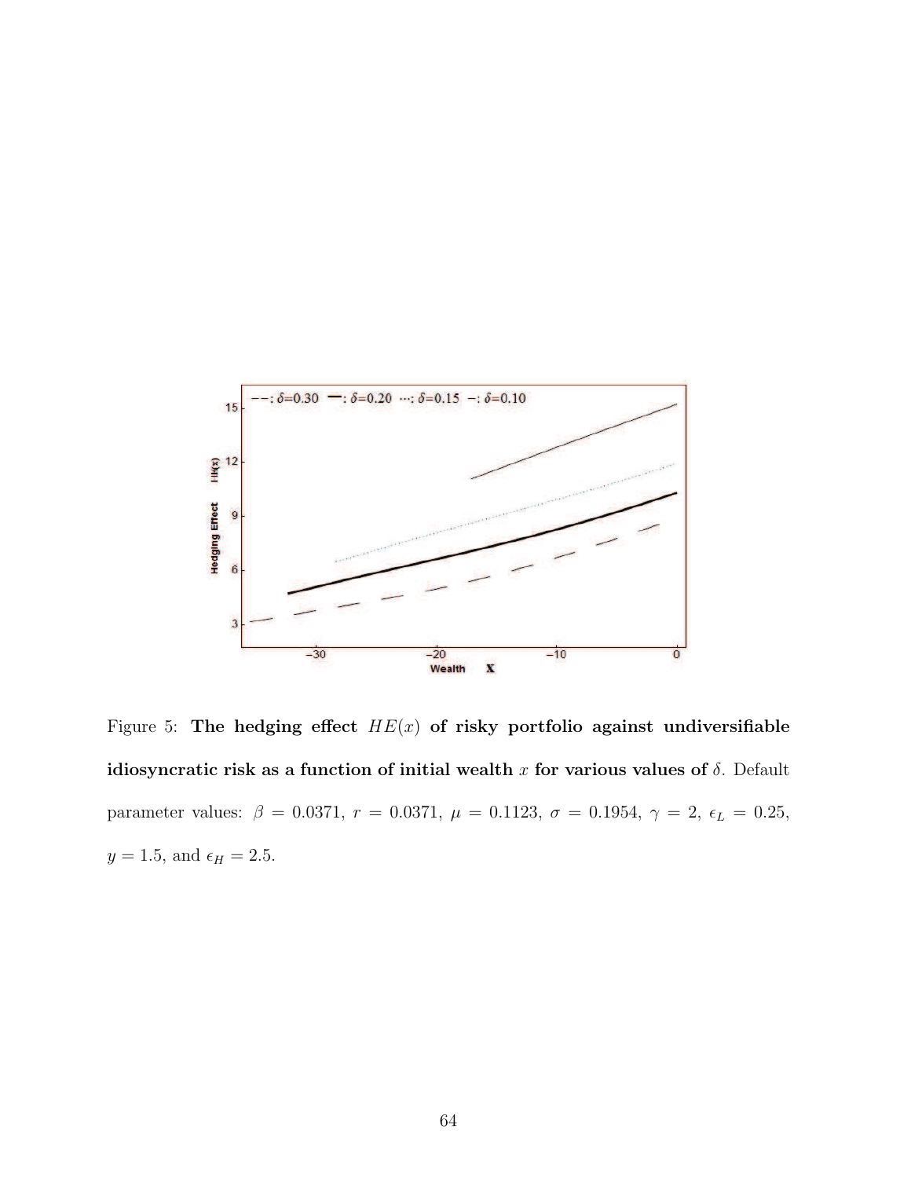Figure 5: **The hedging effect $HE(x)$ of risky portfolio against undiversifiable idiosyncratic risk as a function of initial wealth $x$ for various values of $\delta$.** Default parameter values: $\beta = 0.0371$, $r = 0.0371$, $\mu = 0.1123$, $\sigma = 0.1954$, $\gamma = 2$, $\epsilon_L = 0.25$, $y = 1.5$, and $\epsilon_H = 2.5$.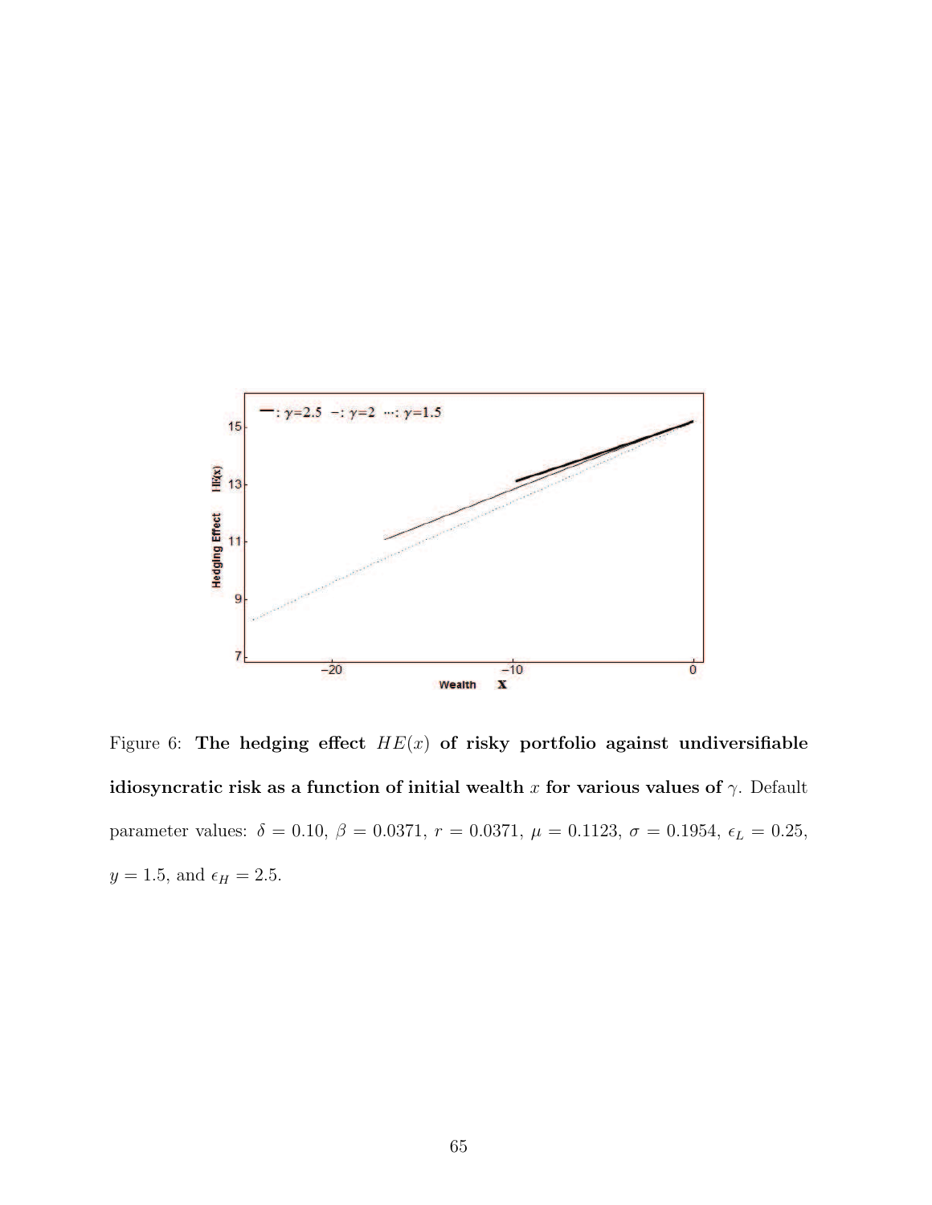—: $\gamma$=2.5 –: $\gamma$=2 ···: $\gamma$=1.5

Hedging Effect HE(x)

15

13

11

9

7

−20

−10

0

Wealth x

Figure 6: **The hedging effect $HE(x)$ of risky portfolio against undiversifiable idiosyncratic risk as a function of initial wealth $x$ for various values of $\gamma$.** Default parameter values: $\delta = 0.10$, $\beta = 0.0371$, $r = 0.0371$, $\mu = 0.1123$, $\sigma = 0.1954$, $\epsilon_L = 0.25$, $y = 1.5$, and $\epsilon_H = 2.5$.